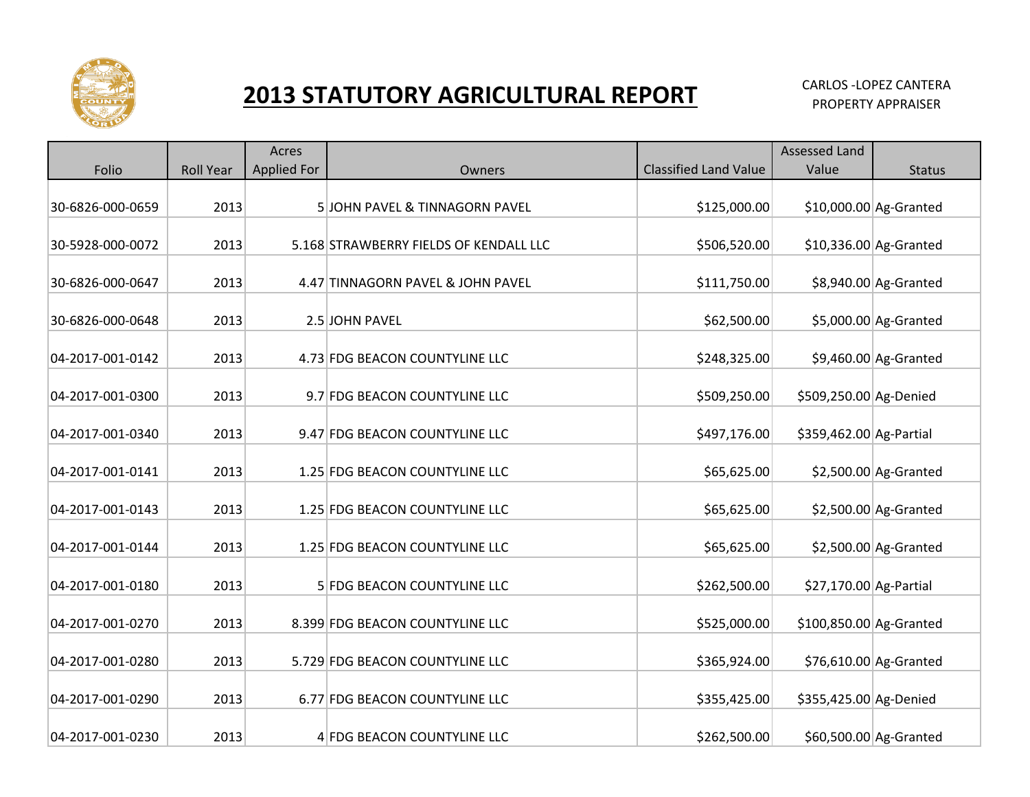# 2013 STATUTORY AGRICULTURAL REPORT

CARLOS -LOPEZ CANTERA
PROPERTY APPRAISER

| Folio | Roll Year | Acres Applied For | Owners | Classified Land Value | Assessed Land Value | Status |
|---|---|---|---|---|---|---|
| 30-6826-000-0659 | 2013 | 5 | JOHN PAVEL & TINNAGORN PAVEL | $125,000.00 | $10,000.00 | Ag-Granted |
| 30-5928-000-0072 | 2013 | 5.168 | STRAWBERRY FIELDS OF KENDALL LLC | $506,520.00 | $10,336.00 | Ag-Granted |
| 30-6826-000-0647 | 2013 | 4.47 | TINNAGORN PAVEL & JOHN PAVEL | $111,750.00 | $8,940.00 | Ag-Granted |
| 30-6826-000-0648 | 2013 | 2.5 | JOHN PAVEL | $62,500.00 | $5,000.00 | Ag-Granted |
| 04-2017-001-0142 | 2013 | 4.73 | FDG BEACON COUNTYLINE LLC | $248,325.00 | $9,460.00 | Ag-Granted |
| 04-2017-001-0300 | 2013 | 9.7 | FDG BEACON COUNTYLINE LLC | $509,250.00 | $509,250.00 | Ag-Denied |
| 04-2017-001-0340 | 2013 | 9.47 | FDG BEACON COUNTYLINE LLC | $497,176.00 | $359,462.00 | Ag-Partial |
| 04-2017-001-0141 | 2013 | 1.25 | FDG BEACON COUNTYLINE LLC | $65,625.00 | $2,500.00 | Ag-Granted |
| 04-2017-001-0143 | 2013 | 1.25 | FDG BEACON COUNTYLINE LLC | $65,625.00 | $2,500.00 | Ag-Granted |
| 04-2017-001-0144 | 2013 | 1.25 | FDG BEACON COUNTYLINE LLC | $65,625.00 | $2,500.00 | Ag-Granted |
| 04-2017-001-0180 | 2013 | 5 | FDG BEACON COUNTYLINE LLC | $262,500.00 | $27,170.00 | Ag-Partial |
| 04-2017-001-0270 | 2013 | 8.399 | FDG BEACON COUNTYLINE LLC | $525,000.00 | $100,850.00 | Ag-Granted |
| 04-2017-001-0280 | 2013 | 5.729 | FDG BEACON COUNTYLINE LLC | $365,924.00 | $76,610.00 | Ag-Granted |
| 04-2017-001-0290 | 2013 | 6.77 | FDG BEACON COUNTYLINE LLC | $355,425.00 | $355,425.00 | Ag-Denied |
| 04-2017-001-0230 | 2013 | 4 | FDG BEACON COUNTYLINE LLC | $262,500.00 | $60,500.00 | Ag-Granted |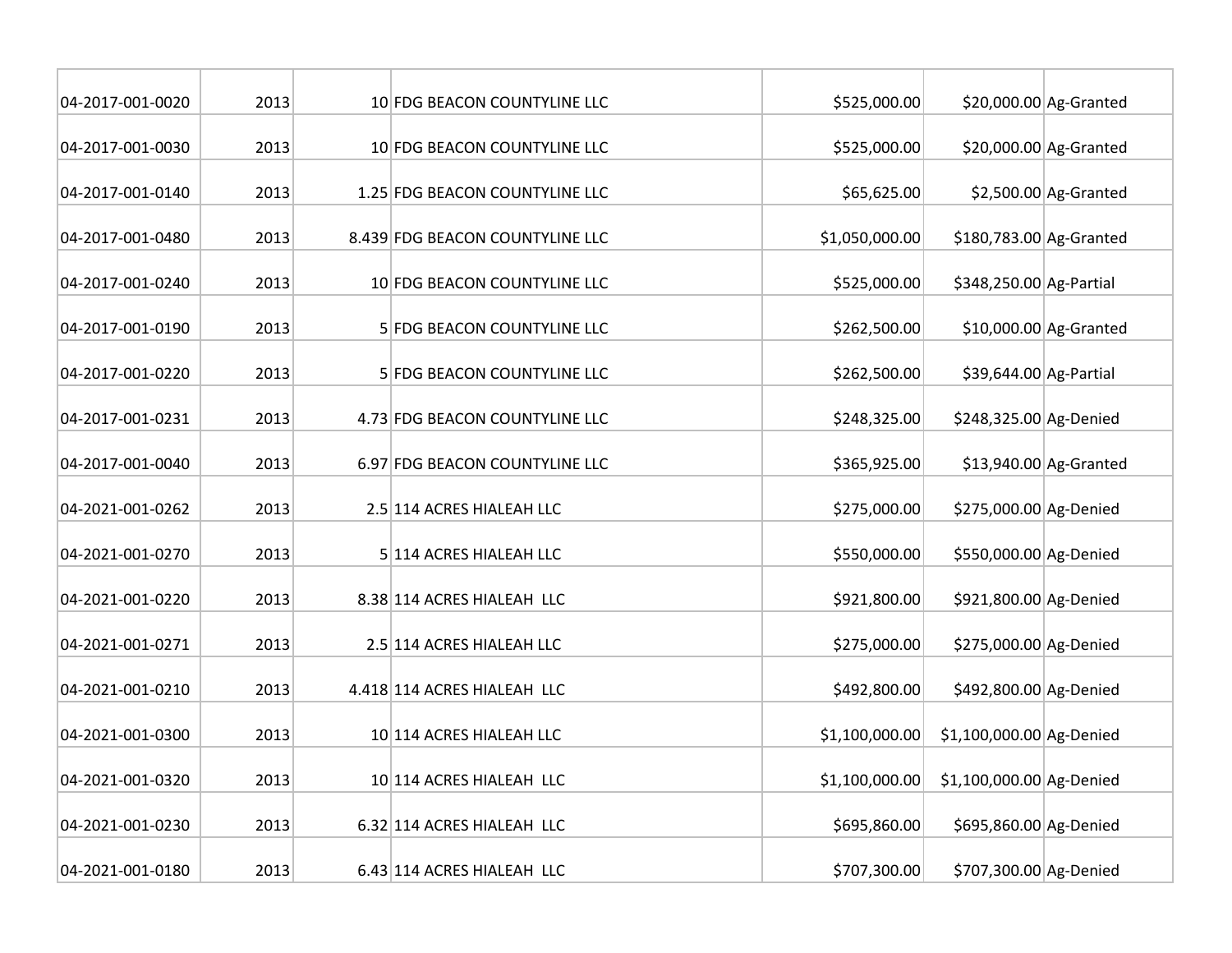| | | | | | | |
|---|---|---|---|---|---|---|
| 04-2017-001-0020 | 2013 | 10 | FDG BEACON COUNTYLINE LLC | $525,000.00 | $20,000.00 | Ag-Granted |
| 04-2017-001-0030 | 2013 | 10 | FDG BEACON COUNTYLINE LLC | $525,000.00 | $20,000.00 | Ag-Granted |
| 04-2017-001-0140 | 2013 | 1.25 | FDG BEACON COUNTYLINE LLC | $65,625.00 | $2,500.00 | Ag-Granted |
| 04-2017-001-0480 | 2013 | 8.439 | FDG BEACON COUNTYLINE LLC | $1,050,000.00 | $180,783.00 | Ag-Granted |
| 04-2017-001-0240 | 2013 | 10 | FDG BEACON COUNTYLINE LLC | $525,000.00 | $348,250.00 | Ag-Partial |
| 04-2017-001-0190 | 2013 | 5 | FDG BEACON COUNTYLINE LLC | $262,500.00 | $10,000.00 | Ag-Granted |
| 04-2017-001-0220 | 2013 | 5 | FDG BEACON COUNTYLINE LLC | $262,500.00 | $39,644.00 | Ag-Partial |
| 04-2017-001-0231 | 2013 | 4.73 | FDG BEACON COUNTYLINE LLC | $248,325.00 | $248,325.00 | Ag-Denied |
| 04-2017-001-0040 | 2013 | 6.97 | FDG BEACON COUNTYLINE LLC | $365,925.00 | $13,940.00 | Ag-Granted |
| 04-2021-001-0262 | 2013 | 2.5 | 114 ACRES HIALEAH LLC | $275,000.00 | $275,000.00 | Ag-Denied |
| 04-2021-001-0270 | 2013 | 5 | 114 ACRES HIALEAH LLC | $550,000.00 | $550,000.00 | Ag-Denied |
| 04-2021-001-0220 | 2013 | 8.38 | 114 ACRES HIALEAH LLC | $921,800.00 | $921,800.00 | Ag-Denied |
| 04-2021-001-0271 | 2013 | 2.5 | 114 ACRES HIALEAH LLC | $275,000.00 | $275,000.00 | Ag-Denied |
| 04-2021-001-0210 | 2013 | 4.418 | 114 ACRES HIALEAH LLC | $492,800.00 | $492,800.00 | Ag-Denied |
| 04-2021-001-0300 | 2013 | 10 | 114 ACRES HIALEAH LLC | $1,100,000.00 | $1,100,000.00 | Ag-Denied |
| 04-2021-001-0320 | 2013 | 10 | 114 ACRES HIALEAH LLC | $1,100,000.00 | $1,100,000.00 | Ag-Denied |
| 04-2021-001-0230 | 2013 | 6.32 | 114 ACRES HIALEAH LLC | $695,860.00 | $695,860.00 | Ag-Denied |
| 04-2021-001-0180 | 2013 | 6.43 | 114 ACRES HIALEAH LLC | $707,300.00 | $707,300.00 | Ag-Denied |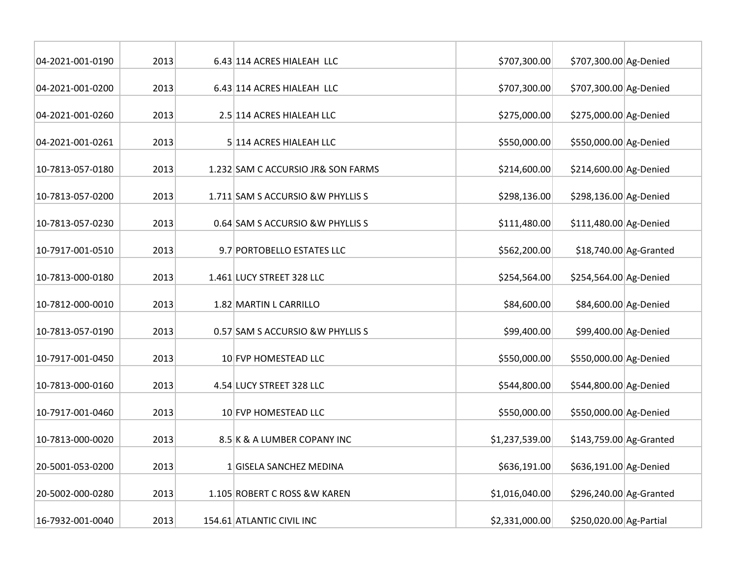| | | | | | | |
|---|---|---|---|---|---|---|
| 04-2021-001-0190 | 2013 | 6.43 | 114 ACRES HIALEAH LLC | $707,300.00 | $707,300.00 | Ag-Denied |
| 04-2021-001-0200 | 2013 | 6.43 | 114 ACRES HIALEAH LLC | $707,300.00 | $707,300.00 | Ag-Denied |
| 04-2021-001-0260 | 2013 | 2.5 | 114 ACRES HIALEAH LLC | $275,000.00 | $275,000.00 | Ag-Denied |
| 04-2021-001-0261 | 2013 | 5 | 114 ACRES HIALEAH LLC | $550,000.00 | $550,000.00 | Ag-Denied |
| 10-7813-057-0180 | 2013 | 1.232 | SAM C ACCURSIO JR& SON FARMS | $214,600.00 | $214,600.00 | Ag-Denied |
| 10-7813-057-0200 | 2013 | 1.711 | SAM S ACCURSIO &W PHYLLIS S | $298,136.00 | $298,136.00 | Ag-Denied |
| 10-7813-057-0230 | 2013 | 0.64 | SAM S ACCURSIO &W PHYLLIS S | $111,480.00 | $111,480.00 | Ag-Denied |
| 10-7917-001-0510 | 2013 | 9.7 | PORTOBELLO ESTATES LLC | $562,200.00 | $18,740.00 | Ag-Granted |
| 10-7813-000-0180 | 2013 | 1.461 | LUCY STREET 328 LLC | $254,564.00 | $254,564.00 | Ag-Denied |
| 10-7812-000-0010 | 2013 | 1.82 | MARTIN L CARRILLO | $84,600.00 | $84,600.00 | Ag-Denied |
| 10-7813-057-0190 | 2013 | 0.57 | SAM S ACCURSIO &W PHYLLIS S | $99,400.00 | $99,400.00 | Ag-Denied |
| 10-7917-001-0450 | 2013 | 10 | FVP HOMESTEAD LLC | $550,000.00 | $550,000.00 | Ag-Denied |
| 10-7813-000-0160 | 2013 | 4.54 | LUCY STREET 328 LLC | $544,800.00 | $544,800.00 | Ag-Denied |
| 10-7917-001-0460 | 2013 | 10 | FVP HOMESTEAD LLC | $550,000.00 | $550,000.00 | Ag-Denied |
| 10-7813-000-0020 | 2013 | 8.5 | K & A LUMBER COPANY INC | $1,237,539.00 | $143,759.00 | Ag-Granted |
| 20-5001-053-0200 | 2013 | 1 | GISELA SANCHEZ MEDINA | $636,191.00 | $636,191.00 | Ag-Denied |
| 20-5002-000-0280 | 2013 | 1.105 | ROBERT C ROSS &W KAREN | $1,016,040.00 | $296,240.00 | Ag-Granted |
| 16-7932-001-0040 | 2013 | 154.61 | ATLANTIC CIVIL INC | $2,331,000.00 | $250,020.00 | Ag-Partial |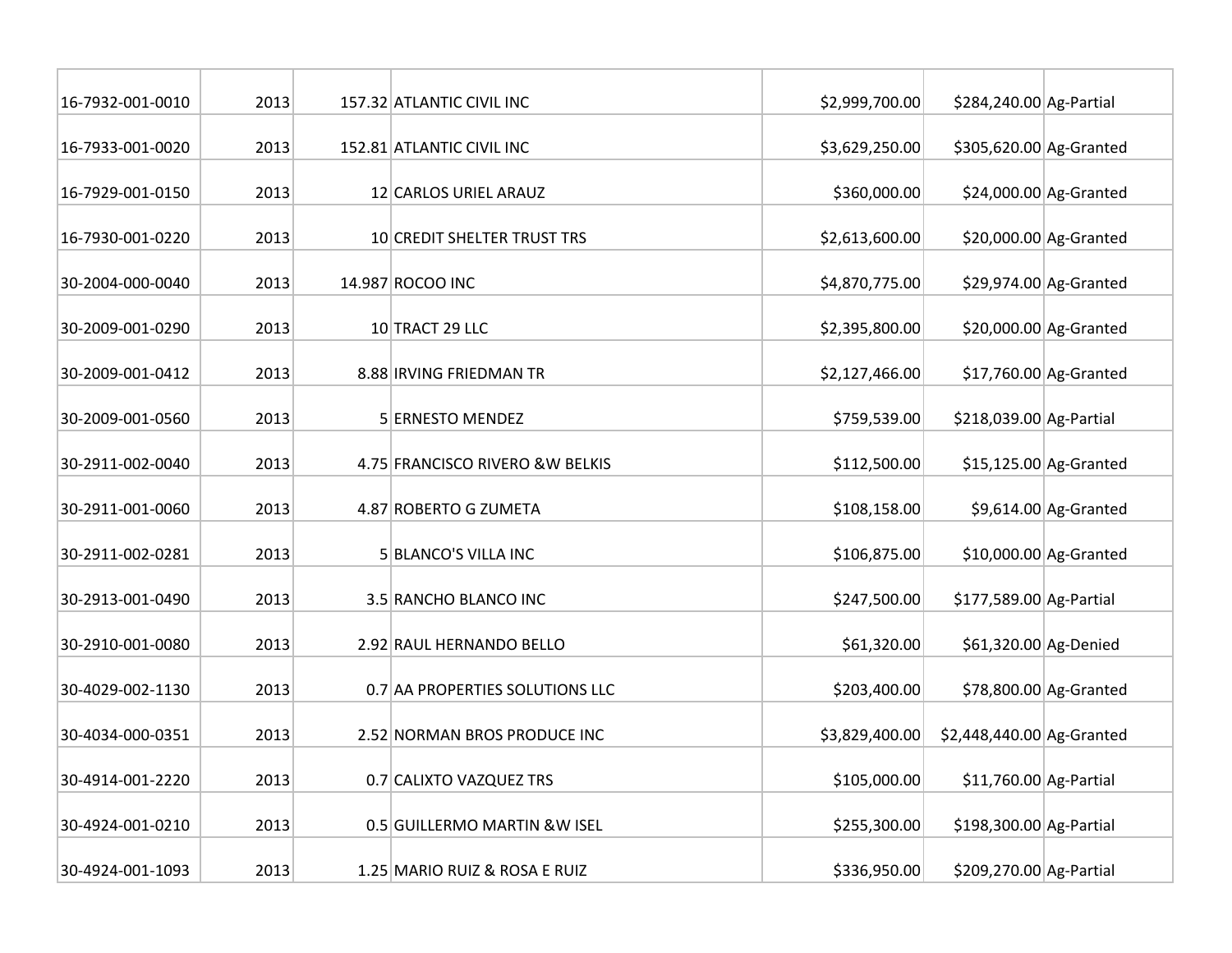| | | | | | | |
|---|---|---|---|---|---|---|
| 16-7932-001-0010 | 2013 | 157.32 | ATLANTIC CIVIL INC | $2,999,700.00 | $284,240.00 | Ag-Partial |
| 16-7933-001-0020 | 2013 | 152.81 | ATLANTIC CIVIL INC | $3,629,250.00 | $305,620.00 | Ag-Granted |
| 16-7929-001-0150 | 2013 | 12 | CARLOS URIEL ARAUZ | $360,000.00 | $24,000.00 | Ag-Granted |
| 16-7930-001-0220 | 2013 | 10 | CREDIT SHELTER TRUST TRS | $2,613,600.00 | $20,000.00 | Ag-Granted |
| 30-2004-000-0040 | 2013 | 14.987 | ROCOO INC | $4,870,775.00 | $29,974.00 | Ag-Granted |
| 30-2009-001-0290 | 2013 | 10 | TRACT 29 LLC | $2,395,800.00 | $20,000.00 | Ag-Granted |
| 30-2009-001-0412 | 2013 | 8.88 | IRVING FRIEDMAN TR | $2,127,466.00 | $17,760.00 | Ag-Granted |
| 30-2009-001-0560 | 2013 | 5 | ERNESTO MENDEZ | $759,539.00 | $218,039.00 | Ag-Partial |
| 30-2911-002-0040 | 2013 | 4.75 | FRANCISCO RIVERO &W BELKIS | $112,500.00 | $15,125.00 | Ag-Granted |
| 30-2911-001-0060 | 2013 | 4.87 | ROBERTO G ZUMETA | $108,158.00 | $9,614.00 | Ag-Granted |
| 30-2911-002-0281 | 2013 | 5 | BLANCO'S VILLA INC | $106,875.00 | $10,000.00 | Ag-Granted |
| 30-2913-001-0490 | 2013 | 3.5 | RANCHO BLANCO INC | $247,500.00 | $177,589.00 | Ag-Partial |
| 30-2910-001-0080 | 2013 | 2.92 | RAUL HERNANDO BELLO | $61,320.00 | $61,320.00 | Ag-Denied |
| 30-4029-002-1130 | 2013 | 0.7 | AA PROPERTIES SOLUTIONS LLC | $203,400.00 | $78,800.00 | Ag-Granted |
| 30-4034-000-0351 | 2013 | 2.52 | NORMAN BROS PRODUCE INC | $3,829,400.00 | $2,448,440.00 | Ag-Granted |
| 30-4914-001-2220 | 2013 | 0.7 | CALIXTO VAZQUEZ TRS | $105,000.00 | $11,760.00 | Ag-Partial |
| 30-4924-001-0210 | 2013 | 0.5 | GUILLERMO MARTIN &W ISEL | $255,300.00 | $198,300.00 | Ag-Partial |
| 30-4924-001-1093 | 2013 | 1.25 | MARIO RUIZ & ROSA E RUIZ | $336,950.00 | $209,270.00 | Ag-Partial |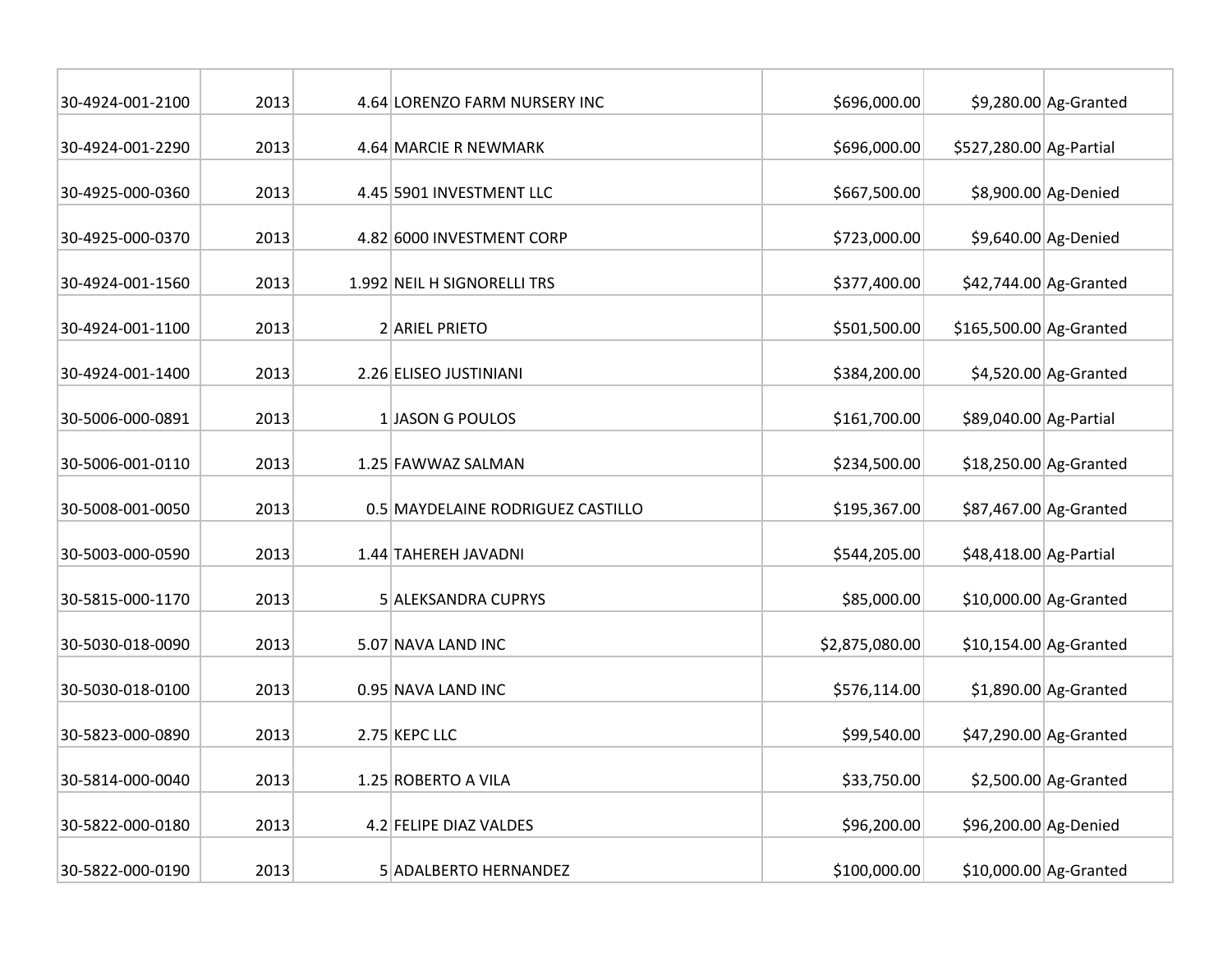| | | | | | | |
|---|---|---|---|---|---|---|
| 30-4924-001-2100 | 2013 | 4.64 | LORENZO FARM NURSERY INC | $696,000.00 | $9,280.00 | Ag-Granted |
| 30-4924-001-2290 | 2013 | 4.64 | MARCIE R NEWMARK | $696,000.00 | $527,280.00 | Ag-Partial |
| 30-4925-000-0360 | 2013 | 4.45 | 5901 INVESTMENT LLC | $667,500.00 | $8,900.00 | Ag-Denied |
| 30-4925-000-0370 | 2013 | 4.82 | 6000 INVESTMENT CORP | $723,000.00 | $9,640.00 | Ag-Denied |
| 30-4924-001-1560 | 2013 | 1.992 | NEIL H SIGNORELLI TRS | $377,400.00 | $42,744.00 | Ag-Granted |
| 30-4924-001-1100 | 2013 | 2 | ARIEL PRIETO | $501,500.00 | $165,500.00 | Ag-Granted |
| 30-4924-001-1400 | 2013 | 2.26 | ELISEO JUSTINIANI | $384,200.00 | $4,520.00 | Ag-Granted |
| 30-5006-000-0891 | 2013 | 1 | JASON G POULOS | $161,700.00 | $89,040.00 | Ag-Partial |
| 30-5006-001-0110 | 2013 | 1.25 | FAWWAZ SALMAN | $234,500.00 | $18,250.00 | Ag-Granted |
| 30-5008-001-0050 | 2013 | 0.5 | MAYDELAINE RODRIGUEZ CASTILLO | $195,367.00 | $87,467.00 | Ag-Granted |
| 30-5003-000-0590 | 2013 | 1.44 | TAHEREH JAVADNI | $544,205.00 | $48,418.00 | Ag-Partial |
| 30-5815-000-1170 | 2013 | 5 | ALEKSANDRA CUPRYS | $85,000.00 | $10,000.00 | Ag-Granted |
| 30-5030-018-0090 | 2013 | 5.07 | NAVA LAND INC | $2,875,080.00 | $10,154.00 | Ag-Granted |
| 30-5030-018-0100 | 2013 | 0.95 | NAVA LAND INC | $576,114.00 | $1,890.00 | Ag-Granted |
| 30-5823-000-0890 | 2013 | 2.75 | KEPC LLC | $99,540.00 | $47,290.00 | Ag-Granted |
| 30-5814-000-0040 | 2013 | 1.25 | ROBERTO A VILA | $33,750.00 | $2,500.00 | Ag-Granted |
| 30-5822-000-0180 | 2013 | 4.2 | FELIPE DIAZ VALDES | $96,200.00 | $96,200.00 | Ag-Denied |
| 30-5822-000-0190 | 2013 | 5 | ADALBERTO HERNANDEZ | $100,000.00 | $10,000.00 | Ag-Granted |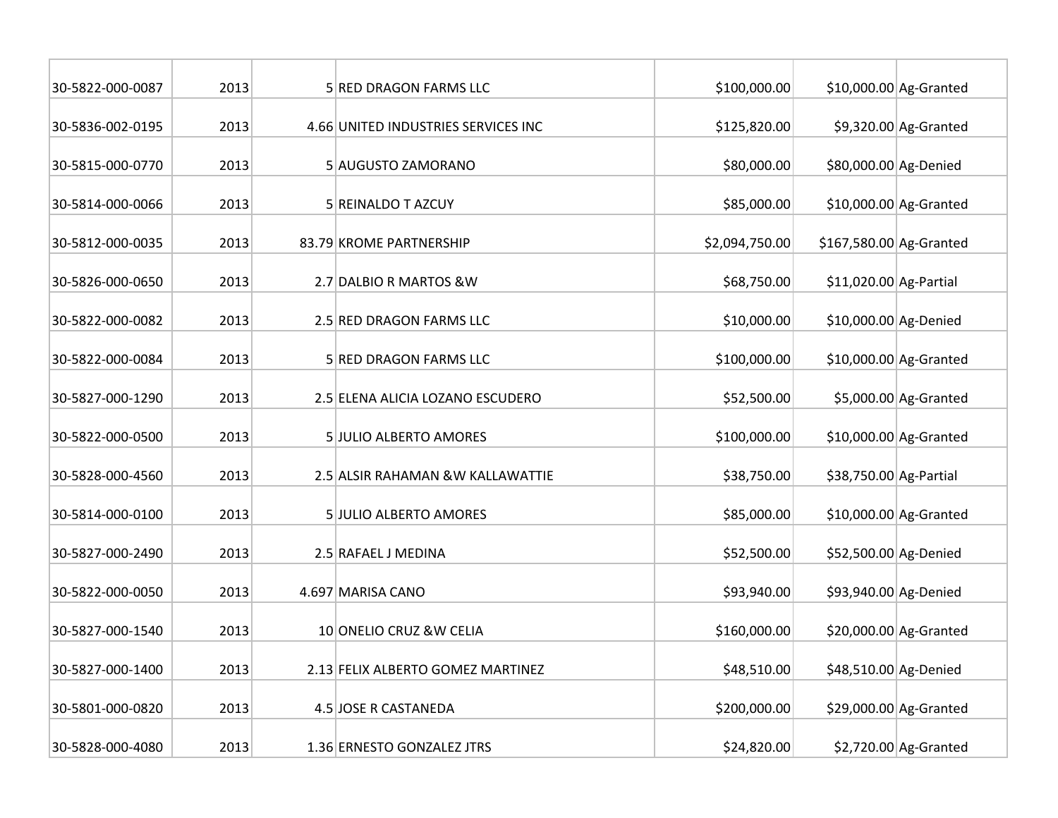| | | | | | | |
|---|---|---|---|---|---|---|
| 30-5822-000-0087 | 2013 | 5 | RED DRAGON FARMS LLC | $100,000.00 | $10,000.00 | Ag-Granted |
| 30-5836-002-0195 | 2013 | 4.66 | UNITED INDUSTRIES SERVICES INC | $125,820.00 | $9,320.00 | Ag-Granted |
| 30-5815-000-0770 | 2013 | 5 | AUGUSTO ZAMORANO | $80,000.00 | $80,000.00 | Ag-Denied |
| 30-5814-000-0066 | 2013 | 5 | REINALDO T AZCUY | $85,000.00 | $10,000.00 | Ag-Granted |
| 30-5812-000-0035 | 2013 | 83.79 | KROME PARTNERSHIP | $2,094,750.00 | $167,580.00 | Ag-Granted |
| 30-5826-000-0650 | 2013 | 2.7 | DALBIO R MARTOS &W | $68,750.00 | $11,020.00 | Ag-Partial |
| 30-5822-000-0082 | 2013 | 2.5 | RED DRAGON FARMS LLC | $10,000.00 | $10,000.00 | Ag-Denied |
| 30-5822-000-0084 | 2013 | 5 | RED DRAGON FARMS LLC | $100,000.00 | $10,000.00 | Ag-Granted |
| 30-5827-000-1290 | 2013 | 2.5 | ELENA ALICIA LOZANO ESCUDERO | $52,500.00 | $5,000.00 | Ag-Granted |
| 30-5822-000-0500 | 2013 | 5 | JULIO ALBERTO AMORES | $100,000.00 | $10,000.00 | Ag-Granted |
| 30-5828-000-4560 | 2013 | 2.5 | ALSIR RAHAMAN &W KALLAWATTIE | $38,750.00 | $38,750.00 | Ag-Partial |
| 30-5814-000-0100 | 2013 | 5 | JULIO ALBERTO AMORES | $85,000.00 | $10,000.00 | Ag-Granted |
| 30-5827-000-2490 | 2013 | 2.5 | RAFAEL J MEDINA | $52,500.00 | $52,500.00 | Ag-Denied |
| 30-5822-000-0050 | 2013 | 4.697 | MARISA CANO | $93,940.00 | $93,940.00 | Ag-Denied |
| 30-5827-000-1540 | 2013 | 10 | ONELIO CRUZ &W CELIA | $160,000.00 | $20,000.00 | Ag-Granted |
| 30-5827-000-1400 | 2013 | 2.13 | FELIX ALBERTO GOMEZ MARTINEZ | $48,510.00 | $48,510.00 | Ag-Denied |
| 30-5801-000-0820 | 2013 | 4.5 | JOSE R CASTANEDA | $200,000.00 | $29,000.00 | Ag-Granted |
| 30-5828-000-4080 | 2013 | 1.36 | ERNESTO GONZALEZ JTRS | $24,820.00 | $2,720.00 | Ag-Granted |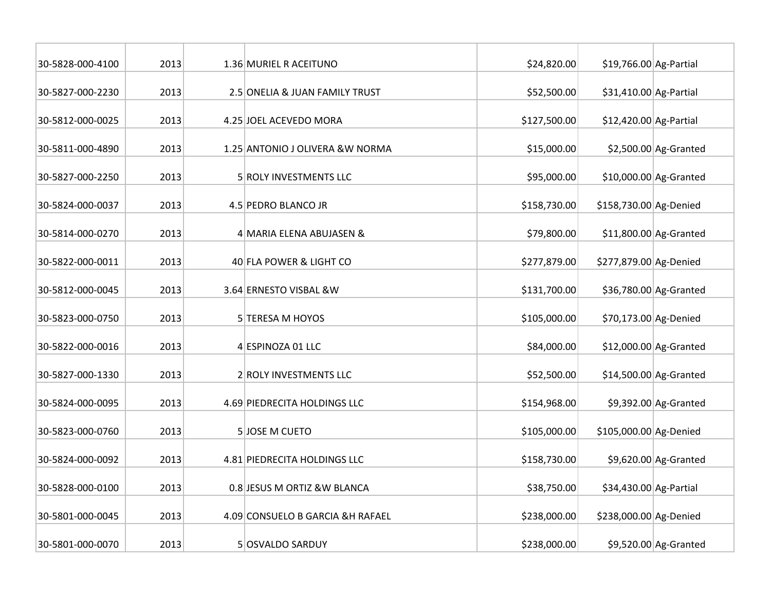| | | | | | | |
|---|---|---|---|---|---|---|
| 30-5828-000-4100 | 2013 | 1.36 | MURIEL R ACEITUNO | $24,820.00 | $19,766.00 | Ag-Partial |
| 30-5827-000-2230 | 2013 | 2.5 | ONELIA & JUAN FAMILY TRUST | $52,500.00 | $31,410.00 | Ag-Partial |
| 30-5812-000-0025 | 2013 | 4.25 | JOEL ACEVEDO MORA | $127,500.00 | $12,420.00 | Ag-Partial |
| 30-5811-000-4890 | 2013 | 1.25 | ANTONIO J OLIVERA &W NORMA | $15,000.00 | $2,500.00 | Ag-Granted |
| 30-5827-000-2250 | 2013 | 5 | ROLY INVESTMENTS LLC | $95,000.00 | $10,000.00 | Ag-Granted |
| 30-5824-000-0037 | 2013 | 4.5 | PEDRO BLANCO JR | $158,730.00 | $158,730.00 | Ag-Denied |
| 30-5814-000-0270 | 2013 | 4 | MARIA ELENA ABUJASEN & | $79,800.00 | $11,800.00 | Ag-Granted |
| 30-5822-000-0011 | 2013 | 40 | FLA POWER & LIGHT CO | $277,879.00 | $277,879.00 | Ag-Denied |
| 30-5812-000-0045 | 2013 | 3.64 | ERNESTO VISBAL &W | $131,700.00 | $36,780.00 | Ag-Granted |
| 30-5823-000-0750 | 2013 | 5 | TERESA M HOYOS | $105,000.00 | $70,173.00 | Ag-Denied |
| 30-5822-000-0016 | 2013 | 4 | ESPINOZA 01 LLC | $84,000.00 | $12,000.00 | Ag-Granted |
| 30-5827-000-1330 | 2013 | 2 | ROLY INVESTMENTS LLC | $52,500.00 | $14,500.00 | Ag-Granted |
| 30-5824-000-0095 | 2013 | 4.69 | PIEDRECITA HOLDINGS LLC | $154,968.00 | $9,392.00 | Ag-Granted |
| 30-5823-000-0760 | 2013 | 5 | JOSE M CUETO | $105,000.00 | $105,000.00 | Ag-Denied |
| 30-5824-000-0092 | 2013 | 4.81 | PIEDRECITA HOLDINGS LLC | $158,730.00 | $9,620.00 | Ag-Granted |
| 30-5828-000-0100 | 2013 | 0.8 | JESUS M ORTIZ &W BLANCA | $38,750.00 | $34,430.00 | Ag-Partial |
| 30-5801-000-0045 | 2013 | 4.09 | CONSUELO B GARCIA &H RAFAEL | $238,000.00 | $238,000.00 | Ag-Denied |
| 30-5801-000-0070 | 2013 | 5 | OSVALDO SARDUY | $238,000.00 | $9,520.00 | Ag-Granted |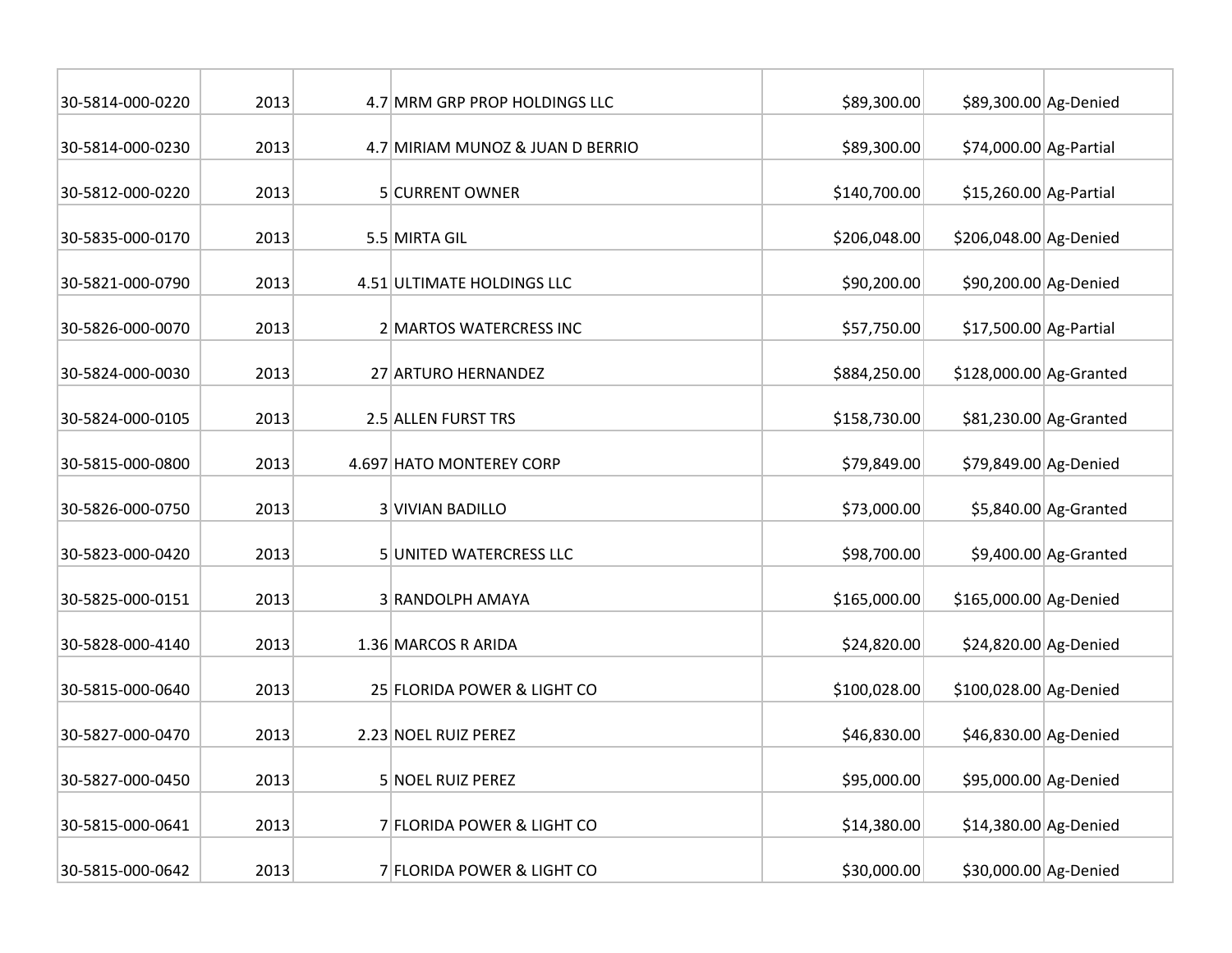| | | | | | | |
|---|---|---|---|---|---|---|
| 30-5814-000-0220 | 2013 | 4.7 | MRM GRP PROP HOLDINGS LLC | $89,300.00 | $89,300.00 | Ag-Denied |
| 30-5814-000-0230 | 2013 | 4.7 | MIRIAM MUNOZ & JUAN D BERRIO | $89,300.00 | $74,000.00 | Ag-Partial |
| 30-5812-000-0220 | 2013 | 5 | CURRENT OWNER | $140,700.00 | $15,260.00 | Ag-Partial |
| 30-5835-000-0170 | 2013 | 5.5 | MIRTA GIL | $206,048.00 | $206,048.00 | Ag-Denied |
| 30-5821-000-0790 | 2013 | 4.51 | ULTIMATE HOLDINGS LLC | $90,200.00 | $90,200.00 | Ag-Denied |
| 30-5826-000-0070 | 2013 | 2 | MARTOS WATERCRESS INC | $57,750.00 | $17,500.00 | Ag-Partial |
| 30-5824-000-0030 | 2013 | 27 | ARTURO HERNANDEZ | $884,250.00 | $128,000.00 | Ag-Granted |
| 30-5824-000-0105 | 2013 | 2.5 | ALLEN FURST TRS | $158,730.00 | $81,230.00 | Ag-Granted |
| 30-5815-000-0800 | 2013 | 4.697 | HATO MONTEREY CORP | $79,849.00 | $79,849.00 | Ag-Denied |
| 30-5826-000-0750 | 2013 | 3 | VIVIAN BADILLO | $73,000.00 | $5,840.00 | Ag-Granted |
| 30-5823-000-0420 | 2013 | 5 | UNITED WATERCRESS LLC | $98,700.00 | $9,400.00 | Ag-Granted |
| 30-5825-000-0151 | 2013 | 3 | RANDOLPH AMAYA | $165,000.00 | $165,000.00 | Ag-Denied |
| 30-5828-000-4140 | 2013 | 1.36 | MARCOS R ARIDA | $24,820.00 | $24,820.00 | Ag-Denied |
| 30-5815-000-0640 | 2013 | 25 | FLORIDA POWER & LIGHT CO | $100,028.00 | $100,028.00 | Ag-Denied |
| 30-5827-000-0470 | 2013 | 2.23 | NOEL RUIZ PEREZ | $46,830.00 | $46,830.00 | Ag-Denied |
| 30-5827-000-0450 | 2013 | 5 | NOEL RUIZ PEREZ | $95,000.00 | $95,000.00 | Ag-Denied |
| 30-5815-000-0641 | 2013 | 7 | FLORIDA POWER & LIGHT CO | $14,380.00 | $14,380.00 | Ag-Denied |
| 30-5815-000-0642 | 2013 | 7 | FLORIDA POWER & LIGHT CO | $30,000.00 | $30,000.00 | Ag-Denied |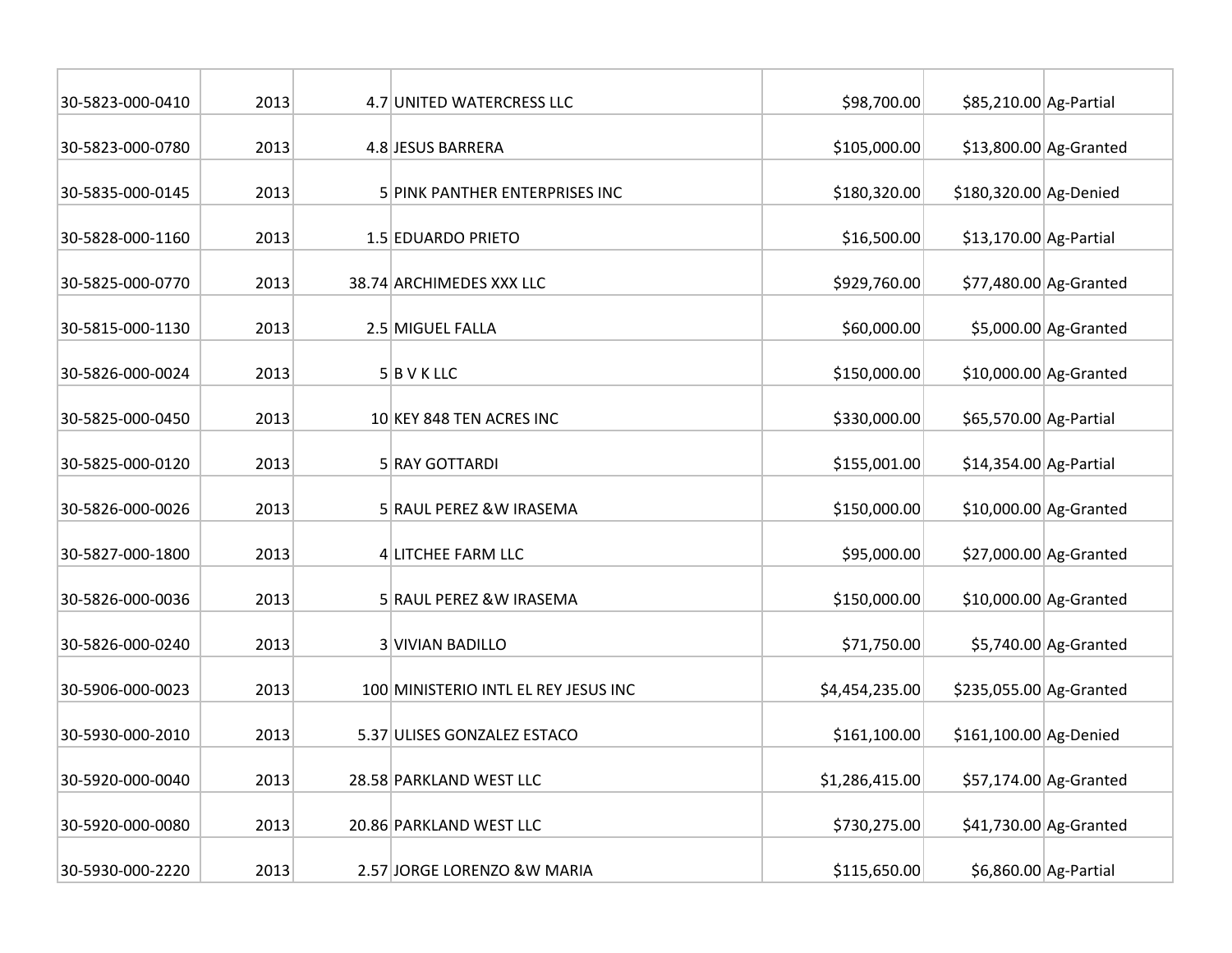| | | | | | | |
|---|---|---|---|---|---|---|
| 30-5823-000-0410 | 2013 | 4.7 | UNITED WATERCRESS LLC | $98,700.00 | $85,210.00 | Ag-Partial |
| 30-5823-000-0780 | 2013 | 4.8 | JESUS BARRERA | $105,000.00 | $13,800.00 | Ag-Granted |
| 30-5835-000-0145 | 2013 | 5 | PINK PANTHER ENTERPRISES INC | $180,320.00 | $180,320.00 | Ag-Denied |
| 30-5828-000-1160 | 2013 | 1.5 | EDUARDO PRIETO | $16,500.00 | $13,170.00 | Ag-Partial |
| 30-5825-000-0770 | 2013 | 38.74 | ARCHIMEDES XXX LLC | $929,760.00 | $77,480.00 | Ag-Granted |
| 30-5815-000-1130 | 2013 | 2.5 | MIGUEL FALLA | $60,000.00 | $5,000.00 | Ag-Granted |
| 30-5826-000-0024 | 2013 | 5 | B V K LLC | $150,000.00 | $10,000.00 | Ag-Granted |
| 30-5825-000-0450 | 2013 | 10 | KEY 848 TEN ACRES INC | $330,000.00 | $65,570.00 | Ag-Partial |
| 30-5825-000-0120 | 2013 | 5 | RAY GOTTARDI | $155,001.00 | $14,354.00 | Ag-Partial |
| 30-5826-000-0026 | 2013 | 5 | RAUL PEREZ &W IRASEMA | $150,000.00 | $10,000.00 | Ag-Granted |
| 30-5827-000-1800 | 2013 | 4 | LITCHEE FARM LLC | $95,000.00 | $27,000.00 | Ag-Granted |
| 30-5826-000-0036 | 2013 | 5 | RAUL PEREZ &W IRASEMA | $150,000.00 | $10,000.00 | Ag-Granted |
| 30-5826-000-0240 | 2013 | 3 | VIVIAN BADILLO | $71,750.00 | $5,740.00 | Ag-Granted |
| 30-5906-000-0023 | 2013 | 100 | MINISTERIO INTL EL REY JESUS INC | $4,454,235.00 | $235,055.00 | Ag-Granted |
| 30-5930-000-2010 | 2013 | 5.37 | ULISES GONZALEZ ESTACO | $161,100.00 | $161,100.00 | Ag-Denied |
| 30-5920-000-0040 | 2013 | 28.58 | PARKLAND WEST LLC | $1,286,415.00 | $57,174.00 | Ag-Granted |
| 30-5920-000-0080 | 2013 | 20.86 | PARKLAND WEST LLC | $730,275.00 | $41,730.00 | Ag-Granted |
| 30-5930-000-2220 | 2013 | 2.57 | JORGE LORENZO &W MARIA | $115,650.00 | $6,860.00 | Ag-Partial |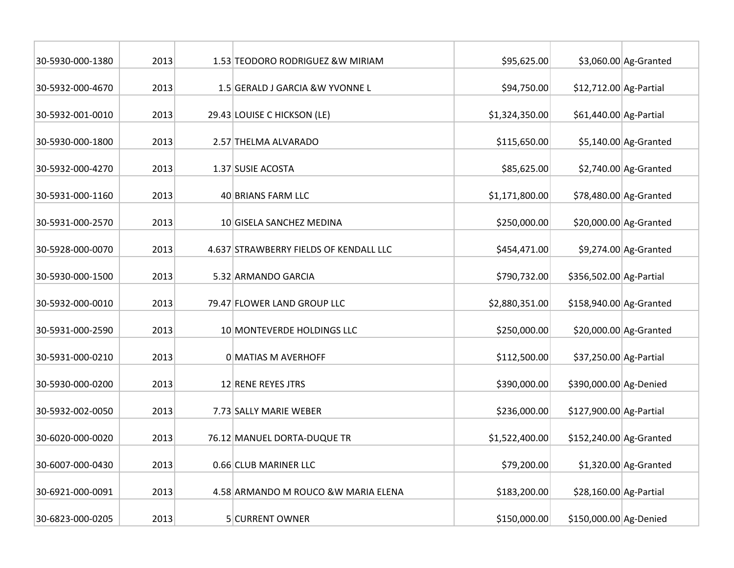| | | | | | | |
|---|---|---|---|---|---|---|
| 30-5930-000-1380 | 2013 | 1.53 | TEODORO RODRIGUEZ &W MIRIAM | $95,625.00 | $3,060.00 | Ag-Granted |
| 30-5932-000-4670 | 2013 | 1.5 | GERALD J GARCIA &W YVONNE L | $94,750.00 | $12,712.00 | Ag-Partial |
| 30-5932-001-0010 | 2013 | 29.43 | LOUISE C HICKSON (LE) | $1,324,350.00 | $61,440.00 | Ag-Partial |
| 30-5930-000-1800 | 2013 | 2.57 | THELMA ALVARADO | $115,650.00 | $5,140.00 | Ag-Granted |
| 30-5932-000-4270 | 2013 | 1.37 | SUSIE ACOSTA | $85,625.00 | $2,740.00 | Ag-Granted |
| 30-5931-000-1160 | 2013 | 40 | BRIANS FARM LLC | $1,171,800.00 | $78,480.00 | Ag-Granted |
| 30-5931-000-2570 | 2013 | 10 | GISELA SANCHEZ MEDINA | $250,000.00 | $20,000.00 | Ag-Granted |
| 30-5928-000-0070 | 2013 | 4.637 | STRAWBERRY FIELDS OF KENDALL LLC | $454,471.00 | $9,274.00 | Ag-Granted |
| 30-5930-000-1500 | 2013 | 5.32 | ARMANDO GARCIA | $790,732.00 | $356,502.00 | Ag-Partial |
| 30-5932-000-0010 | 2013 | 79.47 | FLOWER LAND GROUP LLC | $2,880,351.00 | $158,940.00 | Ag-Granted |
| 30-5931-000-2590 | 2013 | 10 | MONTEVERDE HOLDINGS LLC | $250,000.00 | $20,000.00 | Ag-Granted |
| 30-5931-000-0210 | 2013 | 0 | MATIAS M AVERHOFF | $112,500.00 | $37,250.00 | Ag-Partial |
| 30-5930-000-0200 | 2013 | 12 | RENE REYES JTRS | $390,000.00 | $390,000.00 | Ag-Denied |
| 30-5932-002-0050 | 2013 | 7.73 | SALLY MARIE WEBER | $236,000.00 | $127,900.00 | Ag-Partial |
| 30-6020-000-0020 | 2013 | 76.12 | MANUEL DORTA-DUQUE TR | $1,522,400.00 | $152,240.00 | Ag-Granted |
| 30-6007-000-0430 | 2013 | 0.66 | CLUB MARINER LLC | $79,200.00 | $1,320.00 | Ag-Granted |
| 30-6921-000-0091 | 2013 | 4.58 | ARMANDO M ROUCO &W MARIA ELENA | $183,200.00 | $28,160.00 | Ag-Partial |
| 30-6823-000-0205 | 2013 | 5 | CURRENT OWNER | $150,000.00 | $150,000.00 | Ag-Denied |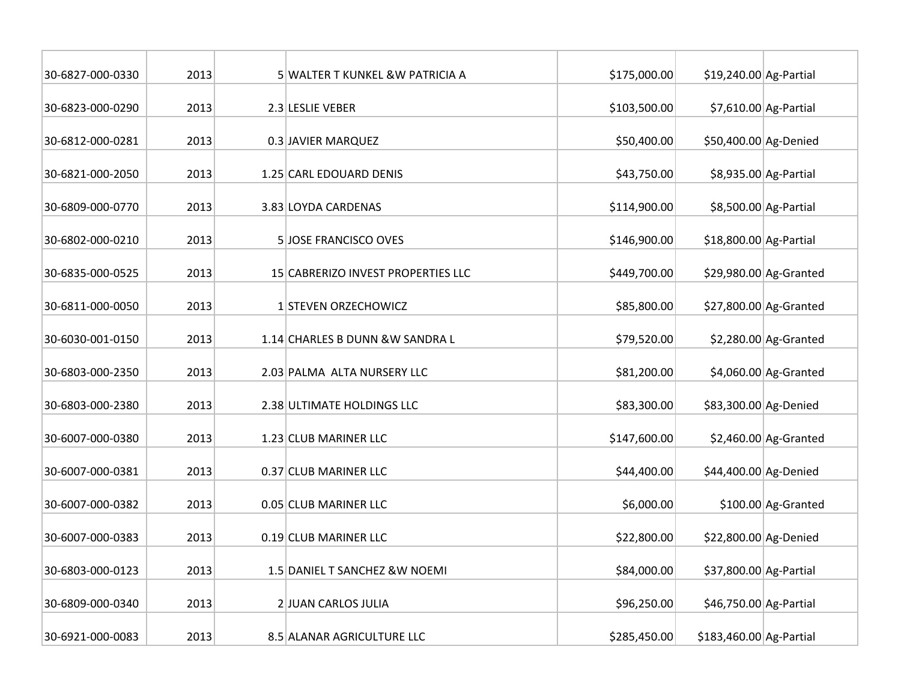| | | | | | | |
|---|---|---|---|---|---|---|
| 30-6827-000-0330 | 2013 | 5 | WALTER T KUNKEL &W PATRICIA A | $175,000.00 | $19,240.00 | Ag-Partial |
| 30-6823-000-0290 | 2013 | 2.3 | LESLIE VEBER | $103,500.00 | $7,610.00 | Ag-Partial |
| 30-6812-000-0281 | 2013 | 0.3 | JAVIER MARQUEZ | $50,400.00 | $50,400.00 | Ag-Denied |
| 30-6821-000-2050 | 2013 | 1.25 | CARL EDOUARD DENIS | $43,750.00 | $8,935.00 | Ag-Partial |
| 30-6809-000-0770 | 2013 | 3.83 | LOYDA CARDENAS | $114,900.00 | $8,500.00 | Ag-Partial |
| 30-6802-000-0210 | 2013 | 5 | JOSE FRANCISCO OVES | $146,900.00 | $18,800.00 | Ag-Partial |
| 30-6835-000-0525 | 2013 | 15 | CABRERIZO INVEST PROPERTIES LLC | $449,700.00 | $29,980.00 | Ag-Granted |
| 30-6811-000-0050 | 2013 | 1 | STEVEN ORZECHOWICZ | $85,800.00 | $27,800.00 | Ag-Granted |
| 30-6030-001-0150 | 2013 | 1.14 | CHARLES B DUNN &W SANDRA L | $79,520.00 | $2,280.00 | Ag-Granted |
| 30-6803-000-2350 | 2013 | 2.03 | PALMA ALTA NURSERY LLC | $81,200.00 | $4,060.00 | Ag-Granted |
| 30-6803-000-2380 | 2013 | 2.38 | ULTIMATE HOLDINGS LLC | $83,300.00 | $83,300.00 | Ag-Denied |
| 30-6007-000-0380 | 2013 | 1.23 | CLUB MARINER LLC | $147,600.00 | $2,460.00 | Ag-Granted |
| 30-6007-000-0381 | 2013 | 0.37 | CLUB MARINER LLC | $44,400.00 | $44,400.00 | Ag-Denied |
| 30-6007-000-0382 | 2013 | 0.05 | CLUB MARINER LLC | $6,000.00 | $100.00 | Ag-Granted |
| 30-6007-000-0383 | 2013 | 0.19 | CLUB MARINER LLC | $22,800.00 | $22,800.00 | Ag-Denied |
| 30-6803-000-0123 | 2013 | 1.5 | DANIEL T SANCHEZ &W NOEMI | $84,000.00 | $37,800.00 | Ag-Partial |
| 30-6809-000-0340 | 2013 | 2 | JUAN CARLOS JULIA | $96,250.00 | $46,750.00 | Ag-Partial |
| 30-6921-000-0083 | 2013 | 8.5 | ALANAR AGRICULTURE LLC | $285,450.00 | $183,460.00 | Ag-Partial |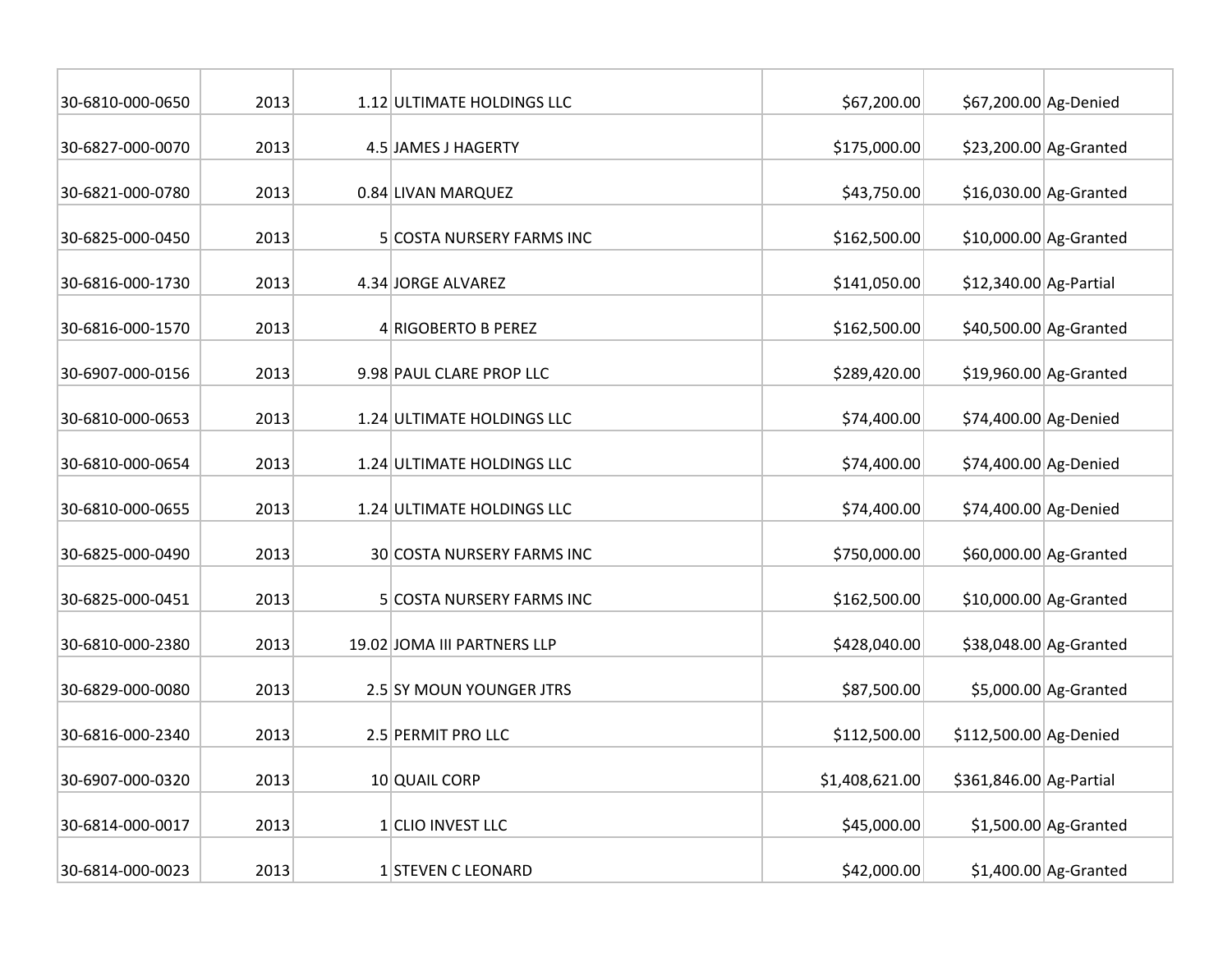| | | | | | | |
|---|---|---|---|---|---|---|
| 30-6810-000-0650 | 2013 | 1.12 | ULTIMATE HOLDINGS LLC | $67,200.00 | $67,200.00 | Ag-Denied |
| 30-6827-000-0070 | 2013 | 4.5 | JAMES J HAGERTY | $175,000.00 | $23,200.00 | Ag-Granted |
| 30-6821-000-0780 | 2013 | 0.84 | LIVAN MARQUEZ | $43,750.00 | $16,030.00 | Ag-Granted |
| 30-6825-000-0450 | 2013 | 5 | COSTA NURSERY FARMS INC | $162,500.00 | $10,000.00 | Ag-Granted |
| 30-6816-000-1730 | 2013 | 4.34 | JORGE ALVAREZ | $141,050.00 | $12,340.00 | Ag-Partial |
| 30-6816-000-1570 | 2013 | 4 | RIGOBERTO B PEREZ | $162,500.00 | $40,500.00 | Ag-Granted |
| 30-6907-000-0156 | 2013 | 9.98 | PAUL CLARE PROP LLC | $289,420.00 | $19,960.00 | Ag-Granted |
| 30-6810-000-0653 | 2013 | 1.24 | ULTIMATE HOLDINGS LLC | $74,400.00 | $74,400.00 | Ag-Denied |
| 30-6810-000-0654 | 2013 | 1.24 | ULTIMATE HOLDINGS LLC | $74,400.00 | $74,400.00 | Ag-Denied |
| 30-6810-000-0655 | 2013 | 1.24 | ULTIMATE HOLDINGS LLC | $74,400.00 | $74,400.00 | Ag-Denied |
| 30-6825-000-0490 | 2013 | 30 | COSTA NURSERY FARMS INC | $750,000.00 | $60,000.00 | Ag-Granted |
| 30-6825-000-0451 | 2013 | 5 | COSTA NURSERY FARMS INC | $162,500.00 | $10,000.00 | Ag-Granted |
| 30-6810-000-2380 | 2013 | 19.02 | JOMA III PARTNERS LLP | $428,040.00 | $38,048.00 | Ag-Granted |
| 30-6829-000-0080 | 2013 | 2.5 | SY MOUN YOUNGER JTRS | $87,500.00 | $5,000.00 | Ag-Granted |
| 30-6816-000-2340 | 2013 | 2.5 | PERMIT PRO LLC | $112,500.00 | $112,500.00 | Ag-Denied |
| 30-6907-000-0320 | 2013 | 10 | QUAIL CORP | $1,408,621.00 | $361,846.00 | Ag-Partial |
| 30-6814-000-0017 | 2013 | 1 | CLIO INVEST LLC | $45,000.00 | $1,500.00 | Ag-Granted |
| 30-6814-000-0023 | 2013 | 1 | STEVEN C LEONARD | $42,000.00 | $1,400.00 | Ag-Granted |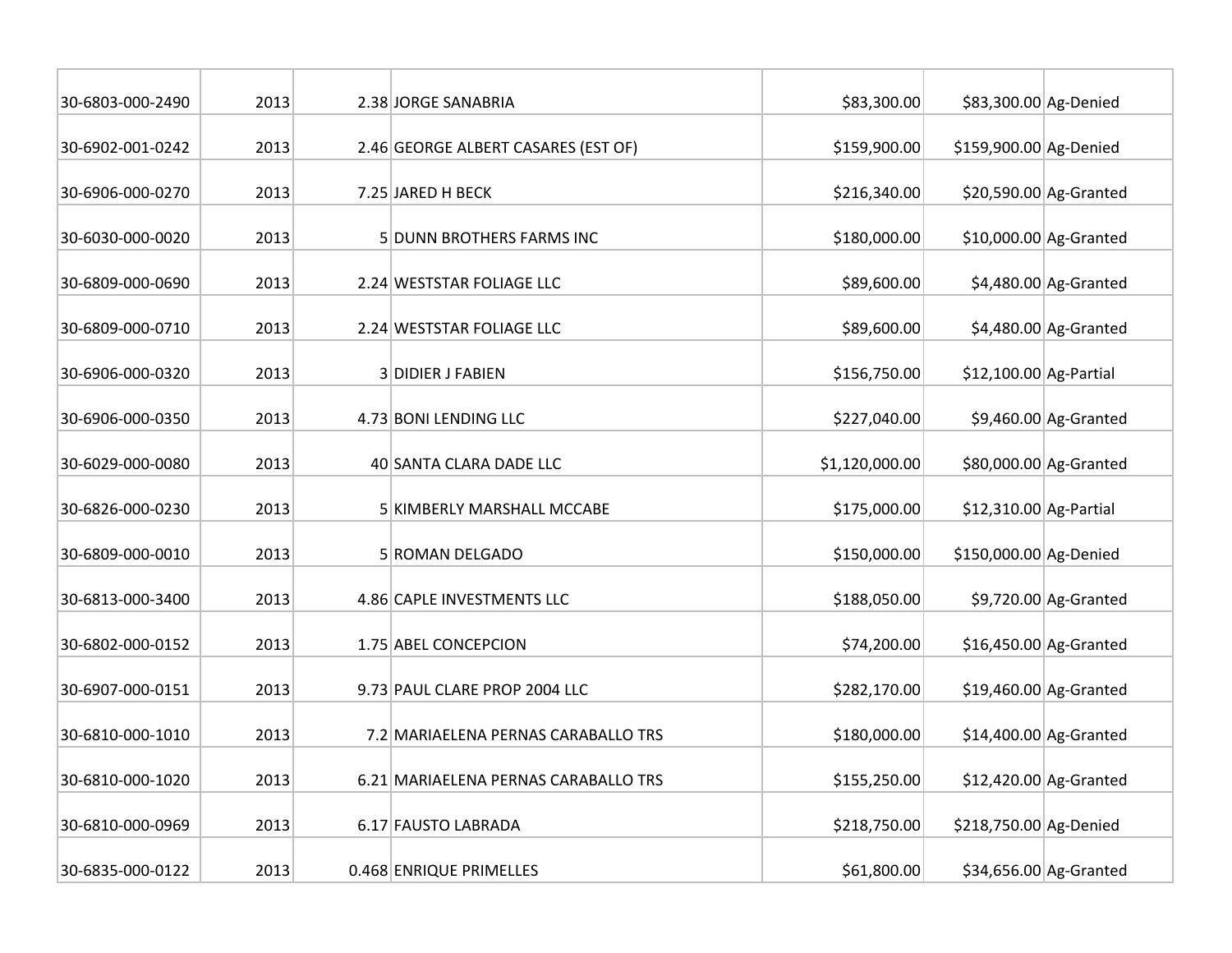| | | | | | | |
|---|---|---|---|---|---|---|
| 30-6803-000-2490 | 2013 | 2.38 | JORGE SANABRIA | $83,300.00 | $83,300.00 | Ag-Denied |
| 30-6902-001-0242 | 2013 | 2.46 | GEORGE ALBERT CASARES (EST OF) | $159,900.00 | $159,900.00 | Ag-Denied |
| 30-6906-000-0270 | 2013 | 7.25 | JARED H BECK | $216,340.00 | $20,590.00 | Ag-Granted |
| 30-6030-000-0020 | 2013 | 5 | DUNN BROTHERS FARMS INC | $180,000.00 | $10,000.00 | Ag-Granted |
| 30-6809-000-0690 | 2013 | 2.24 | WESTSTAR FOLIAGE LLC | $89,600.00 | $4,480.00 | Ag-Granted |
| 30-6809-000-0710 | 2013 | 2.24 | WESTSTAR FOLIAGE LLC | $89,600.00 | $4,480.00 | Ag-Granted |
| 30-6906-000-0320 | 2013 | 3 | DIDIER J FABIEN | $156,750.00 | $12,100.00 | Ag-Partial |
| 30-6906-000-0350 | 2013 | 4.73 | BONI LENDING LLC | $227,040.00 | $9,460.00 | Ag-Granted |
| 30-6029-000-0080 | 2013 | 40 | SANTA CLARA DADE LLC | $1,120,000.00 | $80,000.00 | Ag-Granted |
| 30-6826-000-0230 | 2013 | 5 | KIMBERLY MARSHALL MCCABE | $175,000.00 | $12,310.00 | Ag-Partial |
| 30-6809-000-0010 | 2013 | 5 | ROMAN DELGADO | $150,000.00 | $150,000.00 | Ag-Denied |
| 30-6813-000-3400 | 2013 | 4.86 | CAPLE INVESTMENTS LLC | $188,050.00 | $9,720.00 | Ag-Granted |
| 30-6802-000-0152 | 2013 | 1.75 | ABEL CONCEPCION | $74,200.00 | $16,450.00 | Ag-Granted |
| 30-6907-000-0151 | 2013 | 9.73 | PAUL CLARE PROP 2004 LLC | $282,170.00 | $19,460.00 | Ag-Granted |
| 30-6810-000-1010 | 2013 | 7.2 | MARIAELENA PERNAS CARABALLO TRS | $180,000.00 | $14,400.00 | Ag-Granted |
| 30-6810-000-1020 | 2013 | 6.21 | MARIAELENA PERNAS CARABALLO TRS | $155,250.00 | $12,420.00 | Ag-Granted |
| 30-6810-000-0969 | 2013 | 6.17 | FAUSTO LABRADA | $218,750.00 | $218,750.00 | Ag-Denied |
| 30-6835-000-0122 | 2013 | 0.468 | ENRIQUE PRIMELLES | $61,800.00 | $34,656.00 | Ag-Granted |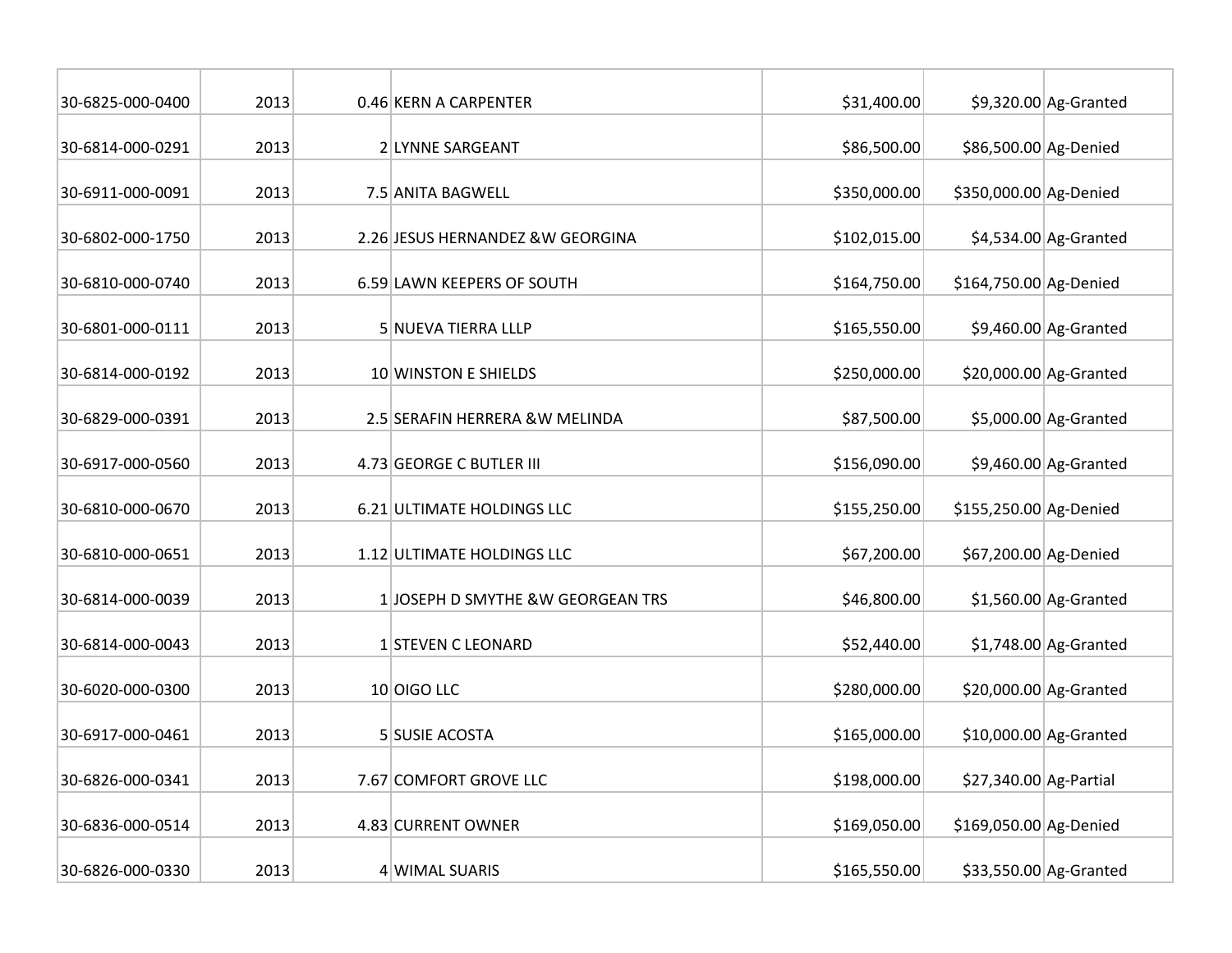| | | | | | | |
|---|---|---|---|---|---|---|
| 30-6825-000-0400 | 2013 | 0.46 | KERN A CARPENTER | $31,400.00 | $9,320.00 | Ag-Granted |
| 30-6814-000-0291 | 2013 | 2 | LYNNE SARGEANT | $86,500.00 | $86,500.00 | Ag-Denied |
| 30-6911-000-0091 | 2013 | 7.5 | ANITA BAGWELL | $350,000.00 | $350,000.00 | Ag-Denied |
| 30-6802-000-1750 | 2013 | 2.26 | JESUS HERNANDEZ &W GEORGINA | $102,015.00 | $4,534.00 | Ag-Granted |
| 30-6810-000-0740 | 2013 | 6.59 | LAWN KEEPERS OF SOUTH | $164,750.00 | $164,750.00 | Ag-Denied |
| 30-6801-000-0111 | 2013 | 5 | NUEVA TIERRA LLLP | $165,550.00 | $9,460.00 | Ag-Granted |
| 30-6814-000-0192 | 2013 | 10 | WINSTON E SHIELDS | $250,000.00 | $20,000.00 | Ag-Granted |
| 30-6829-000-0391 | 2013 | 2.5 | SERAFIN HERRERA &W MELINDA | $87,500.00 | $5,000.00 | Ag-Granted |
| 30-6917-000-0560 | 2013 | 4.73 | GEORGE C BUTLER III | $156,090.00 | $9,460.00 | Ag-Granted |
| 30-6810-000-0670 | 2013 | 6.21 | ULTIMATE HOLDINGS LLC | $155,250.00 | $155,250.00 | Ag-Denied |
| 30-6810-000-0651 | 2013 | 1.12 | ULTIMATE HOLDINGS LLC | $67,200.00 | $67,200.00 | Ag-Denied |
| 30-6814-000-0039 | 2013 | 1 | JOSEPH D SMYTHE &W GEORGEAN TRS | $46,800.00 | $1,560.00 | Ag-Granted |
| 30-6814-000-0043 | 2013 | 1 | STEVEN C LEONARD | $52,440.00 | $1,748.00 | Ag-Granted |
| 30-6020-000-0300 | 2013 | 10 | OIGO LLC | $280,000.00 | $20,000.00 | Ag-Granted |
| 30-6917-000-0461 | 2013 | 5 | SUSIE ACOSTA | $165,000.00 | $10,000.00 | Ag-Granted |
| 30-6826-000-0341 | 2013 | 7.67 | COMFORT GROVE LLC | $198,000.00 | $27,340.00 | Ag-Partial |
| 30-6836-000-0514 | 2013 | 4.83 | CURRENT OWNER | $169,050.00 | $169,050.00 | Ag-Denied |
| 30-6826-000-0330 | 2013 | 4 | WIMAL SUARIS | $165,550.00 | $33,550.00 | Ag-Granted |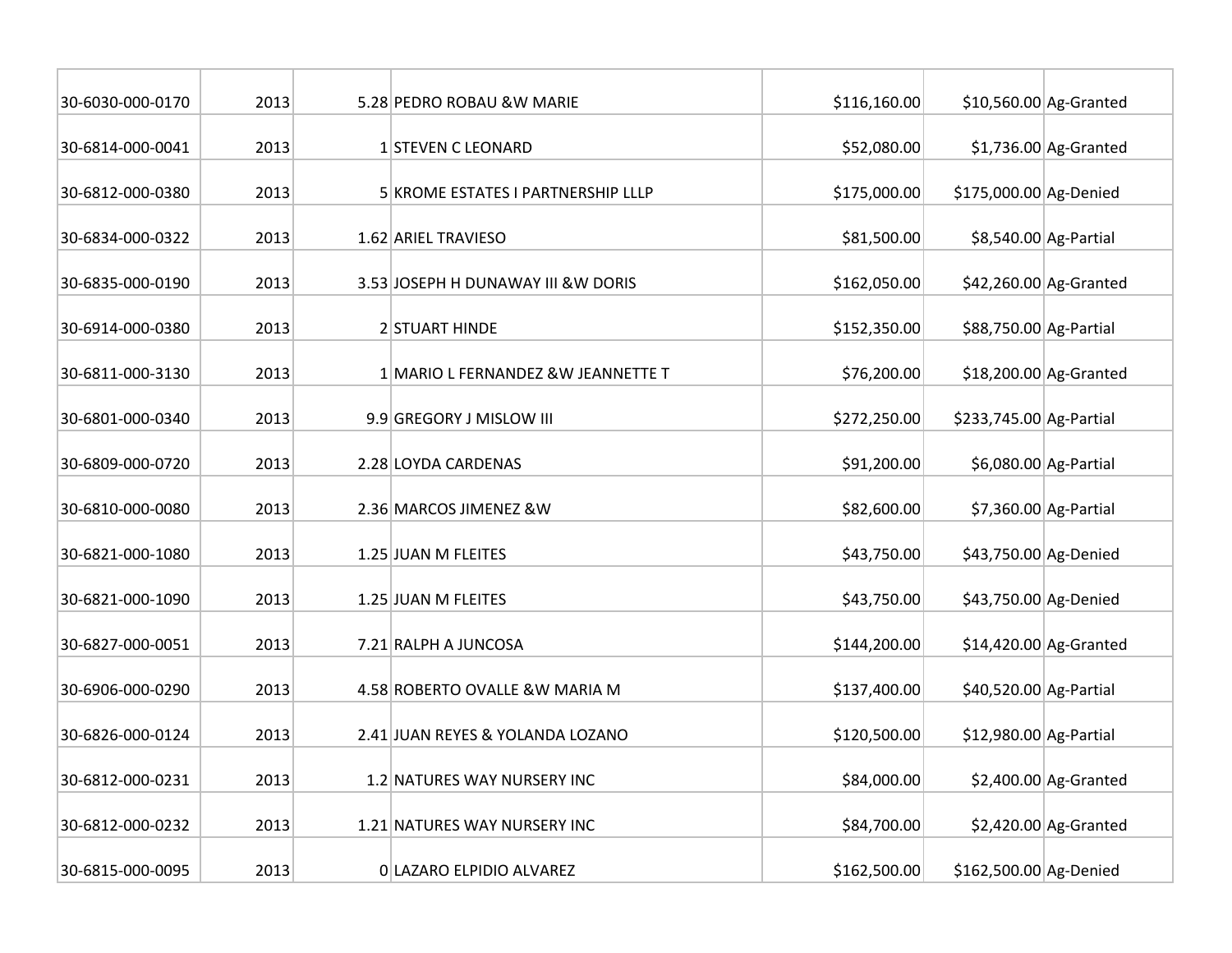| | | | | | | |
|---|---|---|---|---|---|---|
| 30-6030-000-0170 | 2013 | 5.28 | PEDRO ROBAU &W MARIE | $116,160.00 | $10,560.00 | Ag-Granted |
| 30-6814-000-0041 | 2013 | 1 | STEVEN C LEONARD | $52,080.00 | $1,736.00 | Ag-Granted |
| 30-6812-000-0380 | 2013 | 5 | KROME ESTATES I PARTNERSHIP LLLP | $175,000.00 | $175,000.00 | Ag-Denied |
| 30-6834-000-0322 | 2013 | 1.62 | ARIEL TRAVIESO | $81,500.00 | $8,540.00 | Ag-Partial |
| 30-6835-000-0190 | 2013 | 3.53 | JOSEPH H DUNAWAY III &W DORIS | $162,050.00 | $42,260.00 | Ag-Granted |
| 30-6914-000-0380 | 2013 | 2 | STUART HINDE | $152,350.00 | $88,750.00 | Ag-Partial |
| 30-6811-000-3130 | 2013 | 1 | MARIO L FERNANDEZ &W JEANNETTE T | $76,200.00 | $18,200.00 | Ag-Granted |
| 30-6801-000-0340 | 2013 | 9.9 | GREGORY J MISLOW III | $272,250.00 | $233,745.00 | Ag-Partial |
| 30-6809-000-0720 | 2013 | 2.28 | LOYDA CARDENAS | $91,200.00 | $6,080.00 | Ag-Partial |
| 30-6810-000-0080 | 2013 | 2.36 | MARCOS JIMENEZ &W | $82,600.00 | $7,360.00 | Ag-Partial |
| 30-6821-000-1080 | 2013 | 1.25 | JUAN M FLEITES | $43,750.00 | $43,750.00 | Ag-Denied |
| 30-6821-000-1090 | 2013 | 1.25 | JUAN M FLEITES | $43,750.00 | $43,750.00 | Ag-Denied |
| 30-6827-000-0051 | 2013 | 7.21 | RALPH A JUNCOSA | $144,200.00 | $14,420.00 | Ag-Granted |
| 30-6906-000-0290 | 2013 | 4.58 | ROBERTO OVALLE &W MARIA M | $137,400.00 | $40,520.00 | Ag-Partial |
| 30-6826-000-0124 | 2013 | 2.41 | JUAN REYES & YOLANDA LOZANO | $120,500.00 | $12,980.00 | Ag-Partial |
| 30-6812-000-0231 | 2013 | 1.2 | NATURES WAY NURSERY INC | $84,000.00 | $2,400.00 | Ag-Granted |
| 30-6812-000-0232 | 2013 | 1.21 | NATURES WAY NURSERY INC | $84,700.00 | $2,420.00 | Ag-Granted |
| 30-6815-000-0095 | 2013 | 0 | LAZARO ELPIDIO ALVAREZ | $162,500.00 | $162,500.00 | Ag-Denied |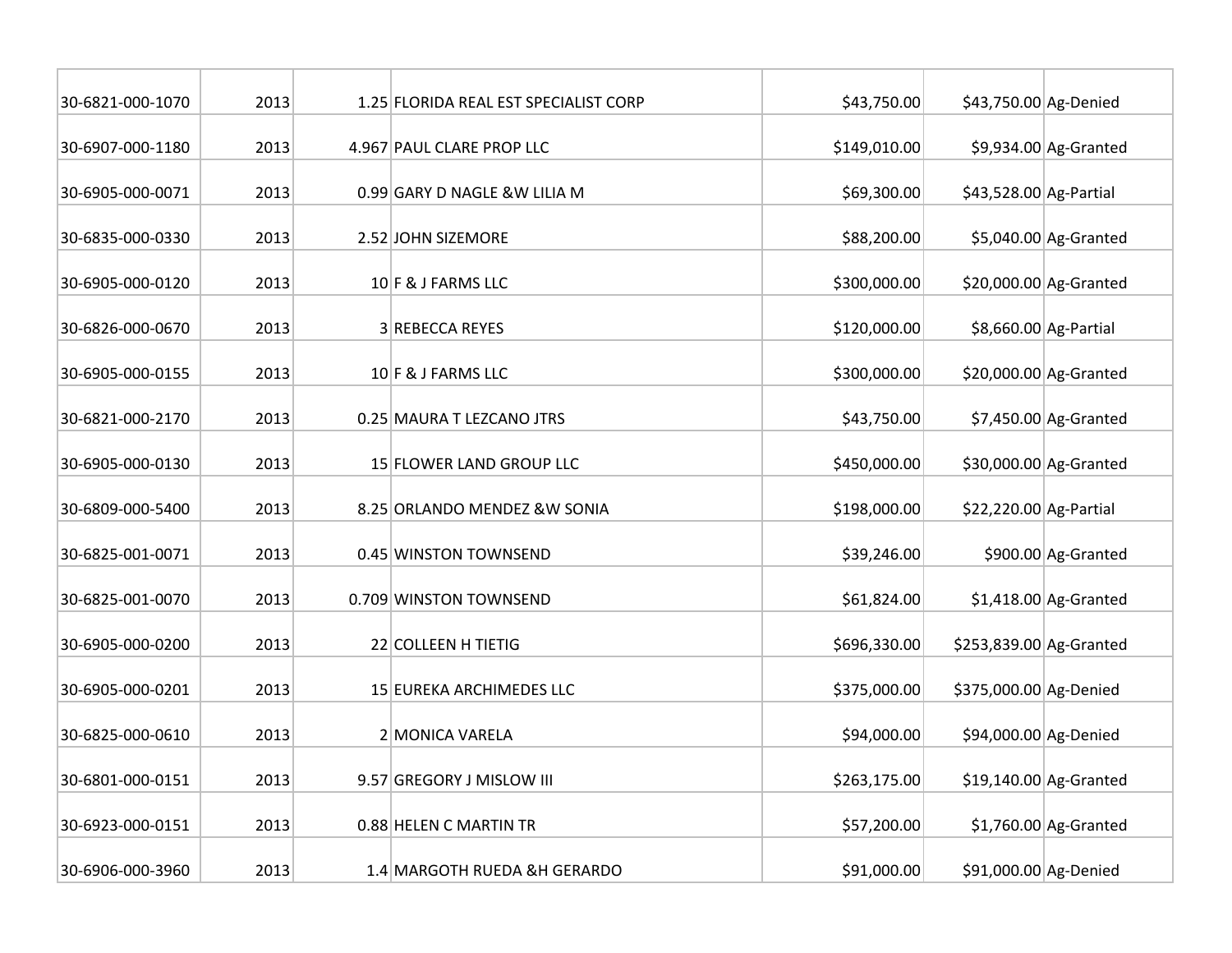| | | | | | | |
|---|---|---|---|---|---|---|
| 30-6821-000-1070 | 2013 | 1.25 | FLORIDA REAL EST SPECIALIST CORP | $43,750.00 | $43,750.00 | Ag-Denied |
| 30-6907-000-1180 | 2013 | 4.967 | PAUL CLARE PROP LLC | $149,010.00 | $9,934.00 | Ag-Granted |
| 30-6905-000-0071 | 2013 | 0.99 | GARY D NAGLE &W LILIA M | $69,300.00 | $43,528.00 | Ag-Partial |
| 30-6835-000-0330 | 2013 | 2.52 | JOHN SIZEMORE | $88,200.00 | $5,040.00 | Ag-Granted |
| 30-6905-000-0120 | 2013 | 10 | F & J FARMS LLC | $300,000.00 | $20,000.00 | Ag-Granted |
| 30-6826-000-0670 | 2013 | 3 | REBECCA REYES | $120,000.00 | $8,660.00 | Ag-Partial |
| 30-6905-000-0155 | 2013 | 10 | F & J FARMS LLC | $300,000.00 | $20,000.00 | Ag-Granted |
| 30-6821-000-2170 | 2013 | 0.25 | MAURA T LEZCANO JTRS | $43,750.00 | $7,450.00 | Ag-Granted |
| 30-6905-000-0130 | 2013 | 15 | FLOWER LAND GROUP LLC | $450,000.00 | $30,000.00 | Ag-Granted |
| 30-6809-000-5400 | 2013 | 8.25 | ORLANDO MENDEZ &W SONIA | $198,000.00 | $22,220.00 | Ag-Partial |
| 30-6825-001-0071 | 2013 | 0.45 | WINSTON TOWNSEND | $39,246.00 | $900.00 | Ag-Granted |
| 30-6825-001-0070 | 2013 | 0.709 | WINSTON TOWNSEND | $61,824.00 | $1,418.00 | Ag-Granted |
| 30-6905-000-0200 | 2013 | 22 | COLLEEN H TIETIG | $696,330.00 | $253,839.00 | Ag-Granted |
| 30-6905-000-0201 | 2013 | 15 | EUREKA ARCHIMEDES LLC | $375,000.00 | $375,000.00 | Ag-Denied |
| 30-6825-000-0610 | 2013 | 2 | MONICA VARELA | $94,000.00 | $94,000.00 | Ag-Denied |
| 30-6801-000-0151 | 2013 | 9.57 | GREGORY J MISLOW III | $263,175.00 | $19,140.00 | Ag-Granted |
| 30-6923-000-0151 | 2013 | 0.88 | HELEN C MARTIN TR | $57,200.00 | $1,760.00 | Ag-Granted |
| 30-6906-000-3960 | 2013 | 1.4 | MARGOTH RUEDA &H GERARDO | $91,000.00 | $91,000.00 | Ag-Denied |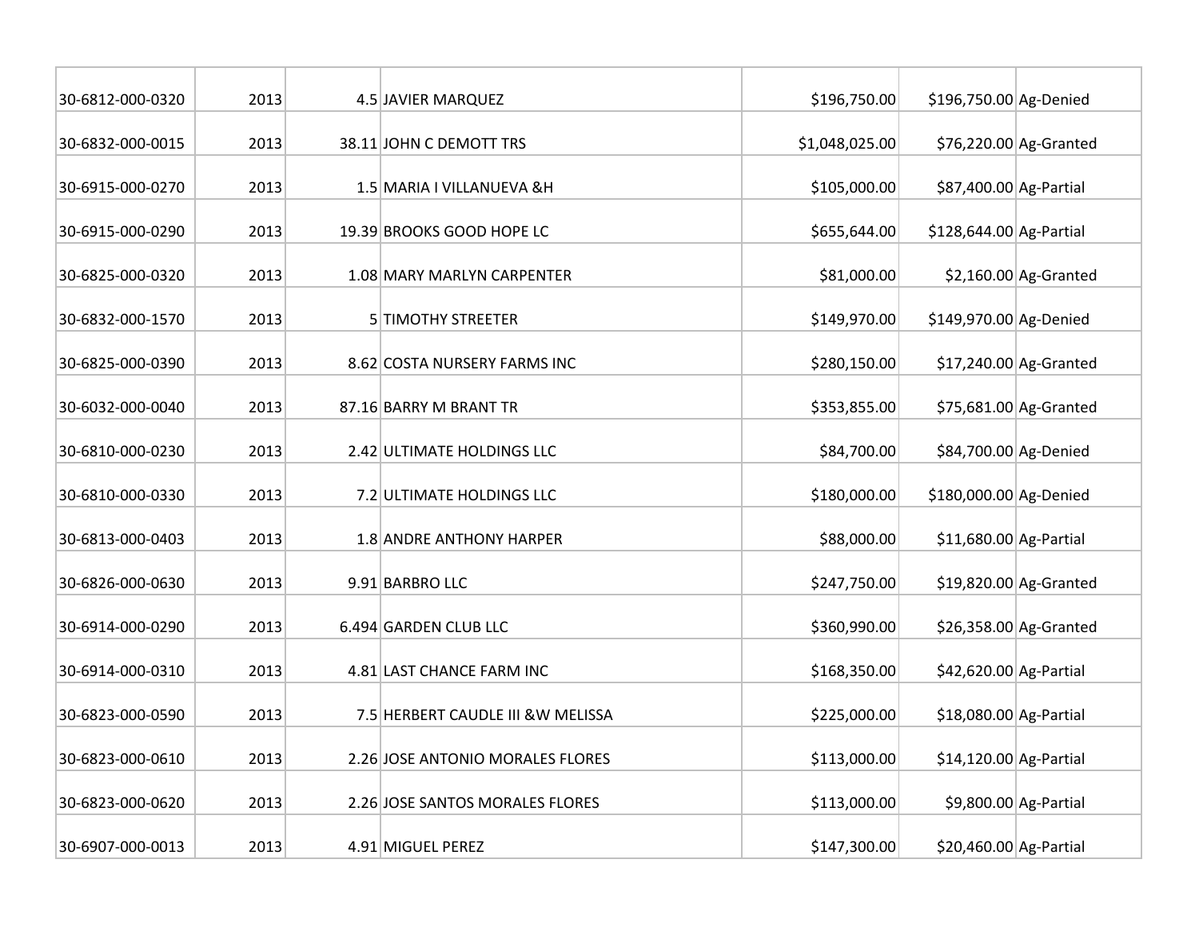| | | | | | | |
|---|---|---|---|---|---|---|
| 30-6812-000-0320 | 2013 | 4.5 | JAVIER MARQUEZ | $196,750.00 | $196,750.00 | Ag-Denied |
| 30-6832-000-0015 | 2013 | 38.11 | JOHN C DEMOTT TRS | $1,048,025.00 | $76,220.00 | Ag-Granted |
| 30-6915-000-0270 | 2013 | 1.5 | MARIA I VILLANUEVA &H | $105,000.00 | $87,400.00 | Ag-Partial |
| 30-6915-000-0290 | 2013 | 19.39 | BROOKS GOOD HOPE LC | $655,644.00 | $128,644.00 | Ag-Partial |
| 30-6825-000-0320 | 2013 | 1.08 | MARY MARLYN CARPENTER | $81,000.00 | $2,160.00 | Ag-Granted |
| 30-6832-000-1570 | 2013 | 5 | TIMOTHY STREETER | $149,970.00 | $149,970.00 | Ag-Denied |
| 30-6825-000-0390 | 2013 | 8.62 | COSTA NURSERY FARMS INC | $280,150.00 | $17,240.00 | Ag-Granted |
| 30-6032-000-0040 | 2013 | 87.16 | BARRY M BRANT TR | $353,855.00 | $75,681.00 | Ag-Granted |
| 30-6810-000-0230 | 2013 | 2.42 | ULTIMATE HOLDINGS LLC | $84,700.00 | $84,700.00 | Ag-Denied |
| 30-6810-000-0330 | 2013 | 7.2 | ULTIMATE HOLDINGS LLC | $180,000.00 | $180,000.00 | Ag-Denied |
| 30-6813-000-0403 | 2013 | 1.8 | ANDRE ANTHONY HARPER | $88,000.00 | $11,680.00 | Ag-Partial |
| 30-6826-000-0630 | 2013 | 9.91 | BARBRO LLC | $247,750.00 | $19,820.00 | Ag-Granted |
| 30-6914-000-0290 | 2013 | 6.494 | GARDEN CLUB LLC | $360,990.00 | $26,358.00 | Ag-Granted |
| 30-6914-000-0310 | 2013 | 4.81 | LAST CHANCE FARM INC | $168,350.00 | $42,620.00 | Ag-Partial |
| 30-6823-000-0590 | 2013 | 7.5 | HERBERT CAUDLE III &W MELISSA | $225,000.00 | $18,080.00 | Ag-Partial |
| 30-6823-000-0610 | 2013 | 2.26 | JOSE ANTONIO MORALES FLORES | $113,000.00 | $14,120.00 | Ag-Partial |
| 30-6823-000-0620 | 2013 | 2.26 | JOSE SANTOS MORALES FLORES | $113,000.00 | $9,800.00 | Ag-Partial |
| 30-6907-000-0013 | 2013 | 4.91 | MIGUEL PEREZ | $147,300.00 | $20,460.00 | Ag-Partial |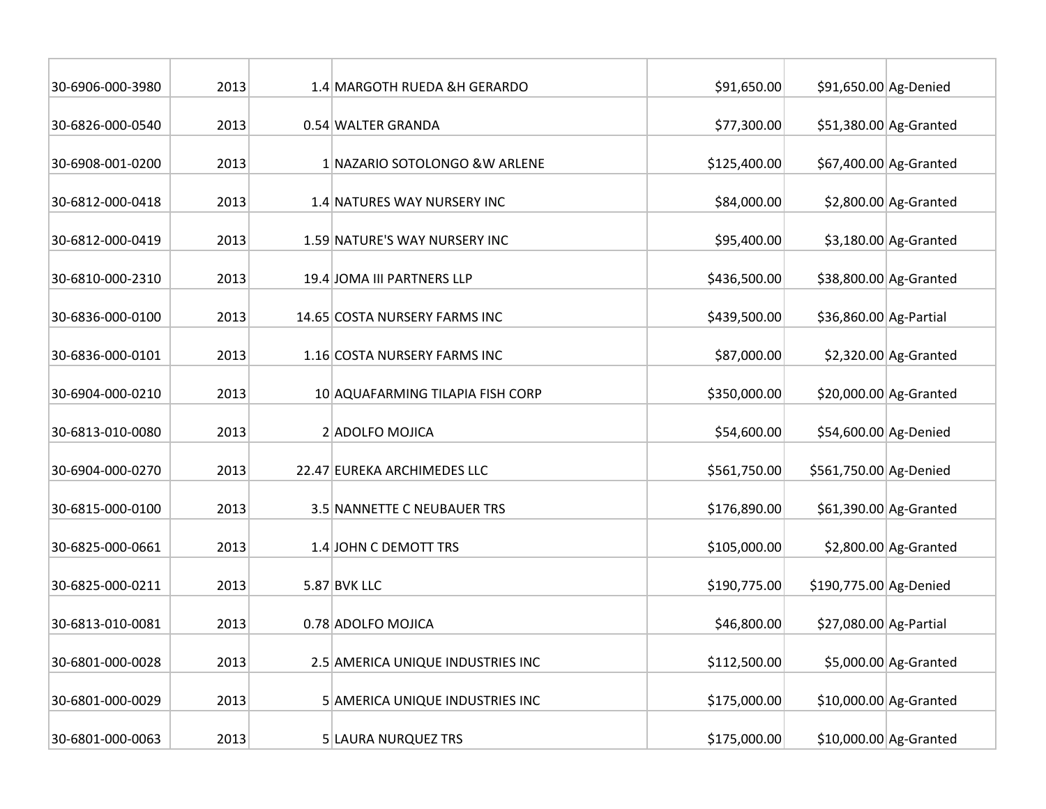| | | | | | | |
|---|---|---|---|---|---|---|
| 30-6906-000-3980 | 2013 | 1.4 | MARGOTH RUEDA &H GERARDO | $91,650.00 | $91,650.00 | Ag-Denied |
| 30-6826-000-0540 | 2013 | 0.54 | WALTER GRANDA | $77,300.00 | $51,380.00 | Ag-Granted |
| 30-6908-001-0200 | 2013 | 1 | NAZARIO SOTOLONGO &W ARLENE | $125,400.00 | $67,400.00 | Ag-Granted |
| 30-6812-000-0418 | 2013 | 1.4 | NATURES WAY NURSERY INC | $84,000.00 | $2,800.00 | Ag-Granted |
| 30-6812-000-0419 | 2013 | 1.59 | NATURE'S WAY NURSERY INC | $95,400.00 | $3,180.00 | Ag-Granted |
| 30-6810-000-2310 | 2013 | 19.4 | JOMA III PARTNERS LLP | $436,500.00 | $38,800.00 | Ag-Granted |
| 30-6836-000-0100 | 2013 | 14.65 | COSTA NURSERY FARMS INC | $439,500.00 | $36,860.00 | Ag-Partial |
| 30-6836-000-0101 | 2013 | 1.16 | COSTA NURSERY FARMS INC | $87,000.00 | $2,320.00 | Ag-Granted |
| 30-6904-000-0210 | 2013 | 10 | AQUAFARMING TILAPIA FISH CORP | $350,000.00 | $20,000.00 | Ag-Granted |
| 30-6813-010-0080 | 2013 | 2 | ADOLFO MOJICA | $54,600.00 | $54,600.00 | Ag-Denied |
| 30-6904-000-0270 | 2013 | 22.47 | EUREKA ARCHIMEDES LLC | $561,750.00 | $561,750.00 | Ag-Denied |
| 30-6815-000-0100 | 2013 | 3.5 | NANNETTE C NEUBAUER TRS | $176,890.00 | $61,390.00 | Ag-Granted |
| 30-6825-000-0661 | 2013 | 1.4 | JOHN C DEMOTT TRS | $105,000.00 | $2,800.00 | Ag-Granted |
| 30-6825-000-0211 | 2013 | 5.87 | BVK LLC | $190,775.00 | $190,775.00 | Ag-Denied |
| 30-6813-010-0081 | 2013 | 0.78 | ADOLFO MOJICA | $46,800.00 | $27,080.00 | Ag-Partial |
| 30-6801-000-0028 | 2013 | 2.5 | AMERICA UNIQUE INDUSTRIES INC | $112,500.00 | $5,000.00 | Ag-Granted |
| 30-6801-000-0029 | 2013 | 5 | AMERICA UNIQUE INDUSTRIES INC | $175,000.00 | $10,000.00 | Ag-Granted |
| 30-6801-000-0063 | 2013 | 5 | LAURA NURQUEZ TRS | $175,000.00 | $10,000.00 | Ag-Granted |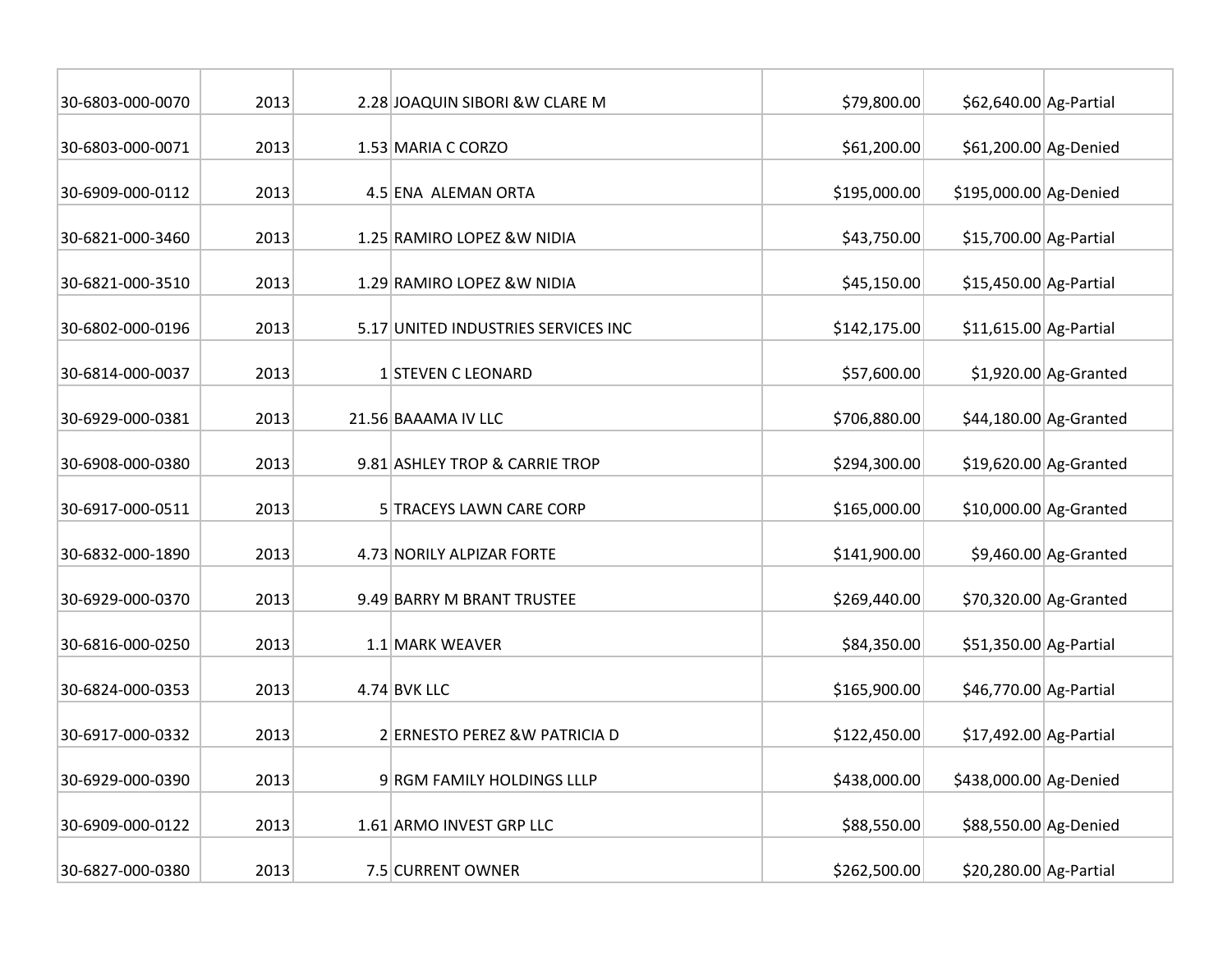| | | | | | | |
|---|---|---|---|---|---|---|
| 30-6803-000-0070 | 2013 | 2.28 | JOAQUIN SIBORI &W CLARE M | $79,800.00 | $62,640.00 | Ag-Partial |
| 30-6803-000-0071 | 2013 | 1.53 | MARIA C CORZO | $61,200.00 | $61,200.00 | Ag-Denied |
| 30-6909-000-0112 | 2013 | 4.5 | ENA  ALEMAN ORTA | $195,000.00 | $195,000.00 | Ag-Denied |
| 30-6821-000-3460 | 2013 | 1.25 | RAMIRO LOPEZ &W NIDIA | $43,750.00 | $15,700.00 | Ag-Partial |
| 30-6821-000-3510 | 2013 | 1.29 | RAMIRO LOPEZ &W NIDIA | $45,150.00 | $15,450.00 | Ag-Partial |
| 30-6802-000-0196 | 2013 | 5.17 | UNITED INDUSTRIES SERVICES INC | $142,175.00 | $11,615.00 | Ag-Partial |
| 30-6814-000-0037 | 2013 | 1 | STEVEN C LEONARD | $57,600.00 | $1,920.00 | Ag-Granted |
| 30-6929-000-0381 | 2013 | 21.56 | BAAAMA IV LLC | $706,880.00 | $44,180.00 | Ag-Granted |
| 30-6908-000-0380 | 2013 | 9.81 | ASHLEY TROP & CARRIE TROP | $294,300.00 | $19,620.00 | Ag-Granted |
| 30-6917-000-0511 | 2013 | 5 | TRACEYS LAWN CARE CORP | $165,000.00 | $10,000.00 | Ag-Granted |
| 30-6832-000-1890 | 2013 | 4.73 | NORILY ALPIZAR FORTE | $141,900.00 | $9,460.00 | Ag-Granted |
| 30-6929-000-0370 | 2013 | 9.49 | BARRY M BRANT TRUSTEE | $269,440.00 | $70,320.00 | Ag-Granted |
| 30-6816-000-0250 | 2013 | 1.1 | MARK WEAVER | $84,350.00 | $51,350.00 | Ag-Partial |
| 30-6824-000-0353 | 2013 | 4.74 | BVK LLC | $165,900.00 | $46,770.00 | Ag-Partial |
| 30-6917-000-0332 | 2013 | 2 | ERNESTO PEREZ &W PATRICIA D | $122,450.00 | $17,492.00 | Ag-Partial |
| 30-6929-000-0390 | 2013 | 9 | RGM FAMILY HOLDINGS LLLP | $438,000.00 | $438,000.00 | Ag-Denied |
| 30-6909-000-0122 | 2013 | 1.61 | ARMO INVEST GRP LLC | $88,550.00 | $88,550.00 | Ag-Denied |
| 30-6827-000-0380 | 2013 | 7.5 | CURRENT OWNER | $262,500.00 | $20,280.00 | Ag-Partial |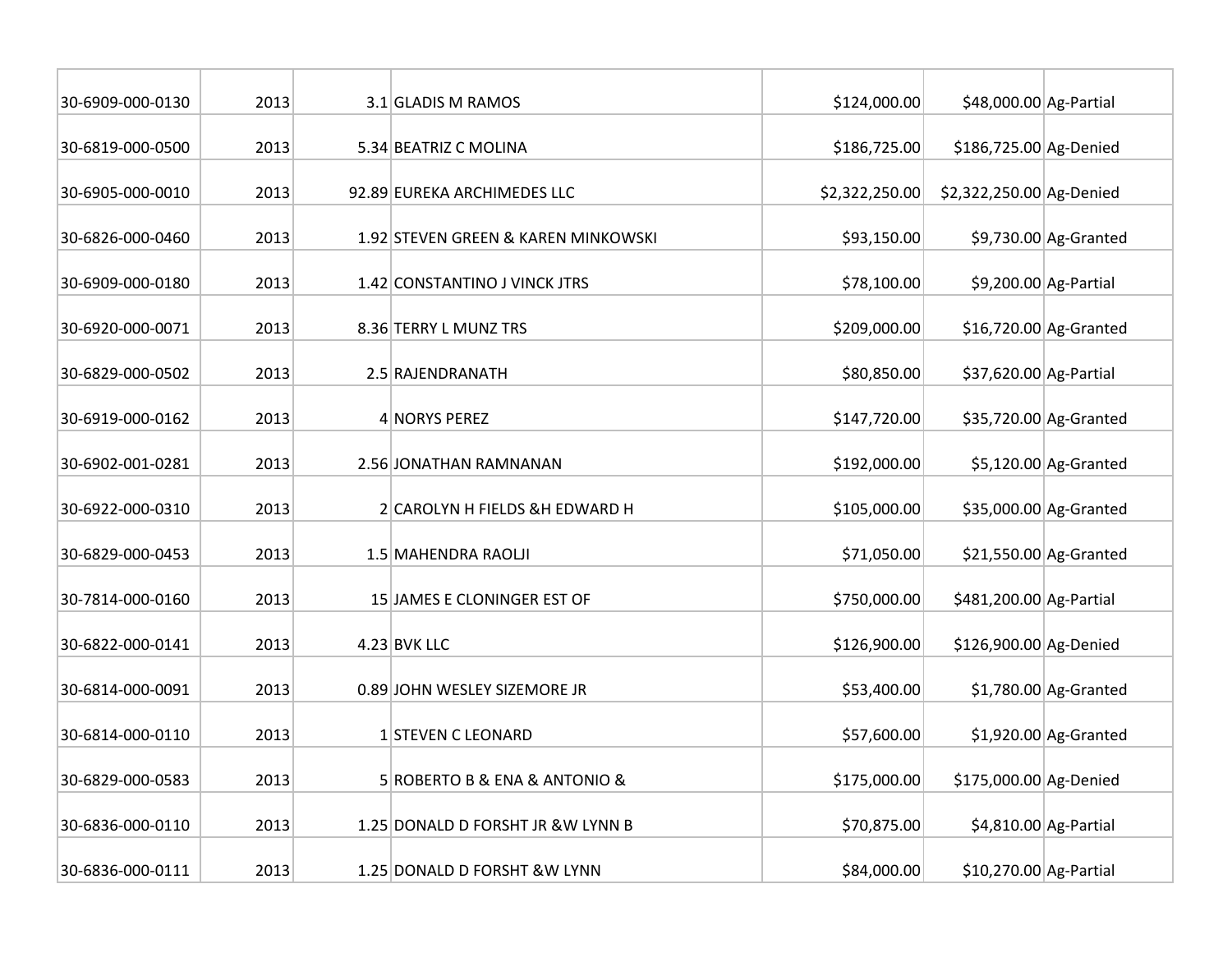| | | | | | | |
|---|---|---|---|---|---|---|
| 30-6909-000-0130 | 2013 | 3.1 | GLADIS M RAMOS | $124,000.00 | $48,000.00 | Ag-Partial |
| 30-6819-000-0500 | 2013 | 5.34 | BEATRIZ C MOLINA | $186,725.00 | $186,725.00 | Ag-Denied |
| 30-6905-000-0010 | 2013 | 92.89 | EUREKA ARCHIMEDES LLC | $2,322,250.00 | $2,322,250.00 | Ag-Denied |
| 30-6826-000-0460 | 2013 | 1.92 | STEVEN GREEN & KAREN MINKOWSKI | $93,150.00 | $9,730.00 | Ag-Granted |
| 30-6909-000-0180 | 2013 | 1.42 | CONSTANTINO J VINCK JTRS | $78,100.00 | $9,200.00 | Ag-Partial |
| 30-6920-000-0071 | 2013 | 8.36 | TERRY L MUNZ TRS | $209,000.00 | $16,720.00 | Ag-Granted |
| 30-6829-000-0502 | 2013 | 2.5 | RAJENDRANATH | $80,850.00 | $37,620.00 | Ag-Partial |
| 30-6919-000-0162 | 2013 | 4 | NORYS PEREZ | $147,720.00 | $35,720.00 | Ag-Granted |
| 30-6902-001-0281 | 2013 | 2.56 | JONATHAN RAMNANAN | $192,000.00 | $5,120.00 | Ag-Granted |
| 30-6922-000-0310 | 2013 | 2 | CAROLYN H FIELDS &H EDWARD H | $105,000.00 | $35,000.00 | Ag-Granted |
| 30-6829-000-0453 | 2013 | 1.5 | MAHENDRA RAOLJI | $71,050.00 | $21,550.00 | Ag-Granted |
| 30-7814-000-0160 | 2013 | 15 | JAMES E CLONINGER EST OF | $750,000.00 | $481,200.00 | Ag-Partial |
| 30-6822-000-0141 | 2013 | 4.23 | BVK LLC | $126,900.00 | $126,900.00 | Ag-Denied |
| 30-6814-000-0091 | 2013 | 0.89 | JOHN WESLEY SIZEMORE JR | $53,400.00 | $1,780.00 | Ag-Granted |
| 30-6814-000-0110 | 2013 | 1 | STEVEN C LEONARD | $57,600.00 | $1,920.00 | Ag-Granted |
| 30-6829-000-0583 | 2013 | 5 | ROBERTO B & ENA & ANTONIO & | $175,000.00 | $175,000.00 | Ag-Denied |
| 30-6836-000-0110 | 2013 | 1.25 | DONALD D FORSHT JR &W LYNN B | $70,875.00 | $4,810.00 | Ag-Partial |
| 30-6836-000-0111 | 2013 | 1.25 | DONALD D FORSHT &W LYNN | $84,000.00 | $10,270.00 | Ag-Partial |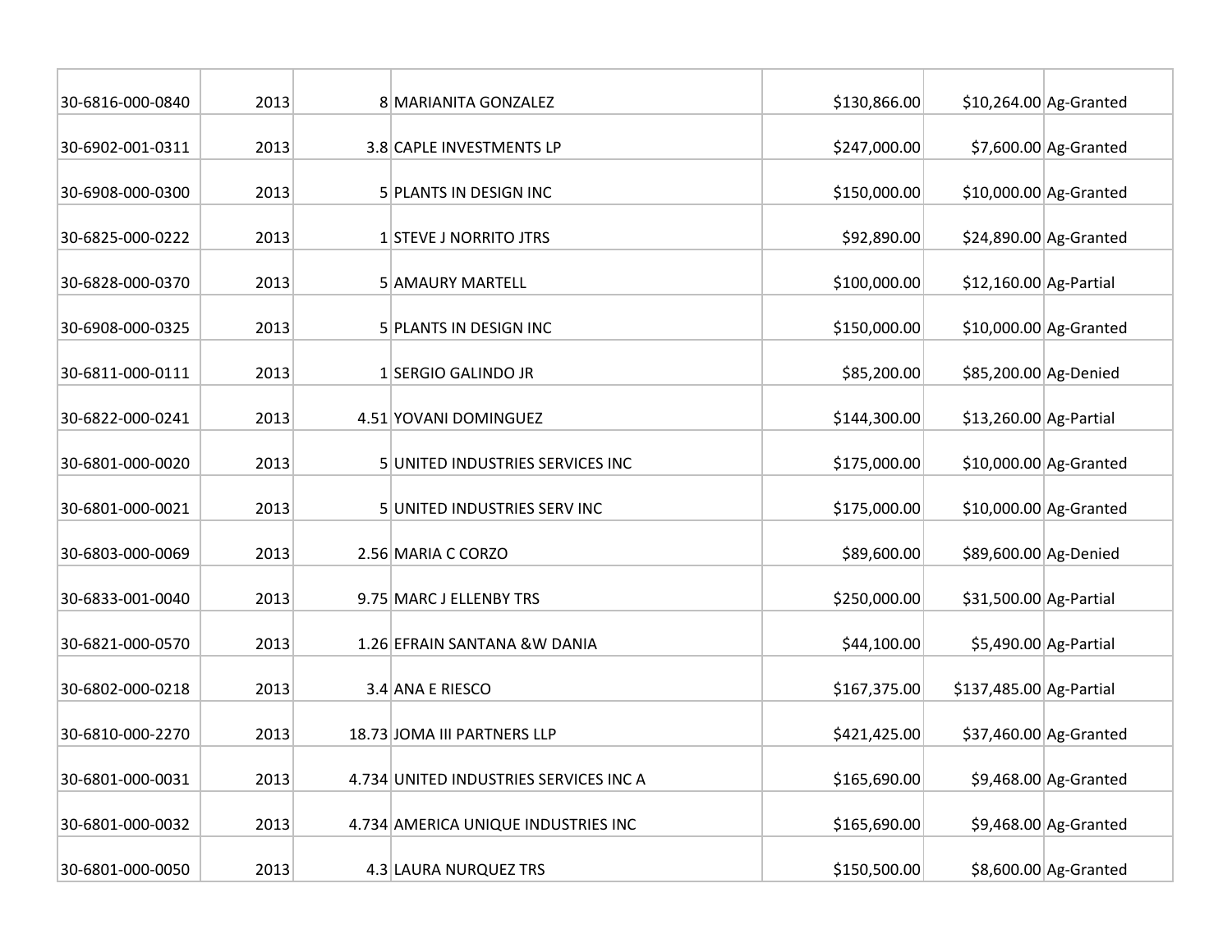| | | | | | | |
|---|---|---|---|---|---|---|
| 30-6816-000-0840 | 2013 | 8 | MARIANITA GONZALEZ | $130,866.00 | $10,264.00 | Ag-Granted |
| 30-6902-001-0311 | 2013 | 3.8 | CAPLE INVESTMENTS LP | $247,000.00 | $7,600.00 | Ag-Granted |
| 30-6908-000-0300 | 2013 | 5 | PLANTS IN DESIGN INC | $150,000.00 | $10,000.00 | Ag-Granted |
| 30-6825-000-0222 | 2013 | 1 | STEVE J NORRITO JTRS | $92,890.00 | $24,890.00 | Ag-Granted |
| 30-6828-000-0370 | 2013 | 5 | AMAURY MARTELL | $100,000.00 | $12,160.00 | Ag-Partial |
| 30-6908-000-0325 | 2013 | 5 | PLANTS IN DESIGN INC | $150,000.00 | $10,000.00 | Ag-Granted |
| 30-6811-000-0111 | 2013 | 1 | SERGIO GALINDO JR | $85,200.00 | $85,200.00 | Ag-Denied |
| 30-6822-000-0241 | 2013 | 4.51 | YOVANI DOMINGUEZ | $144,300.00 | $13,260.00 | Ag-Partial |
| 30-6801-000-0020 | 2013 | 5 | UNITED INDUSTRIES SERVICES INC | $175,000.00 | $10,000.00 | Ag-Granted |
| 30-6801-000-0021 | 2013 | 5 | UNITED INDUSTRIES SERV INC | $175,000.00 | $10,000.00 | Ag-Granted |
| 30-6803-000-0069 | 2013 | 2.56 | MARIA C CORZO | $89,600.00 | $89,600.00 | Ag-Denied |
| 30-6833-001-0040 | 2013 | 9.75 | MARC J ELLENBY TRS | $250,000.00 | $31,500.00 | Ag-Partial |
| 30-6821-000-0570 | 2013 | 1.26 | EFRAIN SANTANA &W DANIA | $44,100.00 | $5,490.00 | Ag-Partial |
| 30-6802-000-0218 | 2013 | 3.4 | ANA E RIESCO | $167,375.00 | $137,485.00 | Ag-Partial |
| 30-6810-000-2270 | 2013 | 18.73 | JOMA III PARTNERS LLP | $421,425.00 | $37,460.00 | Ag-Granted |
| 30-6801-000-0031 | 2013 | 4.734 | UNITED INDUSTRIES SERVICES INC A | $165,690.00 | $9,468.00 | Ag-Granted |
| 30-6801-000-0032 | 2013 | 4.734 | AMERICA UNIQUE INDUSTRIES INC | $165,690.00 | $9,468.00 | Ag-Granted |
| 30-6801-000-0050 | 2013 | 4.3 | LAURA NURQUEZ TRS | $150,500.00 | $8,600.00 | Ag-Granted |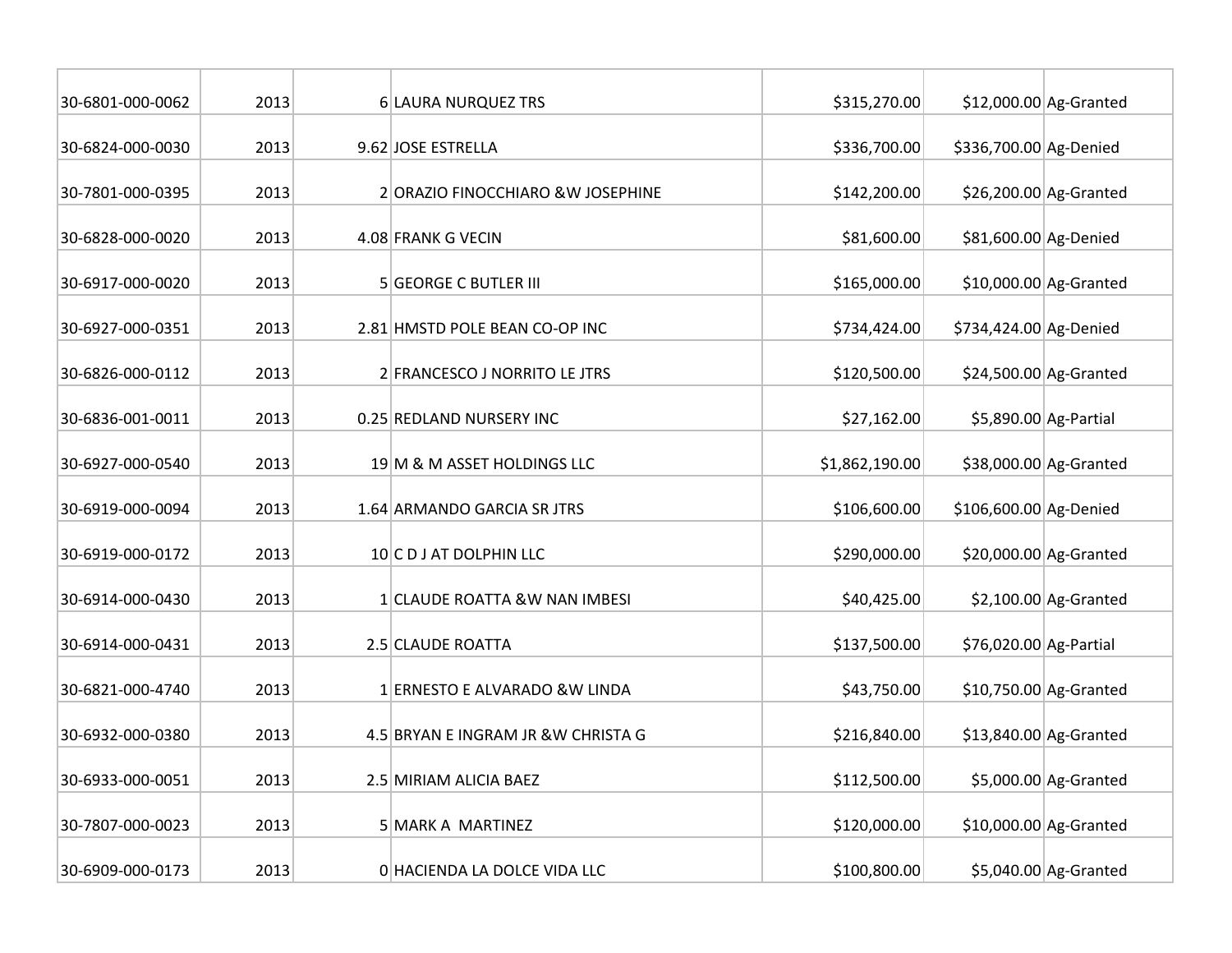| | | | | | | |
|---|---|---|---|---|---|---|
| 30-6801-000-0062 | 2013 | 6 | LAURA NURQUEZ TRS | $315,270.00 | $12,000.00 | Ag-Granted |
| 30-6824-000-0030 | 2013 | 9.62 | JOSE ESTRELLA | $336,700.00 | $336,700.00 | Ag-Denied |
| 30-7801-000-0395 | 2013 | 2 | ORAZIO FINOCCHIARO &W JOSEPHINE | $142,200.00 | $26,200.00 | Ag-Granted |
| 30-6828-000-0020 | 2013 | 4.08 | FRANK G VECIN | $81,600.00 | $81,600.00 | Ag-Denied |
| 30-6917-000-0020 | 2013 | 5 | GEORGE C BUTLER III | $165,000.00 | $10,000.00 | Ag-Granted |
| 30-6927-000-0351 | 2013 | 2.81 | HMSTD POLE BEAN CO-OP INC | $734,424.00 | $734,424.00 | Ag-Denied |
| 30-6826-000-0112 | 2013 | 2 | FRANCESCO J NORRITO LE JTRS | $120,500.00 | $24,500.00 | Ag-Granted |
| 30-6836-001-0011 | 2013 | 0.25 | REDLAND NURSERY INC | $27,162.00 | $5,890.00 | Ag-Partial |
| 30-6927-000-0540 | 2013 | 19 | M & M ASSET HOLDINGS LLC | $1,862,190.00 | $38,000.00 | Ag-Granted |
| 30-6919-000-0094 | 2013 | 1.64 | ARMANDO GARCIA SR JTRS | $106,600.00 | $106,600.00 | Ag-Denied |
| 30-6919-000-0172 | 2013 | 10 | C D J AT DOLPHIN LLC | $290,000.00 | $20,000.00 | Ag-Granted |
| 30-6914-000-0430 | 2013 | 1 | CLAUDE ROATTA &W NAN IMBESI | $40,425.00 | $2,100.00 | Ag-Granted |
| 30-6914-000-0431 | 2013 | 2.5 | CLAUDE ROATTA | $137,500.00 | $76,020.00 | Ag-Partial |
| 30-6821-000-4740 | 2013 | 1 | ERNESTO E ALVARADO &W LINDA | $43,750.00 | $10,750.00 | Ag-Granted |
| 30-6932-000-0380 | 2013 | 4.5 | BRYAN E INGRAM JR &W CHRISTA G | $216,840.00 | $13,840.00 | Ag-Granted |
| 30-6933-000-0051 | 2013 | 2.5 | MIRIAM ALICIA BAEZ | $112,500.00 | $5,000.00 | Ag-Granted |
| 30-7807-000-0023 | 2013 | 5 | MARK A MARTINEZ | $120,000.00 | $10,000.00 | Ag-Granted |
| 30-6909-000-0173 | 2013 | 0 | HACIENDA LA DOLCE VIDA LLC | $100,800.00 | $5,040.00 | Ag-Granted |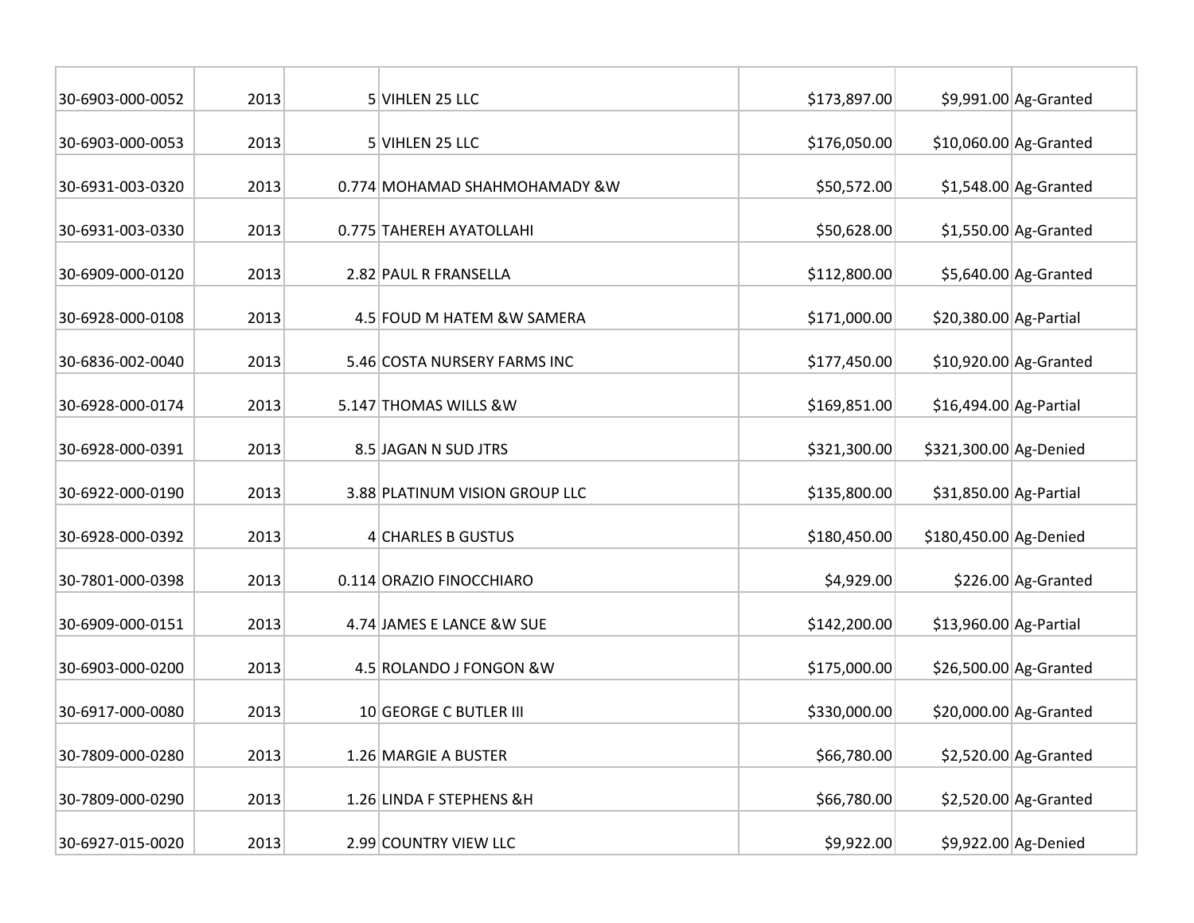| | | | | | | |
|---|---|---|---|---|---|---|
| 30-6903-000-0052 | 2013 | 5 | VIHLEN 25 LLC | $173,897.00 | $9,991.00 | Ag-Granted |
| 30-6903-000-0053 | 2013 | 5 | VIHLEN 25 LLC | $176,050.00 | $10,060.00 | Ag-Granted |
| 30-6931-003-0320 | 2013 | 0.774 | MOHAMAD SHAHMOHAMADY &W | $50,572.00 | $1,548.00 | Ag-Granted |
| 30-6931-003-0330 | 2013 | 0.775 | TAHEREH AYATOLLAHI | $50,628.00 | $1,550.00 | Ag-Granted |
| 30-6909-000-0120 | 2013 | 2.82 | PAUL R FRANSELLA | $112,800.00 | $5,640.00 | Ag-Granted |
| 30-6928-000-0108 | 2013 | 4.5 | FOUD M HATEM &W SAMERA | $171,000.00 | $20,380.00 | Ag-Partial |
| 30-6836-002-0040 | 2013 | 5.46 | COSTA NURSERY FARMS INC | $177,450.00 | $10,920.00 | Ag-Granted |
| 30-6928-000-0174 | 2013 | 5.147 | THOMAS WILLS &W | $169,851.00 | $16,494.00 | Ag-Partial |
| 30-6928-000-0391 | 2013 | 8.5 | JAGAN N SUD JTRS | $321,300.00 | $321,300.00 | Ag-Denied |
| 30-6922-000-0190 | 2013 | 3.88 | PLATINUM VISION GROUP LLC | $135,800.00 | $31,850.00 | Ag-Partial |
| 30-6928-000-0392 | 2013 | 4 | CHARLES B GUSTUS | $180,450.00 | $180,450.00 | Ag-Denied |
| 30-7801-000-0398 | 2013 | 0.114 | ORAZIO FINOCCHIARO | $4,929.00 | $226.00 | Ag-Granted |
| 30-6909-000-0151 | 2013 | 4.74 | JAMES E LANCE &W SUE | $142,200.00 | $13,960.00 | Ag-Partial |
| 30-6903-000-0200 | 2013 | 4.5 | ROLANDO J FONGON &W | $175,000.00 | $26,500.00 | Ag-Granted |
| 30-6917-000-0080 | 2013 | 10 | GEORGE C BUTLER III | $330,000.00 | $20,000.00 | Ag-Granted |
| 30-7809-000-0280 | 2013 | 1.26 | MARGIE A BUSTER | $66,780.00 | $2,520.00 | Ag-Granted |
| 30-7809-000-0290 | 2013 | 1.26 | LINDA F STEPHENS &H | $66,780.00 | $2,520.00 | Ag-Granted |
| 30-6927-015-0020 | 2013 | 2.99 | COUNTRY VIEW LLC | $9,922.00 | $9,922.00 | Ag-Denied |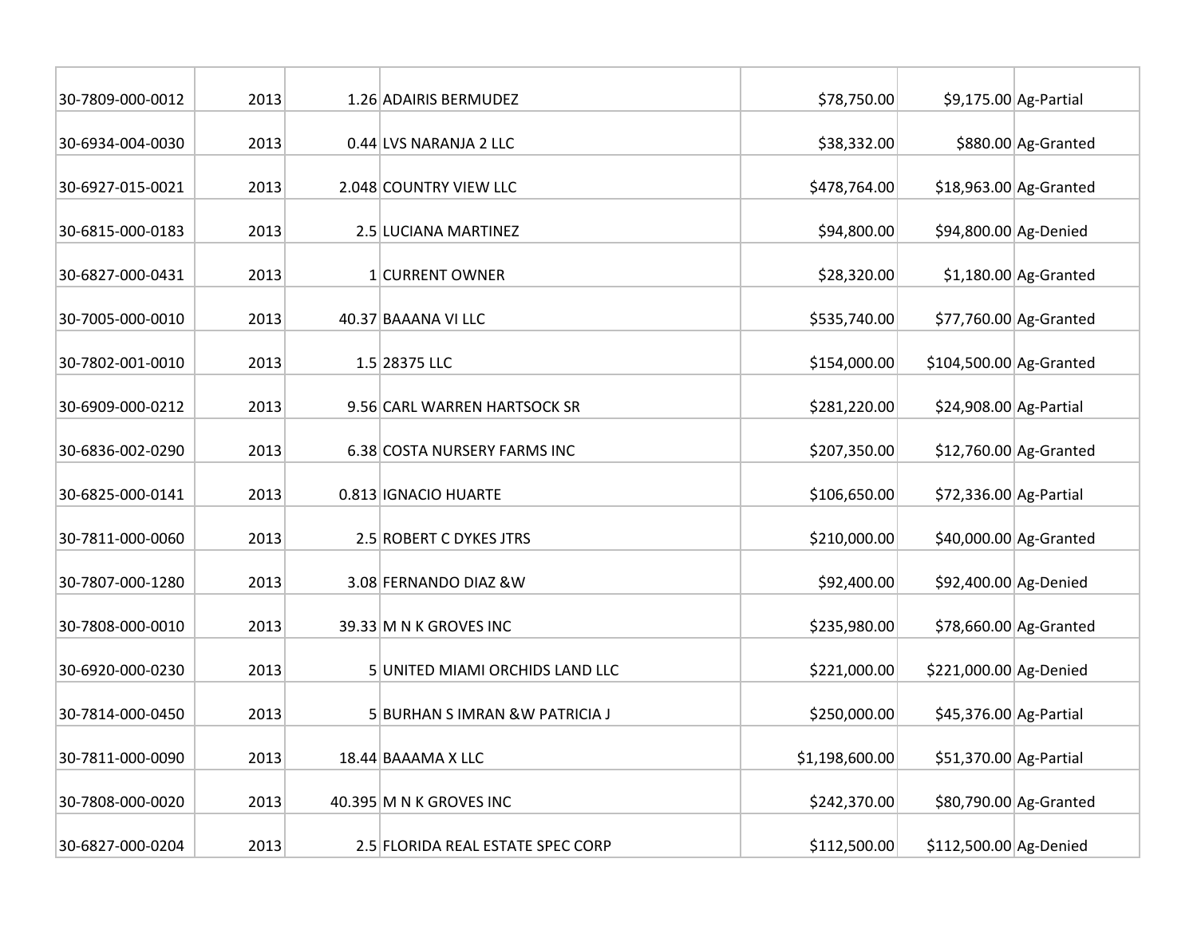| | | | | | | |
|---|---|---|---|---|---|---|
| 30-7809-000-0012 | 2013 | 1.26 | ADAIRIS BERMUDEZ | $78,750.00 | $9,175.00 | Ag-Partial |
| 30-6934-004-0030 | 2013 | 0.44 | LVS NARANJA 2 LLC | $38,332.00 | $880.00 | Ag-Granted |
| 30-6927-015-0021 | 2013 | 2.048 | COUNTRY VIEW LLC | $478,764.00 | $18,963.00 | Ag-Granted |
| 30-6815-000-0183 | 2013 | 2.5 | LUCIANA MARTINEZ | $94,800.00 | $94,800.00 | Ag-Denied |
| 30-6827-000-0431 | 2013 | 1 | CURRENT OWNER | $28,320.00 | $1,180.00 | Ag-Granted |
| 30-7005-000-0010 | 2013 | 40.37 | BAAANA VI LLC | $535,740.00 | $77,760.00 | Ag-Granted |
| 30-7802-001-0010 | 2013 | 1.5 | 28375 LLC | $154,000.00 | $104,500.00 | Ag-Granted |
| 30-6909-000-0212 | 2013 | 9.56 | CARL WARREN HARTSOCK SR | $281,220.00 | $24,908.00 | Ag-Partial |
| 30-6836-002-0290 | 2013 | 6.38 | COSTA NURSERY FARMS INC | $207,350.00 | $12,760.00 | Ag-Granted |
| 30-6825-000-0141 | 2013 | 0.813 | IGNACIO HUARTE | $106,650.00 | $72,336.00 | Ag-Partial |
| 30-7811-000-0060 | 2013 | 2.5 | ROBERT C DYKES JTRS | $210,000.00 | $40,000.00 | Ag-Granted |
| 30-7807-000-1280 | 2013 | 3.08 | FERNANDO DIAZ &W | $92,400.00 | $92,400.00 | Ag-Denied |
| 30-7808-000-0010 | 2013 | 39.33 | M N K GROVES INC | $235,980.00 | $78,660.00 | Ag-Granted |
| 30-6920-000-0230 | 2013 | 5 | UNITED MIAMI ORCHIDS LAND LLC | $221,000.00 | $221,000.00 | Ag-Denied |
| 30-7814-000-0450 | 2013 | 5 | BURHAN S IMRAN &W PATRICIA J | $250,000.00 | $45,376.00 | Ag-Partial |
| 30-7811-000-0090 | 2013 | 18.44 | BAAAMA X LLC | $1,198,600.00 | $51,370.00 | Ag-Partial |
| 30-7808-000-0020 | 2013 | 40.395 | M N K GROVES INC | $242,370.00 | $80,790.00 | Ag-Granted |
| 30-6827-000-0204 | 2013 | 2.5 | FLORIDA REAL ESTATE SPEC CORP | $112,500.00 | $112,500.00 | Ag-Denied |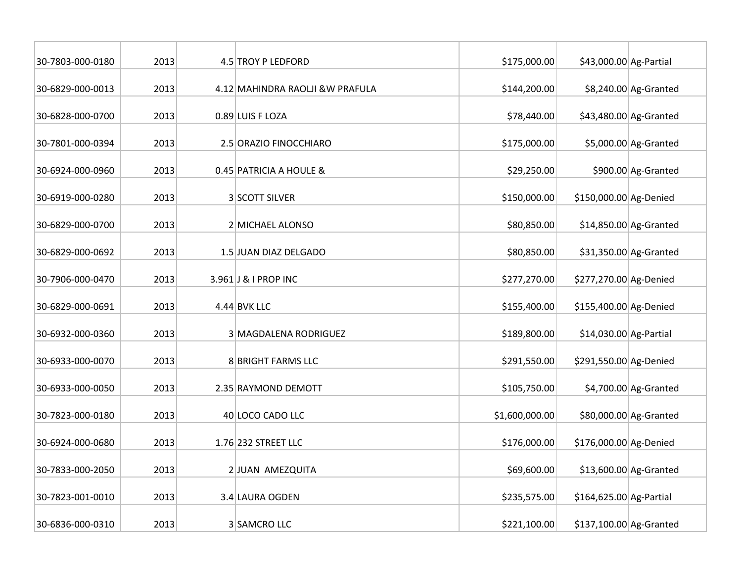| | | | | | | |
|---|---|---|---|---|---|---|
| 30-7803-000-0180 | 2013 | 4.5 | TROY P LEDFORD | $175,000.00 | $43,000.00 | Ag-Partial |
| 30-6829-000-0013 | 2013 | 4.12 | MAHINDRA RAOLJI &W PRAFULA | $144,200.00 | $8,240.00 | Ag-Granted |
| 30-6828-000-0700 | 2013 | 0.89 | LUIS F LOZA | $78,440.00 | $43,480.00 | Ag-Granted |
| 30-7801-000-0394 | 2013 | 2.5 | ORAZIO FINOCCHIARO | $175,000.00 | $5,000.00 | Ag-Granted |
| 30-6924-000-0960 | 2013 | 0.45 | PATRICIA A HOULE & | $29,250.00 | $900.00 | Ag-Granted |
| 30-6919-000-0280 | 2013 | 3 | SCOTT SILVER | $150,000.00 | $150,000.00 | Ag-Denied |
| 30-6829-000-0700 | 2013 | 2 | MICHAEL ALONSO | $80,850.00 | $14,850.00 | Ag-Granted |
| 30-6829-000-0692 | 2013 | 1.5 | JUAN DIAZ DELGADO | $80,850.00 | $31,350.00 | Ag-Granted |
| 30-7906-000-0470 | 2013 | 3.961 | J & I PROP INC | $277,270.00 | $277,270.00 | Ag-Denied |
| 30-6829-000-0691 | 2013 | 4.44 | BVK LLC | $155,400.00 | $155,400.00 | Ag-Denied |
| 30-6932-000-0360 | 2013 | 3 | MAGDALENA RODRIGUEZ | $189,800.00 | $14,030.00 | Ag-Partial |
| 30-6933-000-0070 | 2013 | 8 | BRIGHT FARMS LLC | $291,550.00 | $291,550.00 | Ag-Denied |
| 30-6933-000-0050 | 2013 | 2.35 | RAYMOND DEMOTT | $105,750.00 | $4,700.00 | Ag-Granted |
| 30-7823-000-0180 | 2013 | 40 | LOCO CADO LLC | $1,600,000.00 | $80,000.00 | Ag-Granted |
| 30-6924-000-0680 | 2013 | 1.76 | 232 STREET LLC | $176,000.00 | $176,000.00 | Ag-Denied |
| 30-7833-000-2050 | 2013 | 2 | JUAN AMEZQUITA | $69,600.00 | $13,600.00 | Ag-Granted |
| 30-7823-001-0010 | 2013 | 3.4 | LAURA OGDEN | $235,575.00 | $164,625.00 | Ag-Partial |
| 30-6836-000-0310 | 2013 | 3 | SAMCRO LLC | $221,100.00 | $137,100.00 | Ag-Granted |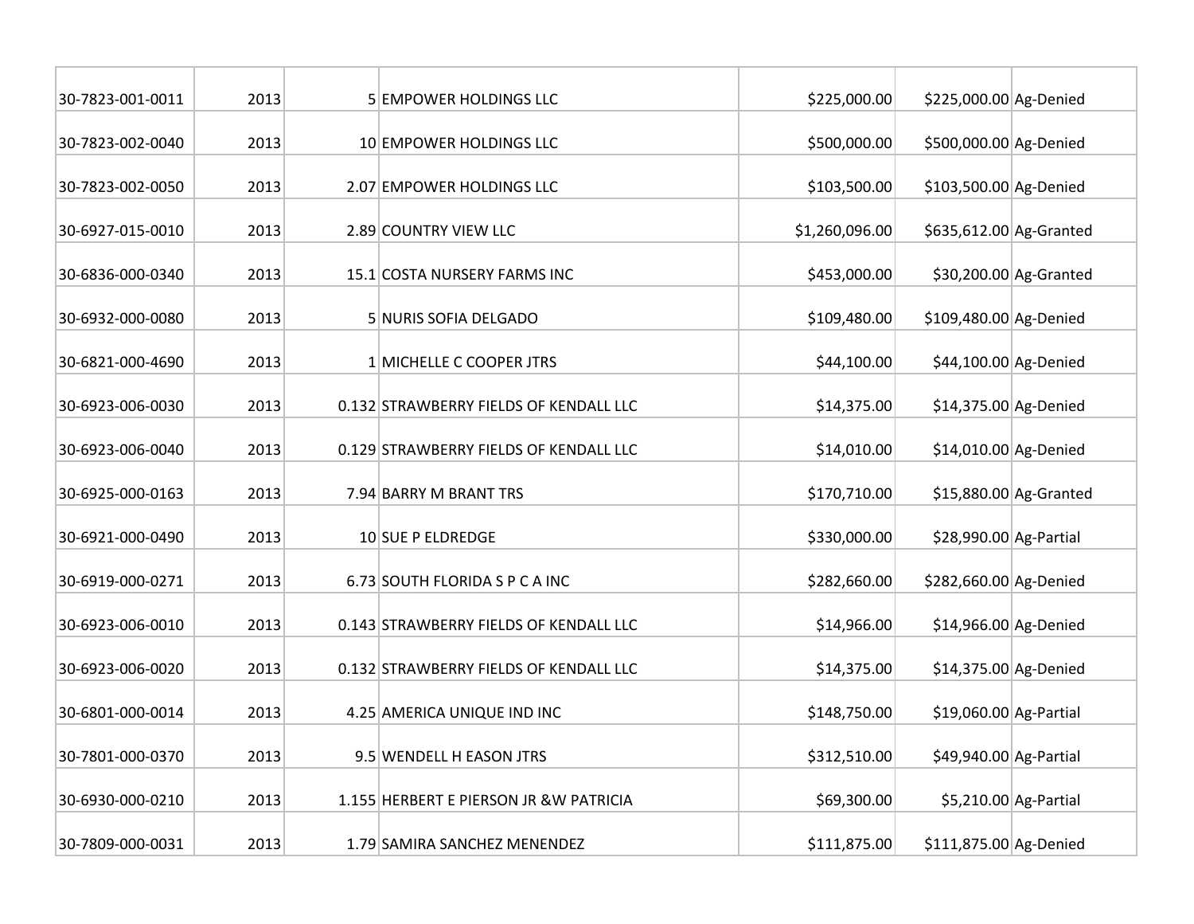| | | | | | | |
|---|---|---|---|---|---|---|
| 30-7823-001-0011 | 2013 | 5 | EMPOWER HOLDINGS LLC | $225,000.00 | $225,000.00 | Ag-Denied |
| 30-7823-002-0040 | 2013 | 10 | EMPOWER HOLDINGS LLC | $500,000.00 | $500,000.00 | Ag-Denied |
| 30-7823-002-0050 | 2013 | 2.07 | EMPOWER HOLDINGS LLC | $103,500.00 | $103,500.00 | Ag-Denied |
| 30-6927-015-0010 | 2013 | 2.89 | COUNTRY VIEW LLC | $1,260,096.00 | $635,612.00 | Ag-Granted |
| 30-6836-000-0340 | 2013 | 15.1 | COSTA NURSERY FARMS INC | $453,000.00 | $30,200.00 | Ag-Granted |
| 30-6932-000-0080 | 2013 | 5 | NURIS SOFIA DELGADO | $109,480.00 | $109,480.00 | Ag-Denied |
| 30-6821-000-4690 | 2013 | 1 | MICHELLE C COOPER JTRS | $44,100.00 | $44,100.00 | Ag-Denied |
| 30-6923-006-0030 | 2013 | 0.132 | STRAWBERRY FIELDS OF KENDALL LLC | $14,375.00 | $14,375.00 | Ag-Denied |
| 30-6923-006-0040 | 2013 | 0.129 | STRAWBERRY FIELDS OF KENDALL LLC | $14,010.00 | $14,010.00 | Ag-Denied |
| 30-6925-000-0163 | 2013 | 7.94 | BARRY M BRANT TRS | $170,710.00 | $15,880.00 | Ag-Granted |
| 30-6921-000-0490 | 2013 | 10 | SUE P ELDREDGE | $330,000.00 | $28,990.00 | Ag-Partial |
| 30-6919-000-0271 | 2013 | 6.73 | SOUTH FLORIDA S P C A INC | $282,660.00 | $282,660.00 | Ag-Denied |
| 30-6923-006-0010 | 2013 | 0.143 | STRAWBERRY FIELDS OF KENDALL LLC | $14,966.00 | $14,966.00 | Ag-Denied |
| 30-6923-006-0020 | 2013 | 0.132 | STRAWBERRY FIELDS OF KENDALL LLC | $14,375.00 | $14,375.00 | Ag-Denied |
| 30-6801-000-0014 | 2013 | 4.25 | AMERICA UNIQUE IND INC | $148,750.00 | $19,060.00 | Ag-Partial |
| 30-7801-000-0370 | 2013 | 9.5 | WENDELL H EASON JTRS | $312,510.00 | $49,940.00 | Ag-Partial |
| 30-6930-000-0210 | 2013 | 1.155 | HERBERT E PIERSON JR &W PATRICIA | $69,300.00 | $5,210.00 | Ag-Partial |
| 30-7809-000-0031 | 2013 | 1.79 | SAMIRA SANCHEZ MENENDEZ | $111,875.00 | $111,875.00 | Ag-Denied |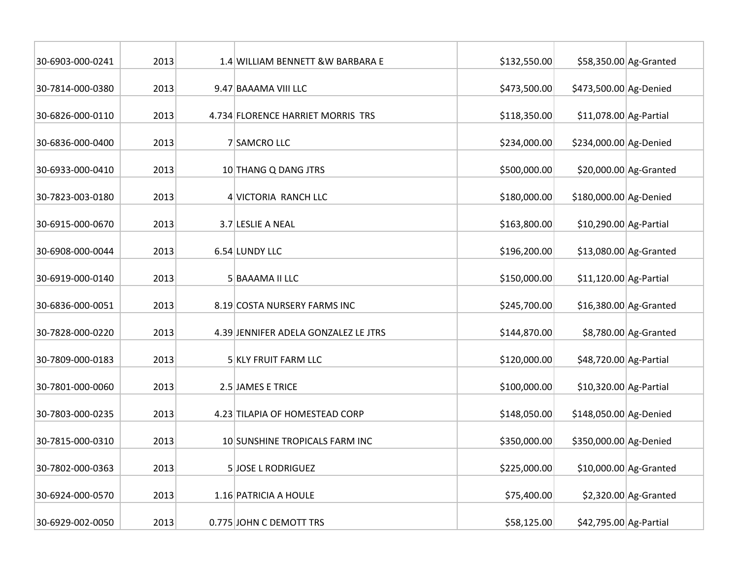| | | | | | | |
|---|---|---|---|---|---|---|
| 30-6903-000-0241 | 2013 | 1.4 | WILLIAM BENNETT &W BARBARA E | $132,550.00 | $58,350.00 | Ag-Granted |
| 30-7814-000-0380 | 2013 | 9.47 | BAAAMA VIII LLC | $473,500.00 | $473,500.00 | Ag-Denied |
| 30-6826-000-0110 | 2013 | 4.734 | FLORENCE HARRIET MORRIS TRS | $118,350.00 | $11,078.00 | Ag-Partial |
| 30-6836-000-0400 | 2013 | 7 | SAMCRO LLC | $234,000.00 | $234,000.00 | Ag-Denied |
| 30-6933-000-0410 | 2013 | 10 | THANG Q DANG JTRS | $500,000.00 | $20,000.00 | Ag-Granted |
| 30-7823-003-0180 | 2013 | 4 | VICTORIA RANCH LLC | $180,000.00 | $180,000.00 | Ag-Denied |
| 30-6915-000-0670 | 2013 | 3.7 | LESLIE A NEAL | $163,800.00 | $10,290.00 | Ag-Partial |
| 30-6908-000-0044 | 2013 | 6.54 | LUNDY LLC | $196,200.00 | $13,080.00 | Ag-Granted |
| 30-6919-000-0140 | 2013 | 5 | BAAAMA II LLC | $150,000.00 | $11,120.00 | Ag-Partial |
| 30-6836-000-0051 | 2013 | 8.19 | COSTA NURSERY FARMS INC | $245,700.00 | $16,380.00 | Ag-Granted |
| 30-7828-000-0220 | 2013 | 4.39 | JENNIFER ADELA GONZALEZ LE JTRS | $144,870.00 | $8,780.00 | Ag-Granted |
| 30-7809-000-0183 | 2013 | 5 | KLY FRUIT FARM LLC | $120,000.00 | $48,720.00 | Ag-Partial |
| 30-7801-000-0060 | 2013 | 2.5 | JAMES E TRICE | $100,000.00 | $10,320.00 | Ag-Partial |
| 30-7803-000-0235 | 2013 | 4.23 | TILAPIA OF HOMESTEAD CORP | $148,050.00 | $148,050.00 | Ag-Denied |
| 30-7815-000-0310 | 2013 | 10 | SUNSHINE TROPICALS FARM INC | $350,000.00 | $350,000.00 | Ag-Denied |
| 30-7802-000-0363 | 2013 | 5 | JOSE L RODRIGUEZ | $225,000.00 | $10,000.00 | Ag-Granted |
| 30-6924-000-0570 | 2013 | 1.16 | PATRICIA A HOULE | $75,400.00 | $2,320.00 | Ag-Granted |
| 30-6929-002-0050 | 2013 | 0.775 | JOHN C DEMOTT TRS | $58,125.00 | $42,795.00 | Ag-Partial |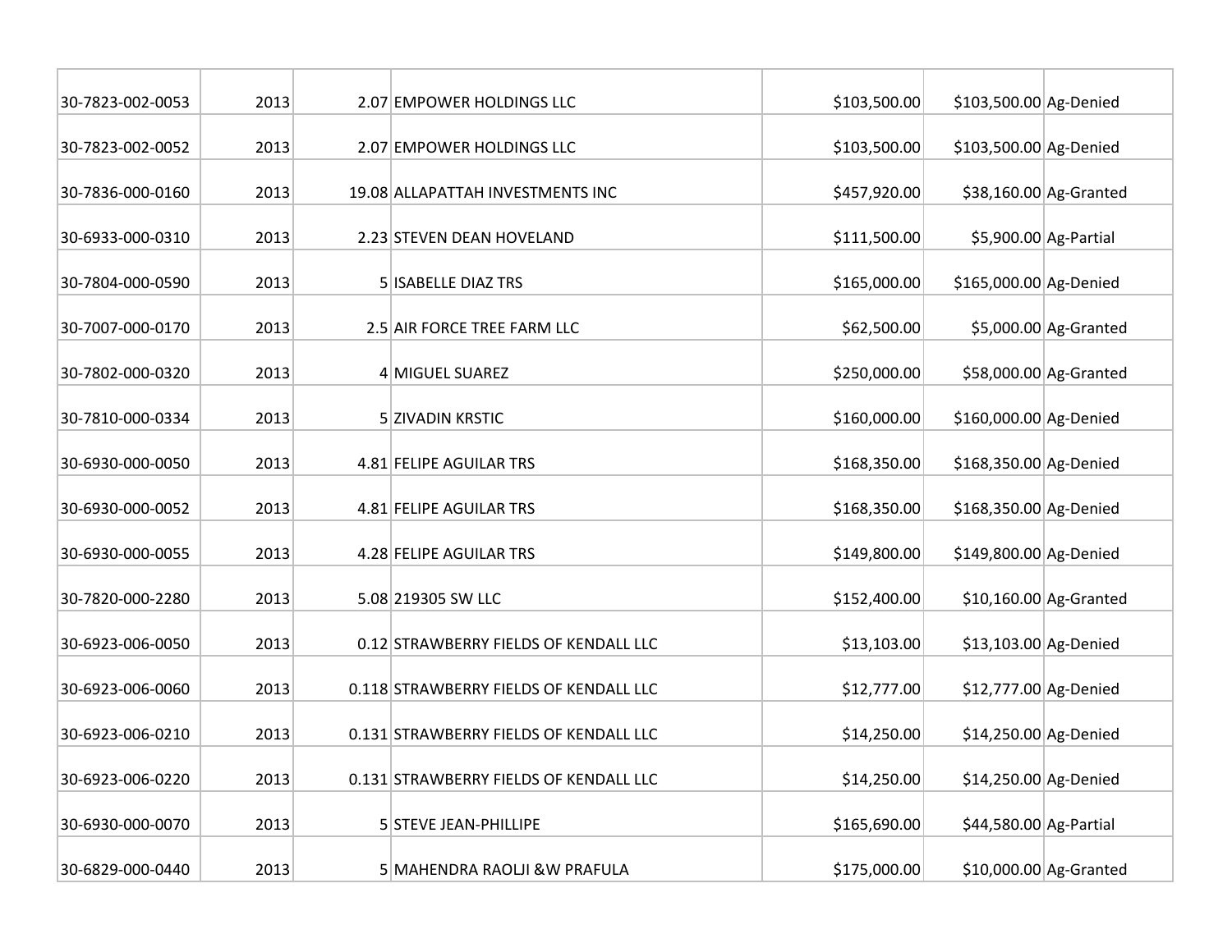| | | | | | | |
|---|---|---|---|---|---|---|
| 30-7823-002-0053 | 2013 | 2.07 | EMPOWER HOLDINGS LLC | $103,500.00 | $103,500.00 | Ag-Denied |
| 30-7823-002-0052 | 2013 | 2.07 | EMPOWER HOLDINGS LLC | $103,500.00 | $103,500.00 | Ag-Denied |
| 30-7836-000-0160 | 2013 | 19.08 | ALLAPATTAH INVESTMENTS INC | $457,920.00 | $38,160.00 | Ag-Granted |
| 30-6933-000-0310 | 2013 | 2.23 | STEVEN DEAN HOVELAND | $111,500.00 | $5,900.00 | Ag-Partial |
| 30-7804-000-0590 | 2013 | 5 | ISABELLE DIAZ TRS | $165,000.00 | $165,000.00 | Ag-Denied |
| 30-7007-000-0170 | 2013 | 2.5 | AIR FORCE TREE FARM LLC | $62,500.00 | $5,000.00 | Ag-Granted |
| 30-7802-000-0320 | 2013 | 4 | MIGUEL SUAREZ | $250,000.00 | $58,000.00 | Ag-Granted |
| 30-7810-000-0334 | 2013 | 5 | ZIVADIN KRSTIC | $160,000.00 | $160,000.00 | Ag-Denied |
| 30-6930-000-0050 | 2013 | 4.81 | FELIPE AGUILAR TRS | $168,350.00 | $168,350.00 | Ag-Denied |
| 30-6930-000-0052 | 2013 | 4.81 | FELIPE AGUILAR TRS | $168,350.00 | $168,350.00 | Ag-Denied |
| 30-6930-000-0055 | 2013 | 4.28 | FELIPE AGUILAR TRS | $149,800.00 | $149,800.00 | Ag-Denied |
| 30-7820-000-2280 | 2013 | 5.08 | 219305 SW LLC | $152,400.00 | $10,160.00 | Ag-Granted |
| 30-6923-006-0050 | 2013 | 0.12 | STRAWBERRY FIELDS OF KENDALL LLC | $13,103.00 | $13,103.00 | Ag-Denied |
| 30-6923-006-0060 | 2013 | 0.118 | STRAWBERRY FIELDS OF KENDALL LLC | $12,777.00 | $12,777.00 | Ag-Denied |
| 30-6923-006-0210 | 2013 | 0.131 | STRAWBERRY FIELDS OF KENDALL LLC | $14,250.00 | $14,250.00 | Ag-Denied |
| 30-6923-006-0220 | 2013 | 0.131 | STRAWBERRY FIELDS OF KENDALL LLC | $14,250.00 | $14,250.00 | Ag-Denied |
| 30-6930-000-0070 | 2013 | 5 | STEVE JEAN-PHILLIPE | $165,690.00 | $44,580.00 | Ag-Partial |
| 30-6829-000-0440 | 2013 | 5 | MAHENDRA RAOLJI &W PRAFULA | $175,000.00 | $10,000.00 | Ag-Granted |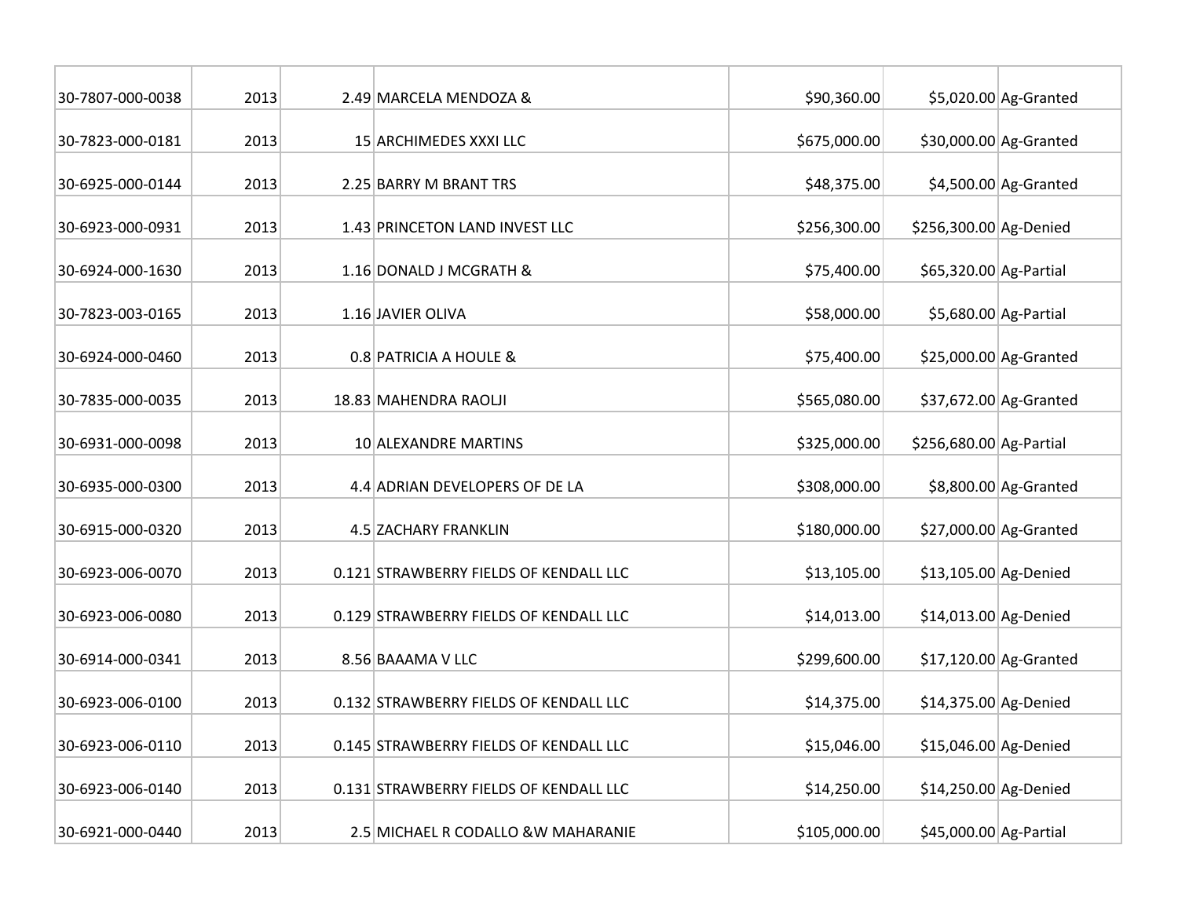| | | | | | | |
|---|---|---|---|---|---|---|
| 30-7807-000-0038 | 2013 | 2.49 | MARCELA MENDOZA & | $90,360.00 | $5,020.00 | Ag-Granted |
| 30-7823-000-0181 | 2013 | 15 | ARCHIMEDES XXXI LLC | $675,000.00 | $30,000.00 | Ag-Granted |
| 30-6925-000-0144 | 2013 | 2.25 | BARRY M BRANT TRS | $48,375.00 | $4,500.00 | Ag-Granted |
| 30-6923-000-0931 | 2013 | 1.43 | PRINCETON LAND INVEST LLC | $256,300.00 | $256,300.00 | Ag-Denied |
| 30-6924-000-1630 | 2013 | 1.16 | DONALD J MCGRATH & | $75,400.00 | $65,320.00 | Ag-Partial |
| 30-7823-003-0165 | 2013 | 1.16 | JAVIER OLIVA | $58,000.00 | $5,680.00 | Ag-Partial |
| 30-6924-000-0460 | 2013 | 0.8 | PATRICIA A HOULE & | $75,400.00 | $25,000.00 | Ag-Granted |
| 30-7835-000-0035 | 2013 | 18.83 | MAHENDRA RAOLJI | $565,080.00 | $37,672.00 | Ag-Granted |
| 30-6931-000-0098 | 2013 | 10 | ALEXANDRE MARTINS | $325,000.00 | $256,680.00 | Ag-Partial |
| 30-6935-000-0300 | 2013 | 4.4 | ADRIAN DEVELOPERS OF DE LA | $308,000.00 | $8,800.00 | Ag-Granted |
| 30-6915-000-0320 | 2013 | 4.5 | ZACHARY FRANKLIN | $180,000.00 | $27,000.00 | Ag-Granted |
| 30-6923-006-0070 | 2013 | 0.121 | STRAWBERRY FIELDS OF KENDALL LLC | $13,105.00 | $13,105.00 | Ag-Denied |
| 30-6923-006-0080 | 2013 | 0.129 | STRAWBERRY FIELDS OF KENDALL LLC | $14,013.00 | $14,013.00 | Ag-Denied |
| 30-6914-000-0341 | 2013 | 8.56 | BAAAMA V LLC | $299,600.00 | $17,120.00 | Ag-Granted |
| 30-6923-006-0100 | 2013 | 0.132 | STRAWBERRY FIELDS OF KENDALL LLC | $14,375.00 | $14,375.00 | Ag-Denied |
| 30-6923-006-0110 | 2013 | 0.145 | STRAWBERRY FIELDS OF KENDALL LLC | $15,046.00 | $15,046.00 | Ag-Denied |
| 30-6923-006-0140 | 2013 | 0.131 | STRAWBERRY FIELDS OF KENDALL LLC | $14,250.00 | $14,250.00 | Ag-Denied |
| 30-6921-000-0440 | 2013 | 2.5 | MICHAEL R CODALLO &W MAHARANIE | $105,000.00 | $45,000.00 | Ag-Partial |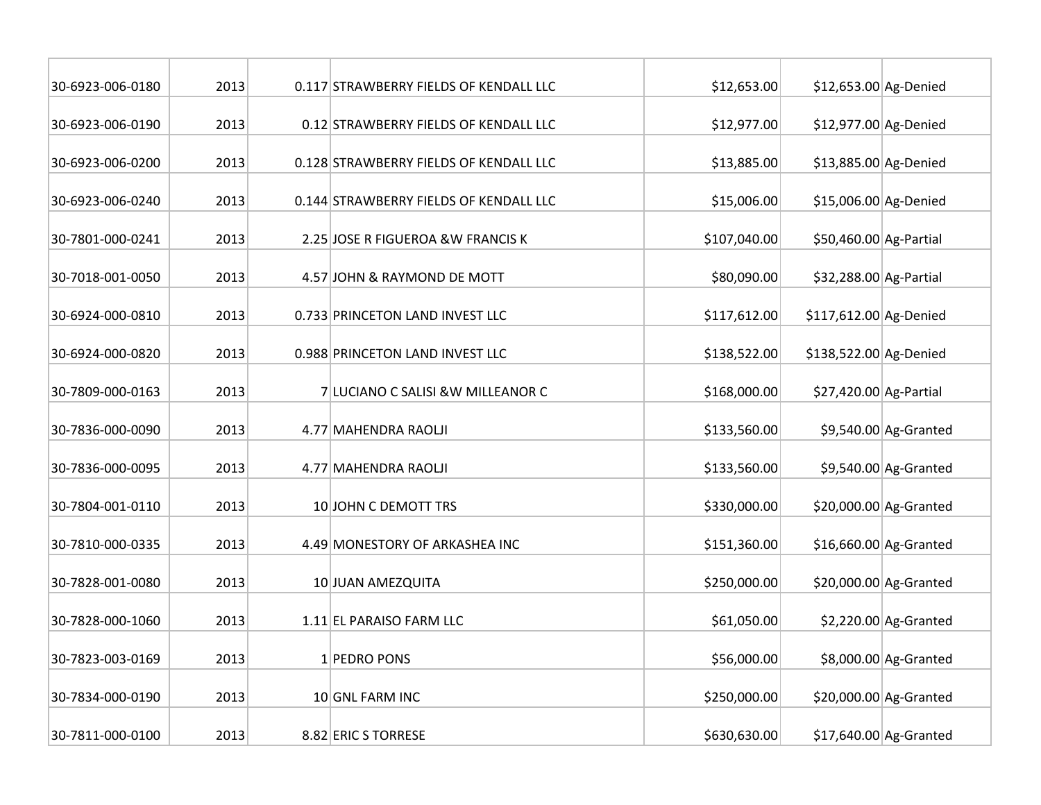| | | | | | | |
|---|---|---|---|---|---|---|
| 30-6923-006-0180 | 2013 | 0.117 | STRAWBERRY FIELDS OF KENDALL LLC | $12,653.00 | $12,653.00 | Ag-Denied |
| 30-6923-006-0190 | 2013 | 0.12 | STRAWBERRY FIELDS OF KENDALL LLC | $12,977.00 | $12,977.00 | Ag-Denied |
| 30-6923-006-0200 | 2013 | 0.128 | STRAWBERRY FIELDS OF KENDALL LLC | $13,885.00 | $13,885.00 | Ag-Denied |
| 30-6923-006-0240 | 2013 | 0.144 | STRAWBERRY FIELDS OF KENDALL LLC | $15,006.00 | $15,006.00 | Ag-Denied |
| 30-7801-000-0241 | 2013 | 2.25 | JOSE R FIGUEROA &W FRANCIS K | $107,040.00 | $50,460.00 | Ag-Partial |
| 30-7018-001-0050 | 2013 | 4.57 | JOHN & RAYMOND DE MOTT | $80,090.00 | $32,288.00 | Ag-Partial |
| 30-6924-000-0810 | 2013 | 0.733 | PRINCETON LAND INVEST LLC | $117,612.00 | $117,612.00 | Ag-Denied |
| 30-6924-000-0820 | 2013 | 0.988 | PRINCETON LAND INVEST LLC | $138,522.00 | $138,522.00 | Ag-Denied |
| 30-7809-000-0163 | 2013 | 7 | LUCIANO C SALISI &W MILLEANOR C | $168,000.00 | $27,420.00 | Ag-Partial |
| 30-7836-000-0090 | 2013 | 4.77 | MAHENDRA RAOLJI | $133,560.00 | $9,540.00 | Ag-Granted |
| 30-7836-000-0095 | 2013 | 4.77 | MAHENDRA RAOLJI | $133,560.00 | $9,540.00 | Ag-Granted |
| 30-7804-001-0110 | 2013 | 10 | JOHN C DEMOTT TRS | $330,000.00 | $20,000.00 | Ag-Granted |
| 30-7810-000-0335 | 2013 | 4.49 | MONESTORY OF ARKASHEA INC | $151,360.00 | $16,660.00 | Ag-Granted |
| 30-7828-001-0080 | 2013 | 10 | JUAN AMEZQUITA | $250,000.00 | $20,000.00 | Ag-Granted |
| 30-7828-000-1060 | 2013 | 1.11 | EL PARAISO FARM LLC | $61,050.00 | $2,220.00 | Ag-Granted |
| 30-7823-003-0169 | 2013 | 1 | PEDRO PONS | $56,000.00 | $8,000.00 | Ag-Granted |
| 30-7834-000-0190 | 2013 | 10 | GNL FARM INC | $250,000.00 | $20,000.00 | Ag-Granted |
| 30-7811-000-0100 | 2013 | 8.82 | ERIC S TORRESE | $630,630.00 | $17,640.00 | Ag-Granted |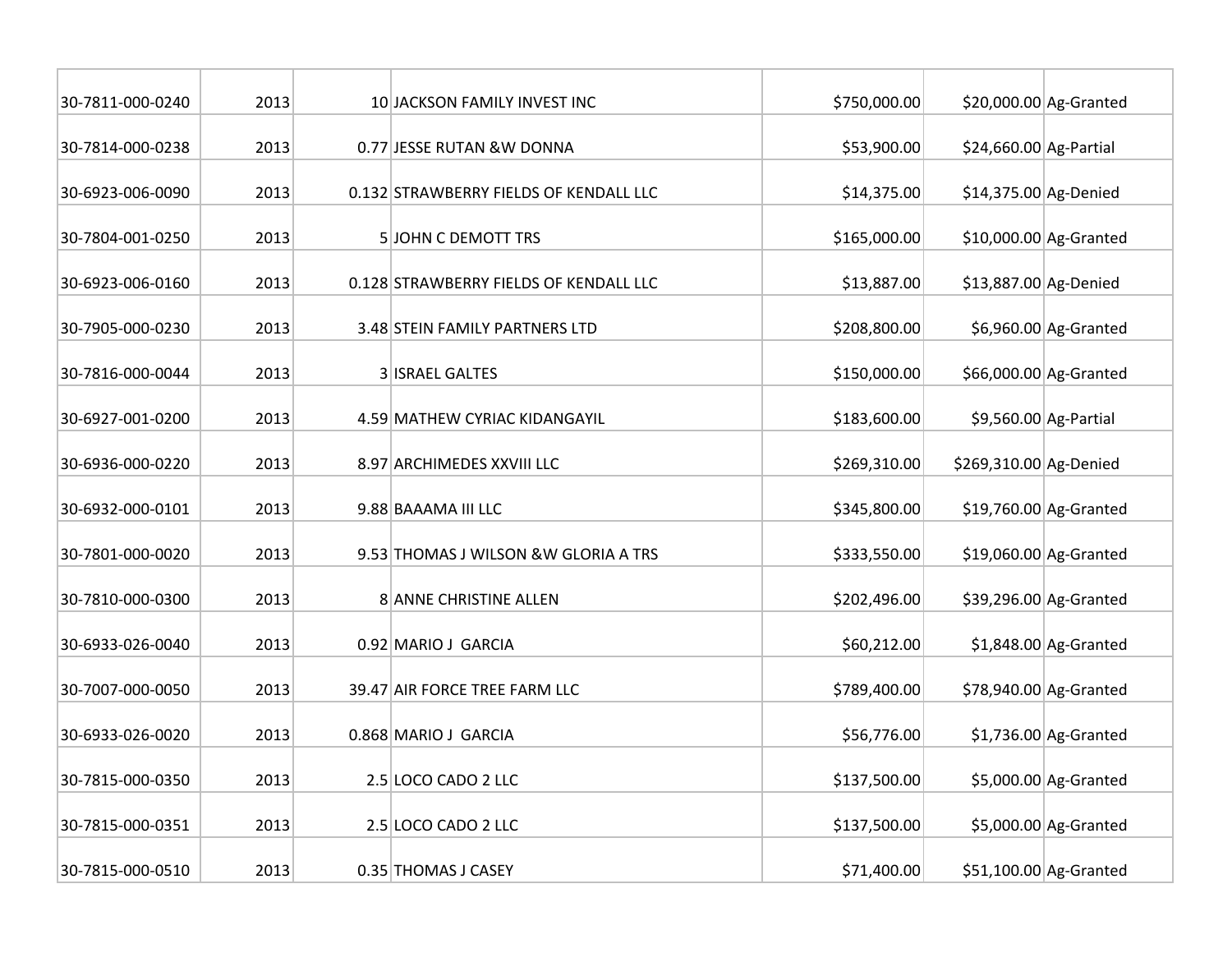| | | | | | | |
|---|---|---|---|---|---|---|
| 30-7811-000-0240 | 2013 | 10 | JACKSON FAMILY INVEST INC | $750,000.00 | $20,000.00 | Ag-Granted |
| 30-7814-000-0238 | 2013 | 0.77 | JESSE RUTAN &W DONNA | $53,900.00 | $24,660.00 | Ag-Partial |
| 30-6923-006-0090 | 2013 | 0.132 | STRAWBERRY FIELDS OF KENDALL LLC | $14,375.00 | $14,375.00 | Ag-Denied |
| 30-7804-001-0250 | 2013 | 5 | JOHN C DEMOTT TRS | $165,000.00 | $10,000.00 | Ag-Granted |
| 30-6923-006-0160 | 2013 | 0.128 | STRAWBERRY FIELDS OF KENDALL LLC | $13,887.00 | $13,887.00 | Ag-Denied |
| 30-7905-000-0230 | 2013 | 3.48 | STEIN FAMILY PARTNERS LTD | $208,800.00 | $6,960.00 | Ag-Granted |
| 30-7816-000-0044 | 2013 | 3 | ISRAEL GALTES | $150,000.00 | $66,000.00 | Ag-Granted |
| 30-6927-001-0200 | 2013 | 4.59 | MATHEW CYRIAC KIDANGAYIL | $183,600.00 | $9,560.00 | Ag-Partial |
| 30-6936-000-0220 | 2013 | 8.97 | ARCHIMEDES XXVIII LLC | $269,310.00 | $269,310.00 | Ag-Denied |
| 30-6932-000-0101 | 2013 | 9.88 | BAAAMA III LLC | $345,800.00 | $19,760.00 | Ag-Granted |
| 30-7801-000-0020 | 2013 | 9.53 | THOMAS J WILSON &W GLORIA A TRS | $333,550.00 | $19,060.00 | Ag-Granted |
| 30-7810-000-0300 | 2013 | 8 | ANNE CHRISTINE ALLEN | $202,496.00 | $39,296.00 | Ag-Granted |
| 30-6933-026-0040 | 2013 | 0.92 | MARIO J GARCIA | $60,212.00 | $1,848.00 | Ag-Granted |
| 30-7007-000-0050 | 2013 | 39.47 | AIR FORCE TREE FARM LLC | $789,400.00 | $78,940.00 | Ag-Granted |
| 30-6933-026-0020 | 2013 | 0.868 | MARIO J GARCIA | $56,776.00 | $1,736.00 | Ag-Granted |
| 30-7815-000-0350 | 2013 | 2.5 | LOCO CADO 2 LLC | $137,500.00 | $5,000.00 | Ag-Granted |
| 30-7815-000-0351 | 2013 | 2.5 | LOCO CADO 2 LLC | $137,500.00 | $5,000.00 | Ag-Granted |
| 30-7815-000-0510 | 2013 | 0.35 | THOMAS J CASEY | $71,400.00 | $51,100.00 | Ag-Granted |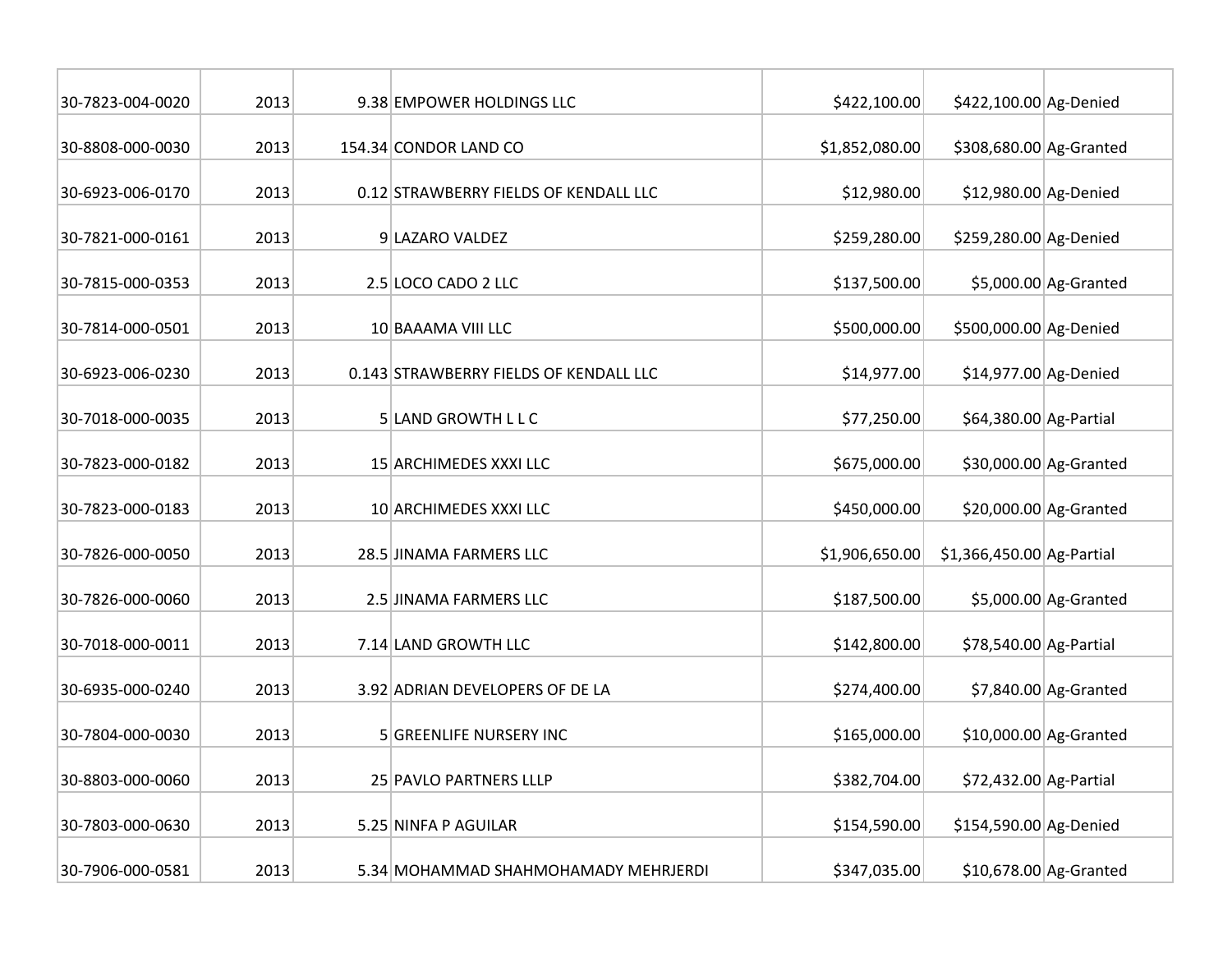| | | | | | | |
|---|---|---|---|---|---|---|
| 30-7823-004-0020 | 2013 | 9.38 | EMPOWER HOLDINGS LLC | $422,100.00 | $422,100.00 | Ag-Denied |
| 30-8808-000-0030 | 2013 | 154.34 | CONDOR LAND CO | $1,852,080.00 | $308,680.00 | Ag-Granted |
| 30-6923-006-0170 | 2013 | 0.12 | STRAWBERRY FIELDS OF KENDALL LLC | $12,980.00 | $12,980.00 | Ag-Denied |
| 30-7821-000-0161 | 2013 | 9 | LAZARO VALDEZ | $259,280.00 | $259,280.00 | Ag-Denied |
| 30-7815-000-0353 | 2013 | 2.5 | LOCO CADO 2 LLC | $137,500.00 | $5,000.00 | Ag-Granted |
| 30-7814-000-0501 | 2013 | 10 | BAAAMA VIII LLC | $500,000.00 | $500,000.00 | Ag-Denied |
| 30-6923-006-0230 | 2013 | 0.143 | STRAWBERRY FIELDS OF KENDALL LLC | $14,977.00 | $14,977.00 | Ag-Denied |
| 30-7018-000-0035 | 2013 | 5 | LAND GROWTH L L C | $77,250.00 | $64,380.00 | Ag-Partial |
| 30-7823-000-0182 | 2013 | 15 | ARCHIMEDES XXXI LLC | $675,000.00 | $30,000.00 | Ag-Granted |
| 30-7823-000-0183 | 2013 | 10 | ARCHIMEDES XXXI LLC | $450,000.00 | $20,000.00 | Ag-Granted |
| 30-7826-000-0050 | 2013 | 28.5 | JINAMA FARMERS LLC | $1,906,650.00 | $1,366,450.00 | Ag-Partial |
| 30-7826-000-0060 | 2013 | 2.5 | JINAMA FARMERS LLC | $187,500.00 | $5,000.00 | Ag-Granted |
| 30-7018-000-0011 | 2013 | 7.14 | LAND GROWTH LLC | $142,800.00 | $78,540.00 | Ag-Partial |
| 30-6935-000-0240 | 2013 | 3.92 | ADRIAN DEVELOPERS OF DE LA | $274,400.00 | $7,840.00 | Ag-Granted |
| 30-7804-000-0030 | 2013 | 5 | GREENLIFE NURSERY INC | $165,000.00 | $10,000.00 | Ag-Granted |
| 30-8803-000-0060 | 2013 | 25 | PAVLO PARTNERS LLLP | $382,704.00 | $72,432.00 | Ag-Partial |
| 30-7803-000-0630 | 2013 | 5.25 | NINFA P AGUILAR | $154,590.00 | $154,590.00 | Ag-Denied |
| 30-7906-000-0581 | 2013 | 5.34 | MOHAMMAD SHAHMOHAMADY MEHRJERDI | $347,035.00 | $10,678.00 | Ag-Granted |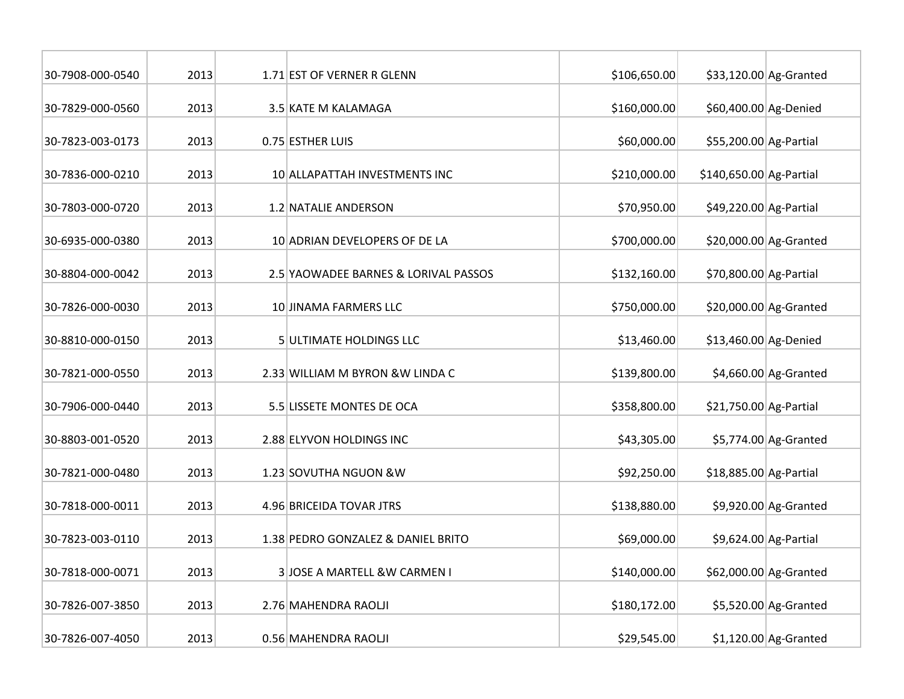| | | | | | | |
|---|---|---|---|---|---|---|
| 30-7908-000-0540 | 2013 | 1.71 | EST OF VERNER R GLENN | $106,650.00 | $33,120.00 | Ag-Granted |
| 30-7829-000-0560 | 2013 | 3.5 | KATE M KALAMAGA | $160,000.00 | $60,400.00 | Ag-Denied |
| 30-7823-003-0173 | 2013 | 0.75 | ESTHER LUIS | $60,000.00 | $55,200.00 | Ag-Partial |
| 30-7836-000-0210 | 2013 | 10 | ALLAPATTAH INVESTMENTS INC | $210,000.00 | $140,650.00 | Ag-Partial |
| 30-7803-000-0720 | 2013 | 1.2 | NATALIE ANDERSON | $70,950.00 | $49,220.00 | Ag-Partial |
| 30-6935-000-0380 | 2013 | 10 | ADRIAN DEVELOPERS OF DE LA | $700,000.00 | $20,000.00 | Ag-Granted |
| 30-8804-000-0042 | 2013 | 2.5 | YAOWADEE BARNES & LORIVAL PASSOS | $132,160.00 | $70,800.00 | Ag-Partial |
| 30-7826-000-0030 | 2013 | 10 | JINAMA FARMERS LLC | $750,000.00 | $20,000.00 | Ag-Granted |
| 30-8810-000-0150 | 2013 | 5 | ULTIMATE HOLDINGS LLC | $13,460.00 | $13,460.00 | Ag-Denied |
| 30-7821-000-0550 | 2013 | 2.33 | WILLIAM M BYRON &W LINDA C | $139,800.00 | $4,660.00 | Ag-Granted |
| 30-7906-000-0440 | 2013 | 5.5 | LISSETE MONTES DE OCA | $358,800.00 | $21,750.00 | Ag-Partial |
| 30-8803-001-0520 | 2013 | 2.88 | ELYVON HOLDINGS INC | $43,305.00 | $5,774.00 | Ag-Granted |
| 30-7821-000-0480 | 2013 | 1.23 | SOVUTHA NGUON &W | $92,250.00 | $18,885.00 | Ag-Partial |
| 30-7818-000-0011 | 2013 | 4.96 | BRICEIDA TOVAR JTRS | $138,880.00 | $9,920.00 | Ag-Granted |
| 30-7823-003-0110 | 2013 | 1.38 | PEDRO GONZALEZ & DANIEL BRITO | $69,000.00 | $9,624.00 | Ag-Partial |
| 30-7818-000-0071 | 2013 | 3 | JOSE A MARTELL &W CARMEN I | $140,000.00 | $62,000.00 | Ag-Granted |
| 30-7826-007-3850 | 2013 | 2.76 | MAHENDRA RAOLJI | $180,172.00 | $5,520.00 | Ag-Granted |
| 30-7826-007-4050 | 2013 | 0.56 | MAHENDRA RAOLJI | $29,545.00 | $1,120.00 | Ag-Granted |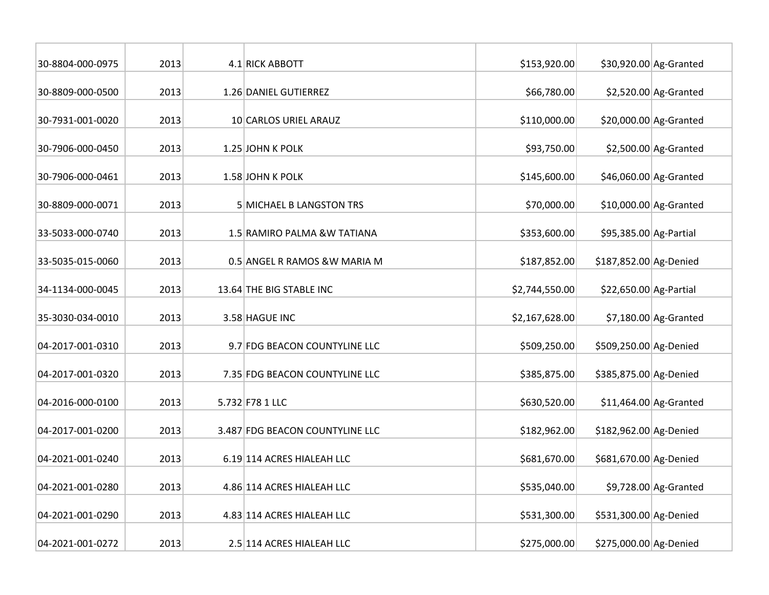| | | | | | | |
|---|---|---|---|---|---|---|
| 30-8804-000-0975 | 2013 | 4.1 | RICK ABBOTT | $153,920.00 | $30,920.00 | Ag-Granted |
| 30-8809-000-0500 | 2013 | 1.26 | DANIEL GUTIERREZ | $66,780.00 | $2,520.00 | Ag-Granted |
| 30-7931-001-0020 | 2013 | 10 | CARLOS URIEL ARAUZ | $110,000.00 | $20,000.00 | Ag-Granted |
| 30-7906-000-0450 | 2013 | 1.25 | JOHN K POLK | $93,750.00 | $2,500.00 | Ag-Granted |
| 30-7906-000-0461 | 2013 | 1.58 | JOHN K POLK | $145,600.00 | $46,060.00 | Ag-Granted |
| 30-8809-000-0071 | 2013 | 5 | MICHAEL B LANGSTON TRS | $70,000.00 | $10,000.00 | Ag-Granted |
| 33-5033-000-0740 | 2013 | 1.5 | RAMIRO PALMA &W TATIANA | $353,600.00 | $95,385.00 | Ag-Partial |
| 33-5035-015-0060 | 2013 | 0.5 | ANGEL R RAMOS &W MARIA M | $187,852.00 | $187,852.00 | Ag-Denied |
| 34-1134-000-0045 | 2013 | 13.64 | THE BIG STABLE INC | $2,744,550.00 | $22,650.00 | Ag-Partial |
| 35-3030-034-0010 | 2013 | 3.58 | HAGUE INC | $2,167,628.00 | $7,180.00 | Ag-Granted |
| 04-2017-001-0310 | 2013 | 9.7 | FDG BEACON COUNTYLINE LLC | $509,250.00 | $509,250.00 | Ag-Denied |
| 04-2017-001-0320 | 2013 | 7.35 | FDG BEACON COUNTYLINE LLC | $385,875.00 | $385,875.00 | Ag-Denied |
| 04-2016-000-0100 | 2013 | 5.732 | F78 1 LLC | $630,520.00 | $11,464.00 | Ag-Granted |
| 04-2017-001-0200 | 2013 | 3.487 | FDG BEACON COUNTYLINE LLC | $182,962.00 | $182,962.00 | Ag-Denied |
| 04-2021-001-0240 | 2013 | 6.19 | 114 ACRES HIALEAH LLC | $681,670.00 | $681,670.00 | Ag-Denied |
| 04-2021-001-0280 | 2013 | 4.86 | 114 ACRES HIALEAH LLC | $535,040.00 | $9,728.00 | Ag-Granted |
| 04-2021-001-0290 | 2013 | 4.83 | 114 ACRES HIALEAH LLC | $531,300.00 | $531,300.00 | Ag-Denied |
| 04-2021-001-0272 | 2013 | 2.5 | 114 ACRES HIALEAH LLC | $275,000.00 | $275,000.00 | Ag-Denied |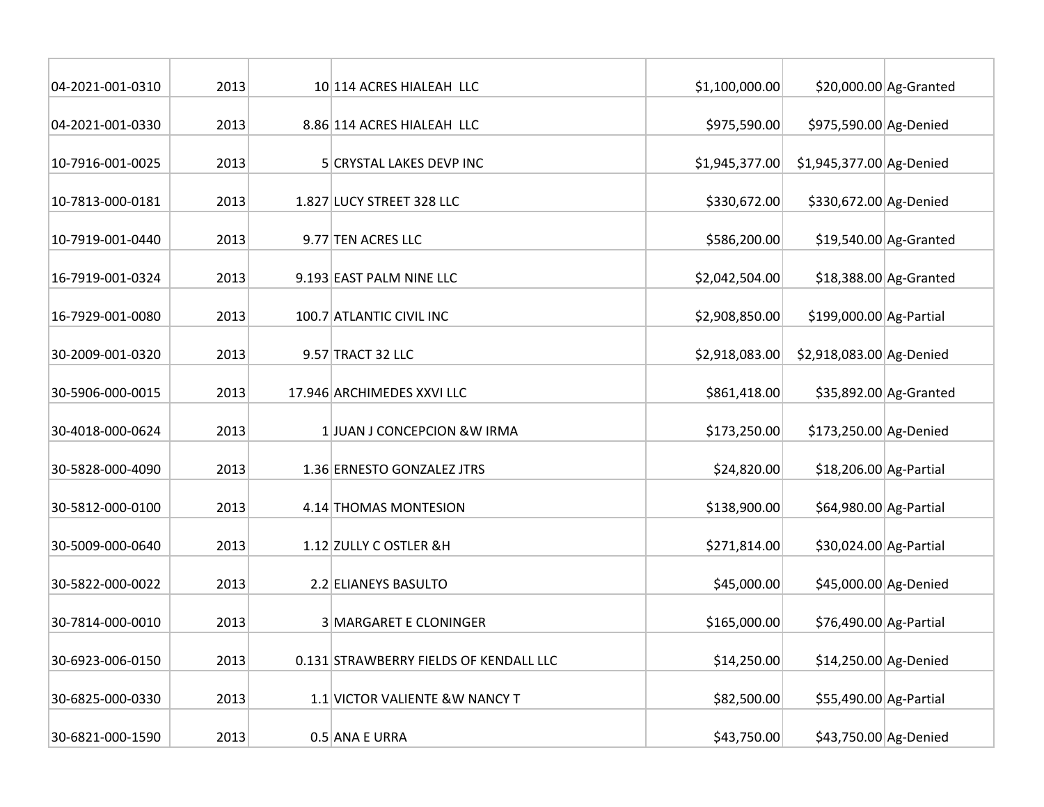| | | | | | | |
|---|---|---|---|---|---|---|
| 04-2021-001-0310 | 2013 | 10 | 114 ACRES HIALEAH LLC | $1,100,000.00 | $20,000.00 | Ag-Granted |
| 04-2021-001-0330 | 2013 | 8.86 | 114 ACRES HIALEAH LLC | $975,590.00 | $975,590.00 | Ag-Denied |
| 10-7916-001-0025 | 2013 | 5 | CRYSTAL LAKES DEVP INC | $1,945,377.00 | $1,945,377.00 | Ag-Denied |
| 10-7813-000-0181 | 2013 | 1.827 | LUCY STREET 328 LLC | $330,672.00 | $330,672.00 | Ag-Denied |
| 10-7919-001-0440 | 2013 | 9.77 | TEN ACRES LLC | $586,200.00 | $19,540.00 | Ag-Granted |
| 16-7919-001-0324 | 2013 | 9.193 | EAST PALM NINE LLC | $2,042,504.00 | $18,388.00 | Ag-Granted |
| 16-7929-001-0080 | 2013 | 100.7 | ATLANTIC CIVIL INC | $2,908,850.00 | $199,000.00 | Ag-Partial |
| 30-2009-001-0320 | 2013 | 9.57 | TRACT 32 LLC | $2,918,083.00 | $2,918,083.00 | Ag-Denied |
| 30-5906-000-0015 | 2013 | 17.946 | ARCHIMEDES XXVI LLC | $861,418.00 | $35,892.00 | Ag-Granted |
| 30-4018-000-0624 | 2013 | 1 | JUAN J CONCEPCION &W IRMA | $173,250.00 | $173,250.00 | Ag-Denied |
| 30-5828-000-4090 | 2013 | 1.36 | ERNESTO GONZALEZ JTRS | $24,820.00 | $18,206.00 | Ag-Partial |
| 30-5812-000-0100 | 2013 | 4.14 | THOMAS MONTESION | $138,900.00 | $64,980.00 | Ag-Partial |
| 30-5009-000-0640 | 2013 | 1.12 | ZULLY C OSTLER &H | $271,814.00 | $30,024.00 | Ag-Partial |
| 30-5822-000-0022 | 2013 | 2.2 | ELIANEYS BASULTO | $45,000.00 | $45,000.00 | Ag-Denied |
| 30-7814-000-0010 | 2013 | 3 | MARGARET E CLONINGER | $165,000.00 | $76,490.00 | Ag-Partial |
| 30-6923-006-0150 | 2013 | 0.131 | STRAWBERRY FIELDS OF KENDALL LLC | $14,250.00 | $14,250.00 | Ag-Denied |
| 30-6825-000-0330 | 2013 | 1.1 | VICTOR VALIENTE &W NANCY T | $82,500.00 | $55,490.00 | Ag-Partial |
| 30-6821-000-1590 | 2013 | 0.5 | ANA E URRA | $43,750.00 | $43,750.00 | Ag-Denied |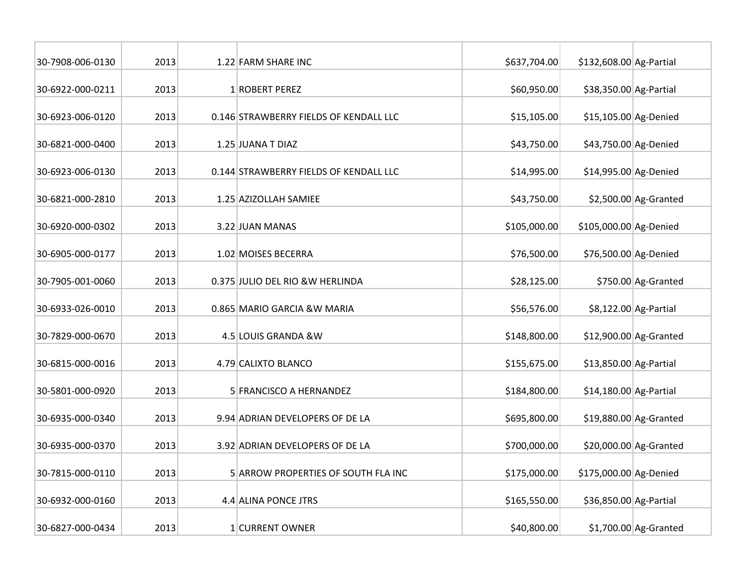| | | | | | | |
|---|---|---|---|---|---|---|
| 30-7908-006-0130 | 2013 | 1.22 | FARM SHARE INC | $637,704.00 | $132,608.00 | Ag-Partial |
| 30-6922-000-0211 | 2013 | 1 | ROBERT PEREZ | $60,950.00 | $38,350.00 | Ag-Partial |
| 30-6923-006-0120 | 2013 | 0.146 | STRAWBERRY FIELDS OF KENDALL LLC | $15,105.00 | $15,105.00 | Ag-Denied |
| 30-6821-000-0400 | 2013 | 1.25 | JUANA T DIAZ | $43,750.00 | $43,750.00 | Ag-Denied |
| 30-6923-006-0130 | 2013 | 0.144 | STRAWBERRY FIELDS OF KENDALL LLC | $14,995.00 | $14,995.00 | Ag-Denied |
| 30-6821-000-2810 | 2013 | 1.25 | AZIZOLLAH SAMIEE | $43,750.00 | $2,500.00 | Ag-Granted |
| 30-6920-000-0302 | 2013 | 3.22 | JUAN MANAS | $105,000.00 | $105,000.00 | Ag-Denied |
| 30-6905-000-0177 | 2013 | 1.02 | MOISES BECERRA | $76,500.00 | $76,500.00 | Ag-Denied |
| 30-7905-001-0060 | 2013 | 0.375 | JULIO DEL RIO &W HERLINDA | $28,125.00 | $750.00 | Ag-Granted |
| 30-6933-026-0010 | 2013 | 0.865 | MARIO GARCIA &W MARIA | $56,576.00 | $8,122.00 | Ag-Partial |
| 30-7829-000-0670 | 2013 | 4.5 | LOUIS GRANDA &W | $148,800.00 | $12,900.00 | Ag-Granted |
| 30-6815-000-0016 | 2013 | 4.79 | CALIXTO BLANCO | $155,675.00 | $13,850.00 | Ag-Partial |
| 30-5801-000-0920 | 2013 | 5 | FRANCISCO A HERNANDEZ | $184,800.00 | $14,180.00 | Ag-Partial |
| 30-6935-000-0340 | 2013 | 9.94 | ADRIAN DEVELOPERS OF DE LA | $695,800.00 | $19,880.00 | Ag-Granted |
| 30-6935-000-0370 | 2013 | 3.92 | ADRIAN DEVELOPERS OF DE LA | $700,000.00 | $20,000.00 | Ag-Granted |
| 30-7815-000-0110 | 2013 | 5 | ARROW PROPERTIES OF SOUTH FLA INC | $175,000.00 | $175,000.00 | Ag-Denied |
| 30-6932-000-0160 | 2013 | 4.4 | ALINA PONCE JTRS | $165,550.00 | $36,850.00 | Ag-Partial |
| 30-6827-000-0434 | 2013 | 1 | CURRENT OWNER | $40,800.00 | $1,700.00 | Ag-Granted |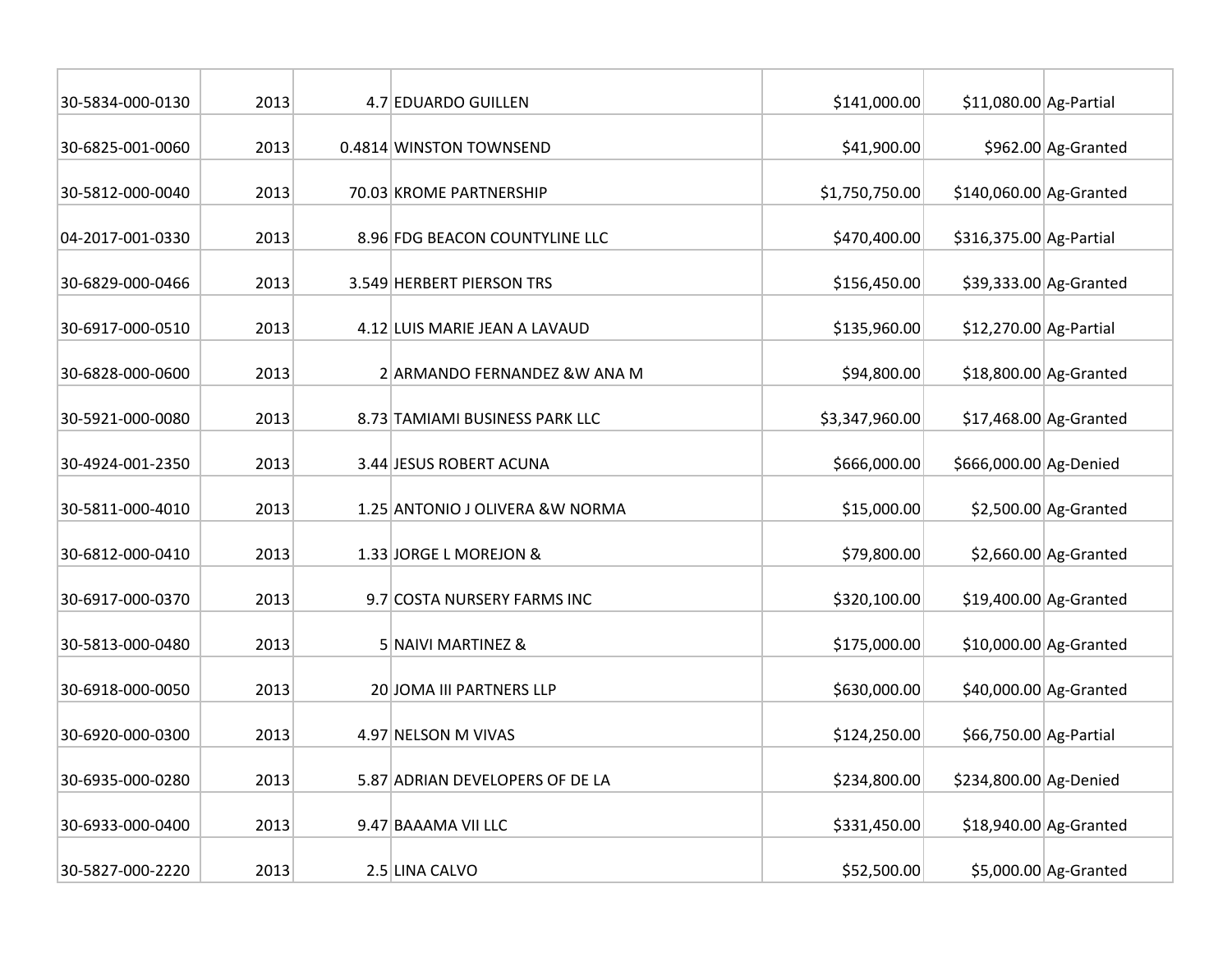| | | | | | | |
|---|---|---|---|---|---|---|
| 30-5834-000-0130 | 2013 | 4.7 | EDUARDO GUILLEN | $141,000.00 | $11,080.00 | Ag-Partial |
| 30-6825-001-0060 | 2013 | 0.4814 | WINSTON TOWNSEND | $41,900.00 | $962.00 | Ag-Granted |
| 30-5812-000-0040 | 2013 | 70.03 | KROME PARTNERSHIP | $1,750,750.00 | $140,060.00 | Ag-Granted |
| 04-2017-001-0330 | 2013 | 8.96 | FDG BEACON COUNTYLINE LLC | $470,400.00 | $316,375.00 | Ag-Partial |
| 30-6829-000-0466 | 2013 | 3.549 | HERBERT PIERSON TRS | $156,450.00 | $39,333.00 | Ag-Granted |
| 30-6917-000-0510 | 2013 | 4.12 | LUIS MARIE JEAN A LAVAUD | $135,960.00 | $12,270.00 | Ag-Partial |
| 30-6828-000-0600 | 2013 | 2 | ARMANDO FERNANDEZ &W ANA M | $94,800.00 | $18,800.00 | Ag-Granted |
| 30-5921-000-0080 | 2013 | 8.73 | TAMIAMI BUSINESS PARK LLC | $3,347,960.00 | $17,468.00 | Ag-Granted |
| 30-4924-001-2350 | 2013 | 3.44 | JESUS ROBERT ACUNA | $666,000.00 | $666,000.00 | Ag-Denied |
| 30-5811-000-4010 | 2013 | 1.25 | ANTONIO J OLIVERA &W NORMA | $15,000.00 | $2,500.00 | Ag-Granted |
| 30-6812-000-0410 | 2013 | 1.33 | JORGE L MOREJON & | $79,800.00 | $2,660.00 | Ag-Granted |
| 30-6917-000-0370 | 2013 | 9.7 | COSTA NURSERY FARMS INC | $320,100.00 | $19,400.00 | Ag-Granted |
| 30-5813-000-0480 | 2013 | 5 | NAIVI MARTINEZ & | $175,000.00 | $10,000.00 | Ag-Granted |
| 30-6918-000-0050 | 2013 | 20 | JOMA III PARTNERS LLP | $630,000.00 | $40,000.00 | Ag-Granted |
| 30-6920-000-0300 | 2013 | 4.97 | NELSON M VIVAS | $124,250.00 | $66,750.00 | Ag-Partial |
| 30-6935-000-0280 | 2013 | 5.87 | ADRIAN DEVELOPERS OF DE LA | $234,800.00 | $234,800.00 | Ag-Denied |
| 30-6933-000-0400 | 2013 | 9.47 | BAAAMA VII LLC | $331,450.00 | $18,940.00 | Ag-Granted |
| 30-5827-000-2220 | 2013 | 2.5 | LINA CALVO | $52,500.00 | $5,000.00 | Ag-Granted |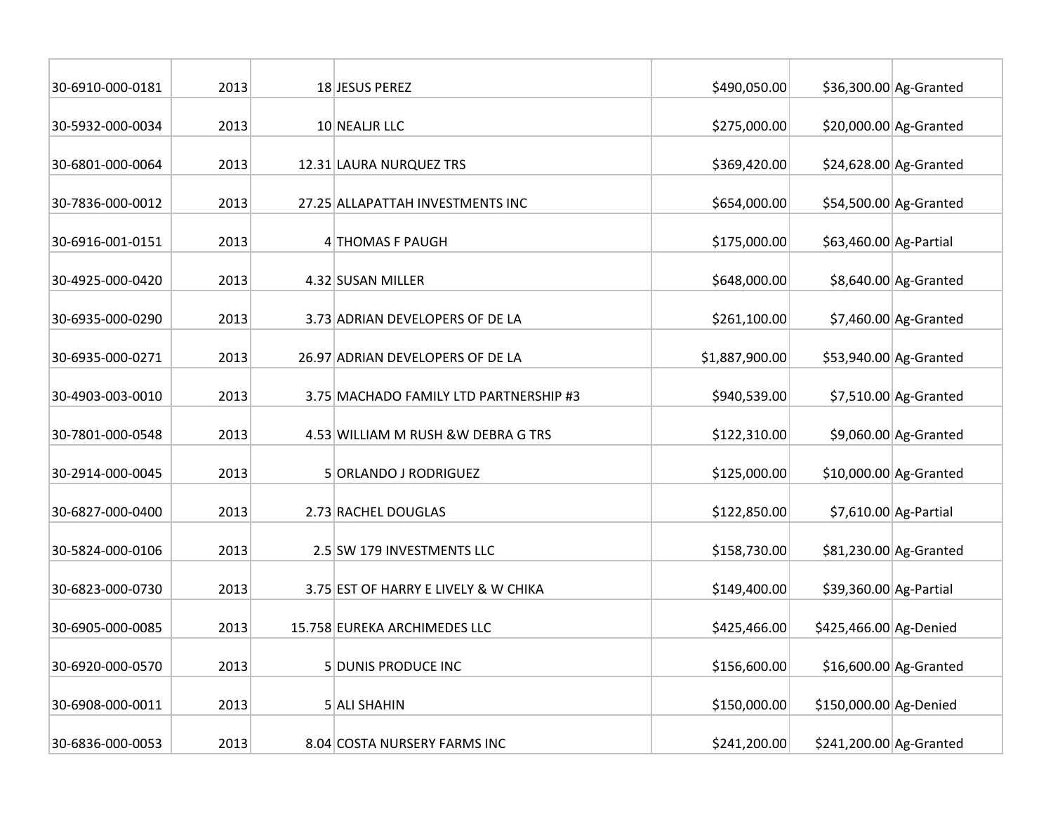| | | | | | | |
|---|---|---|---|---|---|---|
| 30-6910-000-0181 | 2013 | 18 | JESUS PEREZ | $490,050.00 | $36,300.00 | Ag-Granted |
| 30-5932-000-0034 | 2013 | 10 | NEALJR LLC | $275,000.00 | $20,000.00 | Ag-Granted |
| 30-6801-000-0064 | 2013 | 12.31 | LAURA NURQUEZ TRS | $369,420.00 | $24,628.00 | Ag-Granted |
| 30-7836-000-0012 | 2013 | 27.25 | ALLAPATTAH INVESTMENTS INC | $654,000.00 | $54,500.00 | Ag-Granted |
| 30-6916-001-0151 | 2013 | 4 | THOMAS F PAUGH | $175,000.00 | $63,460.00 | Ag-Partial |
| 30-4925-000-0420 | 2013 | 4.32 | SUSAN MILLER | $648,000.00 | $8,640.00 | Ag-Granted |
| 30-6935-000-0290 | 2013 | 3.73 | ADRIAN DEVELOPERS OF DE LA | $261,100.00 | $7,460.00 | Ag-Granted |
| 30-6935-000-0271 | 2013 | 26.97 | ADRIAN DEVELOPERS OF DE LA | $1,887,900.00 | $53,940.00 | Ag-Granted |
| 30-4903-003-0010 | 2013 | 3.75 | MACHADO FAMILY LTD PARTNERSHIP #3 | $940,539.00 | $7,510.00 | Ag-Granted |
| 30-7801-000-0548 | 2013 | 4.53 | WILLIAM M RUSH &W DEBRA G TRS | $122,310.00 | $9,060.00 | Ag-Granted |
| 30-2914-000-0045 | 2013 | 5 | ORLANDO J RODRIGUEZ | $125,000.00 | $10,000.00 | Ag-Granted |
| 30-6827-000-0400 | 2013 | 2.73 | RACHEL DOUGLAS | $122,850.00 | $7,610.00 | Ag-Partial |
| 30-5824-000-0106 | 2013 | 2.5 | SW 179 INVESTMENTS LLC | $158,730.00 | $81,230.00 | Ag-Granted |
| 30-6823-000-0730 | 2013 | 3.75 | EST OF HARRY E LIVELY & W CHIKA | $149,400.00 | $39,360.00 | Ag-Partial |
| 30-6905-000-0085 | 2013 | 15.758 | EUREKA ARCHIMEDES LLC | $425,466.00 | $425,466.00 | Ag-Denied |
| 30-6920-000-0570 | 2013 | 5 | DUNIS PRODUCE INC | $156,600.00 | $16,600.00 | Ag-Granted |
| 30-6908-000-0011 | 2013 | 5 | ALI SHAHIN | $150,000.00 | $150,000.00 | Ag-Denied |
| 30-6836-000-0053 | 2013 | 8.04 | COSTA NURSERY FARMS INC | $241,200.00 | $241,200.00 | Ag-Granted |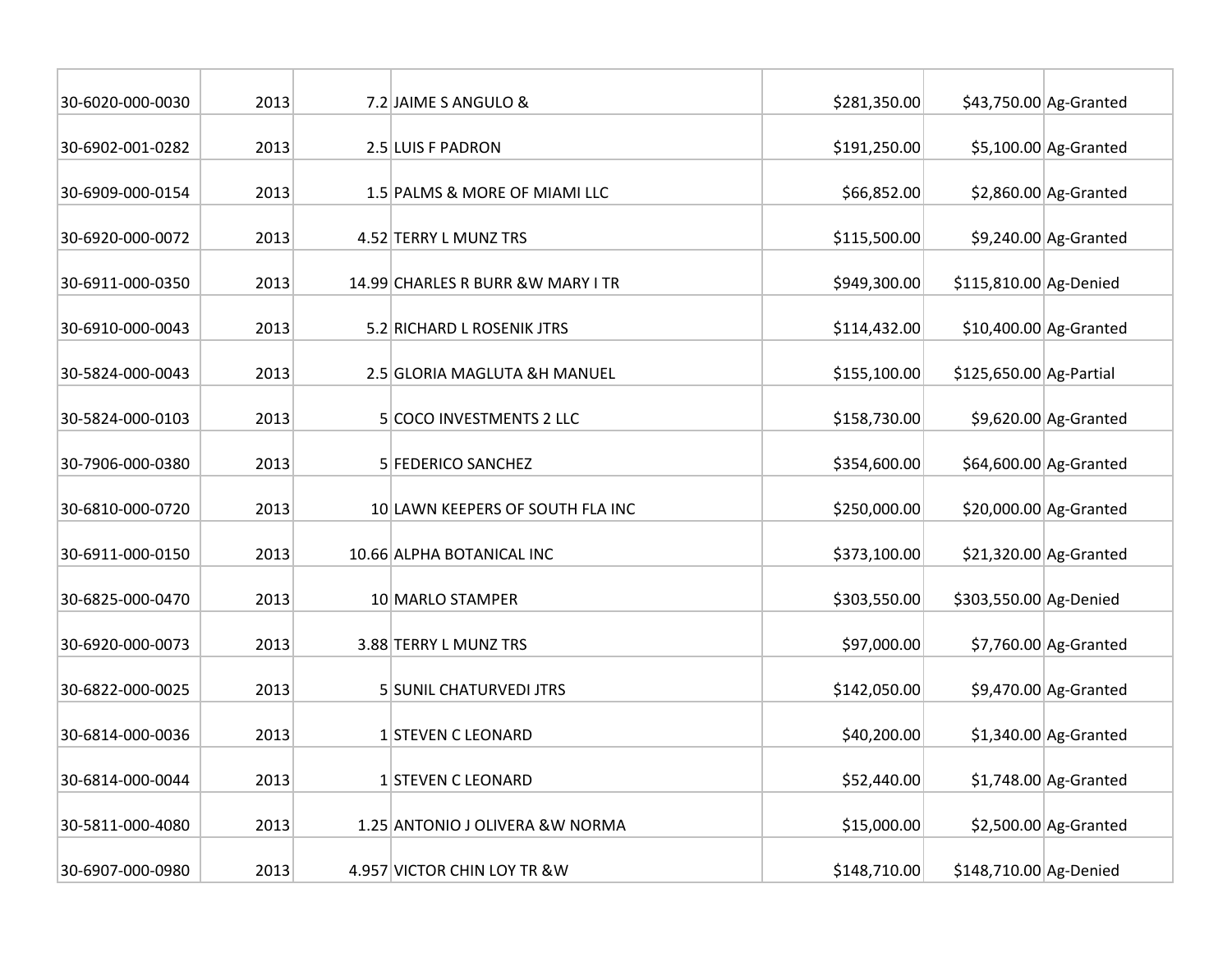| | | | | | | |
|---|---|---|---|---|---|---|
| 30-6020-000-0030 | 2013 | 7.2 | JAIME S ANGULO & | $281,350.00 | $43,750.00 | Ag-Granted |
| 30-6902-001-0282 | 2013 | 2.5 | LUIS F PADRON | $191,250.00 | $5,100.00 | Ag-Granted |
| 30-6909-000-0154 | 2013 | 1.5 | PALMS & MORE OF MIAMI LLC | $66,852.00 | $2,860.00 | Ag-Granted |
| 30-6920-000-0072 | 2013 | 4.52 | TERRY L MUNZ TRS | $115,500.00 | $9,240.00 | Ag-Granted |
| 30-6911-000-0350 | 2013 | 14.99 | CHARLES R BURR &W MARY I TR | $949,300.00 | $115,810.00 | Ag-Denied |
| 30-6910-000-0043 | 2013 | 5.2 | RICHARD L ROSENIK JTRS | $114,432.00 | $10,400.00 | Ag-Granted |
| 30-5824-000-0043 | 2013 | 2.5 | GLORIA MAGLUTA &H MANUEL | $155,100.00 | $125,650.00 | Ag-Partial |
| 30-5824-000-0103 | 2013 | 5 | COCO INVESTMENTS 2 LLC | $158,730.00 | $9,620.00 | Ag-Granted |
| 30-7906-000-0380 | 2013 | 5 | FEDERICO SANCHEZ | $354,600.00 | $64,600.00 | Ag-Granted |
| 30-6810-000-0720 | 2013 | 10 | LAWN KEEPERS OF SOUTH FLA INC | $250,000.00 | $20,000.00 | Ag-Granted |
| 30-6911-000-0150 | 2013 | 10.66 | ALPHA BOTANICAL INC | $373,100.00 | $21,320.00 | Ag-Granted |
| 30-6825-000-0470 | 2013 | 10 | MARLO STAMPER | $303,550.00 | $303,550.00 | Ag-Denied |
| 30-6920-000-0073 | 2013 | 3.88 | TERRY L MUNZ TRS | $97,000.00 | $7,760.00 | Ag-Granted |
| 30-6822-000-0025 | 2013 | 5 | SUNIL CHATURVEDI JTRS | $142,050.00 | $9,470.00 | Ag-Granted |
| 30-6814-000-0036 | 2013 | 1 | STEVEN C LEONARD | $40,200.00 | $1,340.00 | Ag-Granted |
| 30-6814-000-0044 | 2013 | 1 | STEVEN C LEONARD | $52,440.00 | $1,748.00 | Ag-Granted |
| 30-5811-000-4080 | 2013 | 1.25 | ANTONIO J OLIVERA &W NORMA | $15,000.00 | $2,500.00 | Ag-Granted |
| 30-6907-000-0980 | 2013 | 4.957 | VICTOR CHIN LOY TR &W | $148,710.00 | $148,710.00 | Ag-Denied |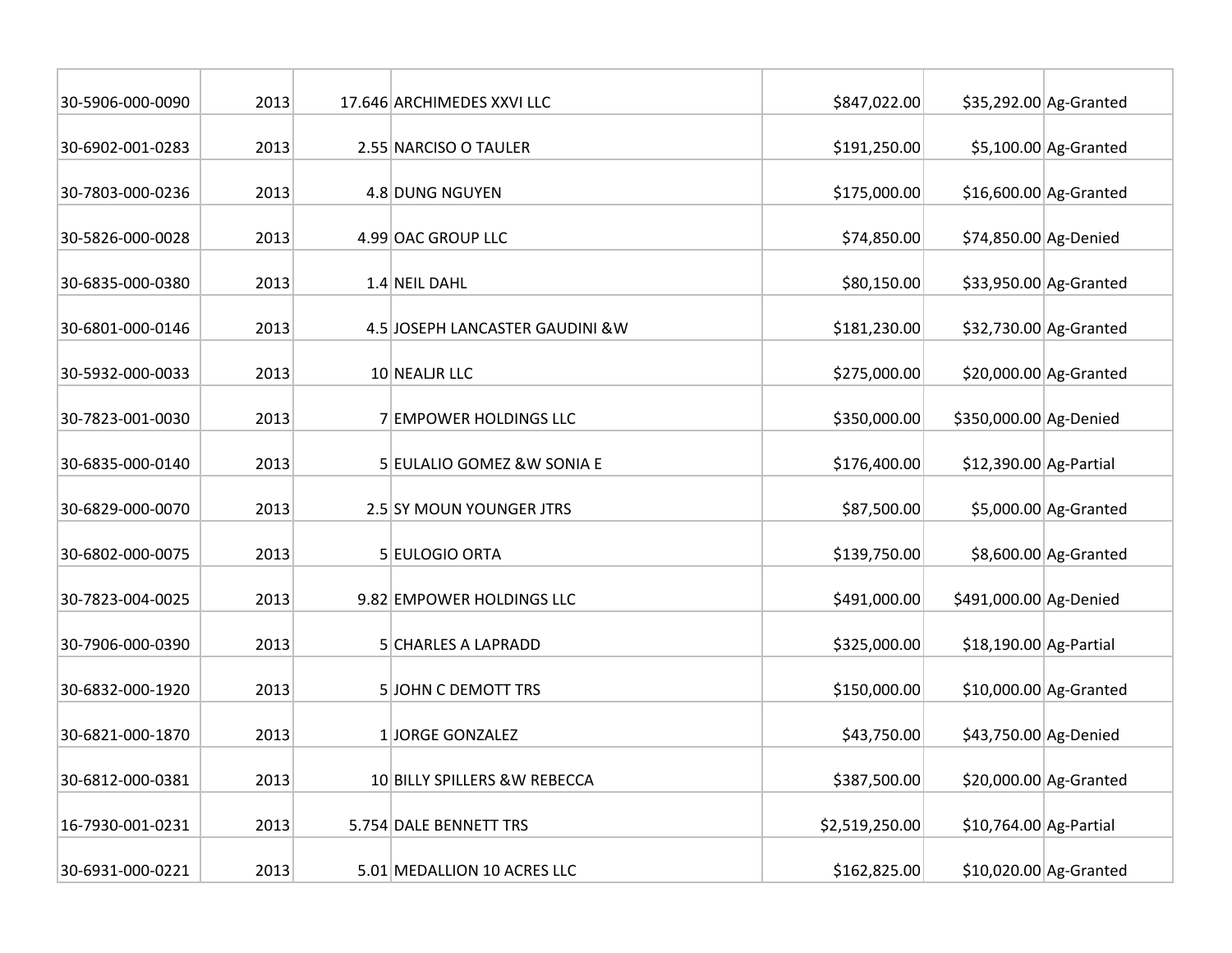| | | | | | | |
|---|---|---|---|---|---|---|
| 30-5906-000-0090 | 2013 | 17.646 | ARCHIMEDES XXVI LLC | $847,022.00 | $35,292.00 | Ag-Granted |
| 30-6902-001-0283 | 2013 | 2.55 | NARCISO O TAULER | $191,250.00 | $5,100.00 | Ag-Granted |
| 30-7803-000-0236 | 2013 | 4.8 | DUNG NGUYEN | $175,000.00 | $16,600.00 | Ag-Granted |
| 30-5826-000-0028 | 2013 | 4.99 | OAC GROUP LLC | $74,850.00 | $74,850.00 | Ag-Denied |
| 30-6835-000-0380 | 2013 | 1.4 | NEIL DAHL | $80,150.00 | $33,950.00 | Ag-Granted |
| 30-6801-000-0146 | 2013 | 4.5 | JOSEPH LANCASTER GAUDINI &W | $181,230.00 | $32,730.00 | Ag-Granted |
| 30-5932-000-0033 | 2013 | 10 | NEALJR LLC | $275,000.00 | $20,000.00 | Ag-Granted |
| 30-7823-001-0030 | 2013 | 7 | EMPOWER HOLDINGS LLC | $350,000.00 | $350,000.00 | Ag-Denied |
| 30-6835-000-0140 | 2013 | 5 | EULALIO GOMEZ &W SONIA E | $176,400.00 | $12,390.00 | Ag-Partial |
| 30-6829-000-0070 | 2013 | 2.5 | SY MOUN YOUNGER JTRS | $87,500.00 | $5,000.00 | Ag-Granted |
| 30-6802-000-0075 | 2013 | 5 | EULOGIO ORTA | $139,750.00 | $8,600.00 | Ag-Granted |
| 30-7823-004-0025 | 2013 | 9.82 | EMPOWER HOLDINGS LLC | $491,000.00 | $491,000.00 | Ag-Denied |
| 30-7906-000-0390 | 2013 | 5 | CHARLES A LAPRADD | $325,000.00 | $18,190.00 | Ag-Partial |
| 30-6832-000-1920 | 2013 | 5 | JOHN C DEMOTT TRS | $150,000.00 | $10,000.00 | Ag-Granted |
| 30-6821-000-1870 | 2013 | 1 | JORGE GONZALEZ | $43,750.00 | $43,750.00 | Ag-Denied |
| 30-6812-000-0381 | 2013 | 10 | BILLY SPILLERS &W REBECCA | $387,500.00 | $20,000.00 | Ag-Granted |
| 16-7930-001-0231 | 2013 | 5.754 | DALE BENNETT TRS | $2,519,250.00 | $10,764.00 | Ag-Partial |
| 30-6931-000-0221 | 2013 | 5.01 | MEDALLION 10 ACRES LLC | $162,825.00 | $10,020.00 | Ag-Granted |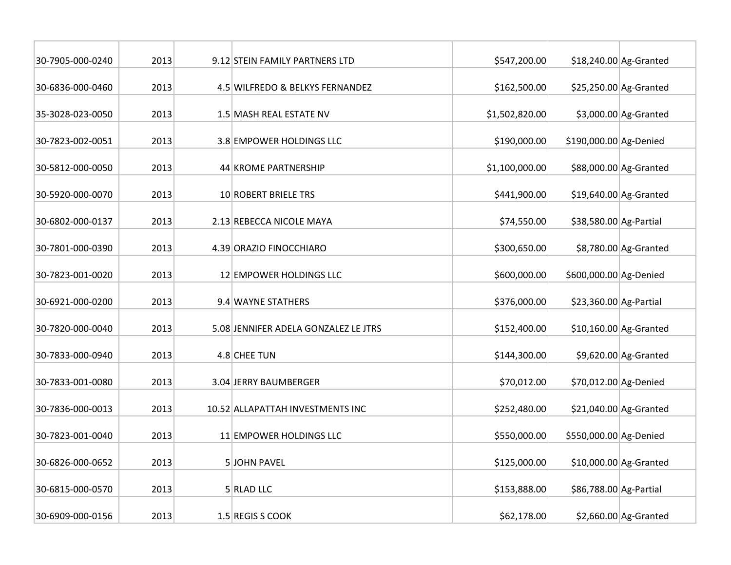| | | | | | | |
|---|---|---|---|---|---|---|
| 30-7905-000-0240 | 2013 | 9.12 | STEIN FAMILY PARTNERS LTD | $547,200.00 | $18,240.00 | Ag-Granted |
| 30-6836-000-0460 | 2013 | 4.5 | WILFREDO & BELKYS FERNANDEZ | $162,500.00 | $25,250.00 | Ag-Granted |
| 35-3028-023-0050 | 2013 | 1.5 | MASH REAL ESTATE NV | $1,502,820.00 | $3,000.00 | Ag-Granted |
| 30-7823-002-0051 | 2013 | 3.8 | EMPOWER HOLDINGS LLC | $190,000.00 | $190,000.00 | Ag-Denied |
| 30-5812-000-0050 | 2013 | 44 | KROME PARTNERSHIP | $1,100,000.00 | $88,000.00 | Ag-Granted |
| 30-5920-000-0070 | 2013 | 10 | ROBERT BRIELE TRS | $441,900.00 | $19,640.00 | Ag-Granted |
| 30-6802-000-0137 | 2013 | 2.13 | REBECCA NICOLE MAYA | $74,550.00 | $38,580.00 | Ag-Partial |
| 30-7801-000-0390 | 2013 | 4.39 | ORAZIO FINOCCHIARO | $300,650.00 | $8,780.00 | Ag-Granted |
| 30-7823-001-0020 | 2013 | 12 | EMPOWER HOLDINGS LLC | $600,000.00 | $600,000.00 | Ag-Denied |
| 30-6921-000-0200 | 2013 | 9.4 | WAYNE STATHERS | $376,000.00 | $23,360.00 | Ag-Partial |
| 30-7820-000-0040 | 2013 | 5.08 | JENNIFER ADELA GONZALEZ LE JTRS | $152,400.00 | $10,160.00 | Ag-Granted |
| 30-7833-000-0940 | 2013 | 4.8 | CHEE TUN | $144,300.00 | $9,620.00 | Ag-Granted |
| 30-7833-001-0080 | 2013 | 3.04 | JERRY BAUMBERGER | $70,012.00 | $70,012.00 | Ag-Denied |
| 30-7836-000-0013 | 2013 | 10.52 | ALLAPATTAH INVESTMENTS INC | $252,480.00 | $21,040.00 | Ag-Granted |
| 30-7823-001-0040 | 2013 | 11 | EMPOWER HOLDINGS LLC | $550,000.00 | $550,000.00 | Ag-Denied |
| 30-6826-000-0652 | 2013 | 5 | JOHN PAVEL | $125,000.00 | $10,000.00 | Ag-Granted |
| 30-6815-000-0570 | 2013 | 5 | RLAD LLC | $153,888.00 | $86,788.00 | Ag-Partial |
| 30-6909-000-0156 | 2013 | 1.5 | REGIS S COOK | $62,178.00 | $2,660.00 | Ag-Granted |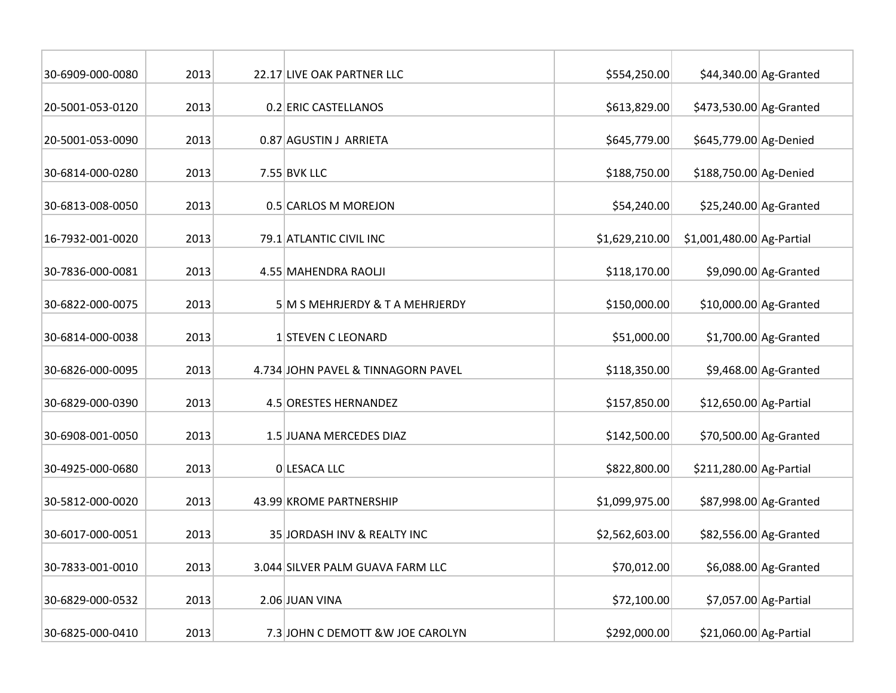| | | | | | | |
|---|---|---|---|---|---|---|
| 30-6909-000-0080 | 2013 | 22.17 | LIVE OAK PARTNER LLC | $554,250.00 | $44,340.00 | Ag-Granted |
| 20-5001-053-0120 | 2013 | 0.2 | ERIC CASTELLANOS | $613,829.00 | $473,530.00 | Ag-Granted |
| 20-5001-053-0090 | 2013 | 0.87 | AGUSTIN J ARRIETA | $645,779.00 | $645,779.00 | Ag-Denied |
| 30-6814-000-0280 | 2013 | 7.55 | BVK LLC | $188,750.00 | $188,750.00 | Ag-Denied |
| 30-6813-008-0050 | 2013 | 0.5 | CARLOS M MOREJON | $54,240.00 | $25,240.00 | Ag-Granted |
| 16-7932-001-0020 | 2013 | 79.1 | ATLANTIC CIVIL INC | $1,629,210.00 | $1,001,480.00 | Ag-Partial |
| 30-7836-000-0081 | 2013 | 4.55 | MAHENDRA RAOLJI | $118,170.00 | $9,090.00 | Ag-Granted |
| 30-6822-000-0075 | 2013 | 5 | M S MEHRJERDY & T A MEHRJERDY | $150,000.00 | $10,000.00 | Ag-Granted |
| 30-6814-000-0038 | 2013 | 1 | STEVEN C LEONARD | $51,000.00 | $1,700.00 | Ag-Granted |
| 30-6826-000-0095 | 2013 | 4.734 | JOHN PAVEL & TINNAGORN PAVEL | $118,350.00 | $9,468.00 | Ag-Granted |
| 30-6829-000-0390 | 2013 | 4.5 | ORESTES HERNANDEZ | $157,850.00 | $12,650.00 | Ag-Partial |
| 30-6908-001-0050 | 2013 | 1.5 | JUANA MERCEDES DIAZ | $142,500.00 | $70,500.00 | Ag-Granted |
| 30-4925-000-0680 | 2013 | 0 | LESACA LLC | $822,800.00 | $211,280.00 | Ag-Partial |
| 30-5812-000-0020 | 2013 | 43.99 | KROME PARTNERSHIP | $1,099,975.00 | $87,998.00 | Ag-Granted |
| 30-6017-000-0051 | 2013 | 35 | JORDASH INV & REALTY INC | $2,562,603.00 | $82,556.00 | Ag-Granted |
| 30-7833-001-0010 | 2013 | 3.044 | SILVER PALM GUAVA FARM LLC | $70,012.00 | $6,088.00 | Ag-Granted |
| 30-6829-000-0532 | 2013 | 2.06 | JUAN VINA | $72,100.00 | $7,057.00 | Ag-Partial |
| 30-6825-000-0410 | 2013 | 7.3 | JOHN C DEMOTT &W JOE CAROLYN | $292,000.00 | $21,060.00 | Ag-Partial |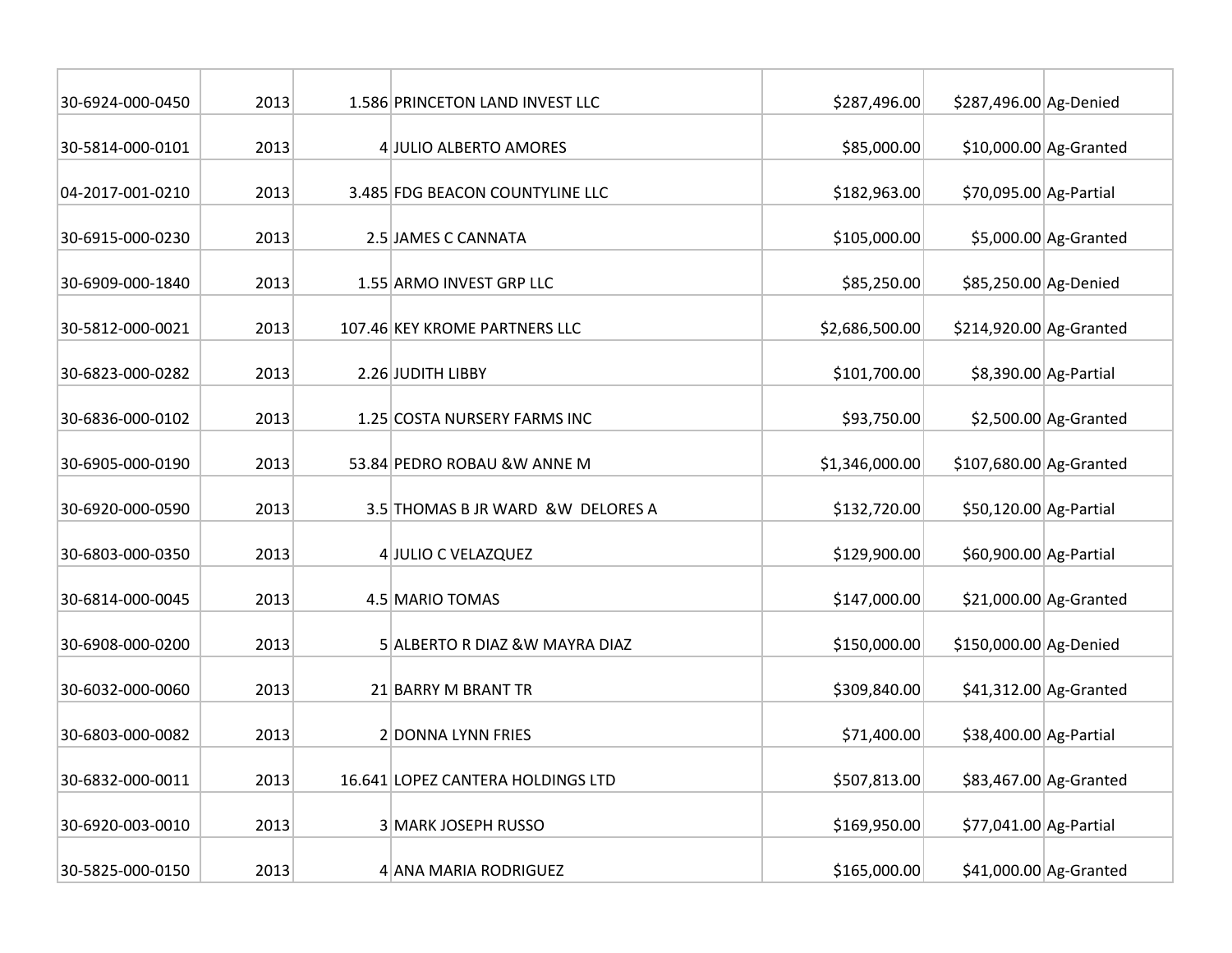| | | | | | | |
|---|---|---|---|---|---|---|
| 30-6924-000-0450 | 2013 | 1.586 | PRINCETON LAND INVEST LLC | $287,496.00 | $287,496.00 | Ag-Denied |
| 30-5814-000-0101 | 2013 | 4 | JULIO ALBERTO AMORES | $85,000.00 | $10,000.00 | Ag-Granted |
| 04-2017-001-0210 | 2013 | 3.485 | FDG BEACON COUNTYLINE LLC | $182,963.00 | $70,095.00 | Ag-Partial |
| 30-6915-000-0230 | 2013 | 2.5 | JAMES C CANNATA | $105,000.00 | $5,000.00 | Ag-Granted |
| 30-6909-000-1840 | 2013 | 1.55 | ARMO INVEST GRP LLC | $85,250.00 | $85,250.00 | Ag-Denied |
| 30-5812-000-0021 | 2013 | 107.46 | KEY KROME PARTNERS LLC | $2,686,500.00 | $214,920.00 | Ag-Granted |
| 30-6823-000-0282 | 2013 | 2.26 | JUDITH LIBBY | $101,700.00 | $8,390.00 | Ag-Partial |
| 30-6836-000-0102 | 2013 | 1.25 | COSTA NURSERY FARMS INC | $93,750.00 | $2,500.00 | Ag-Granted |
| 30-6905-000-0190 | 2013 | 53.84 | PEDRO ROBAU &W ANNE M | $1,346,000.00 | $107,680.00 | Ag-Granted |
| 30-6920-000-0590 | 2013 | 3.5 | THOMAS B JR WARD &W DELORES A | $132,720.00 | $50,120.00 | Ag-Partial |
| 30-6803-000-0350 | 2013 | 4 | JULIO C VELAZQUEZ | $129,900.00 | $60,900.00 | Ag-Partial |
| 30-6814-000-0045 | 2013 | 4.5 | MARIO TOMAS | $147,000.00 | $21,000.00 | Ag-Granted |
| 30-6908-000-0200 | 2013 | 5 | ALBERTO R DIAZ &W MAYRA DIAZ | $150,000.00 | $150,000.00 | Ag-Denied |
| 30-6032-000-0060 | 2013 | 21 | BARRY M BRANT TR | $309,840.00 | $41,312.00 | Ag-Granted |
| 30-6803-000-0082 | 2013 | 2 | DONNA LYNN FRIES | $71,400.00 | $38,400.00 | Ag-Partial |
| 30-6832-000-0011 | 2013 | 16.641 | LOPEZ CANTERA HOLDINGS LTD | $507,813.00 | $83,467.00 | Ag-Granted |
| 30-6920-003-0010 | 2013 | 3 | MARK JOSEPH RUSSO | $169,950.00 | $77,041.00 | Ag-Partial |
| 30-5825-000-0150 | 2013 | 4 | ANA MARIA RODRIGUEZ | $165,000.00 | $41,000.00 | Ag-Granted |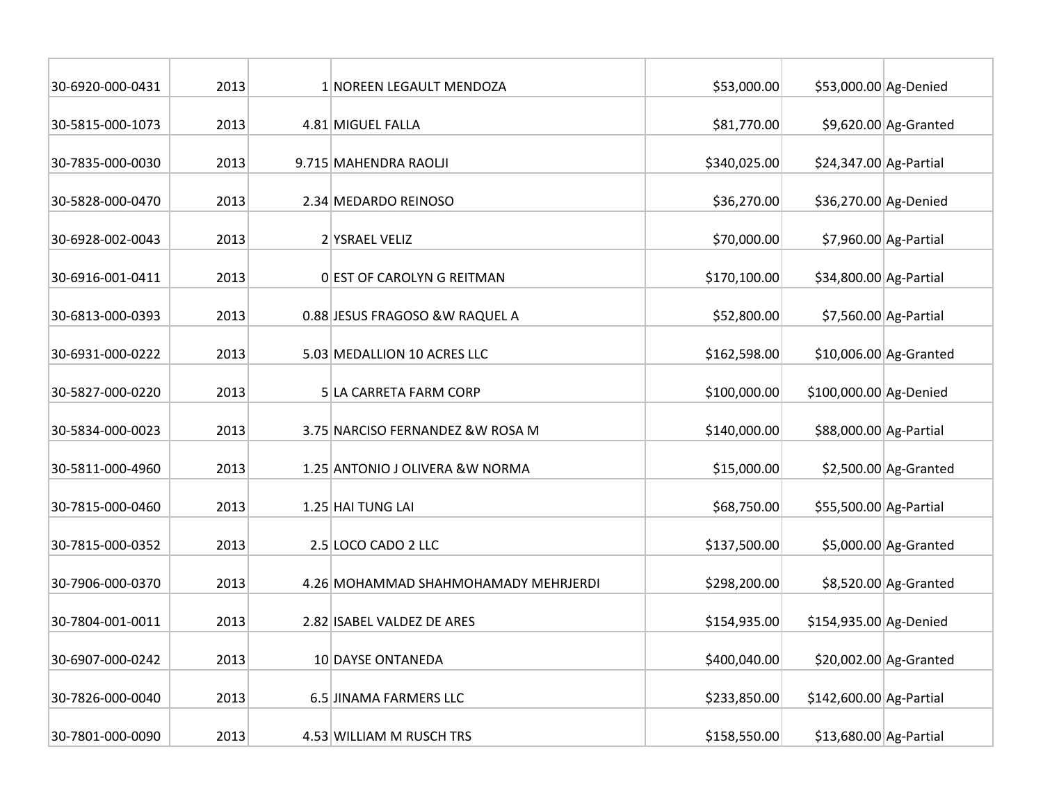| | | | | | | |
|---|---|---|---|---|---|---|
| 30-6920-000-0431 | 2013 | 1 | NOREEN LEGAULT MENDOZA | $53,000.00 | $53,000.00 | Ag-Denied |
| 30-5815-000-1073 | 2013 | 4.81 | MIGUEL FALLA | $81,770.00 | $9,620.00 | Ag-Granted |
| 30-7835-000-0030 | 2013 | 9.715 | MAHENDRA RAOLJI | $340,025.00 | $24,347.00 | Ag-Partial |
| 30-5828-000-0470 | 2013 | 2.34 | MEDARDO REINOSO | $36,270.00 | $36,270.00 | Ag-Denied |
| 30-6928-002-0043 | 2013 | 2 | YSRAEL VELIZ | $70,000.00 | $7,960.00 | Ag-Partial |
| 30-6916-001-0411 | 2013 | 0 | EST OF CAROLYN G REITMAN | $170,100.00 | $34,800.00 | Ag-Partial |
| 30-6813-000-0393 | 2013 | 0.88 | JESUS FRAGOSO &W RAQUEL A | $52,800.00 | $7,560.00 | Ag-Partial |
| 30-6931-000-0222 | 2013 | 5.03 | MEDALLION 10 ACRES LLC | $162,598.00 | $10,006.00 | Ag-Granted |
| 30-5827-000-0220 | 2013 | 5 | LA CARRETA FARM CORP | $100,000.00 | $100,000.00 | Ag-Denied |
| 30-5834-000-0023 | 2013 | 3.75 | NARCISO FERNANDEZ &W ROSA M | $140,000.00 | $88,000.00 | Ag-Partial |
| 30-5811-000-4960 | 2013 | 1.25 | ANTONIO J OLIVERA &W NORMA | $15,000.00 | $2,500.00 | Ag-Granted |
| 30-7815-000-0460 | 2013 | 1.25 | HAI TUNG LAI | $68,750.00 | $55,500.00 | Ag-Partial |
| 30-7815-000-0352 | 2013 | 2.5 | LOCO CADO 2 LLC | $137,500.00 | $5,000.00 | Ag-Granted |
| 30-7906-000-0370 | 2013 | 4.26 | MOHAMMAD SHAHMOHAMADY MEHRJERDI | $298,200.00 | $8,520.00 | Ag-Granted |
| 30-7804-001-0011 | 2013 | 2.82 | ISABEL VALDEZ DE ARES | $154,935.00 | $154,935.00 | Ag-Denied |
| 30-6907-000-0242 | 2013 | 10 | DAYSE ONTANEDA | $400,040.00 | $20,002.00 | Ag-Granted |
| 30-7826-000-0040 | 2013 | 6.5 | JINAMA FARMERS LLC | $233,850.00 | $142,600.00 | Ag-Partial |
| 30-7801-000-0090 | 2013 | 4.53 | WILLIAM M RUSCH TRS | $158,550.00 | $13,680.00 | Ag-Partial |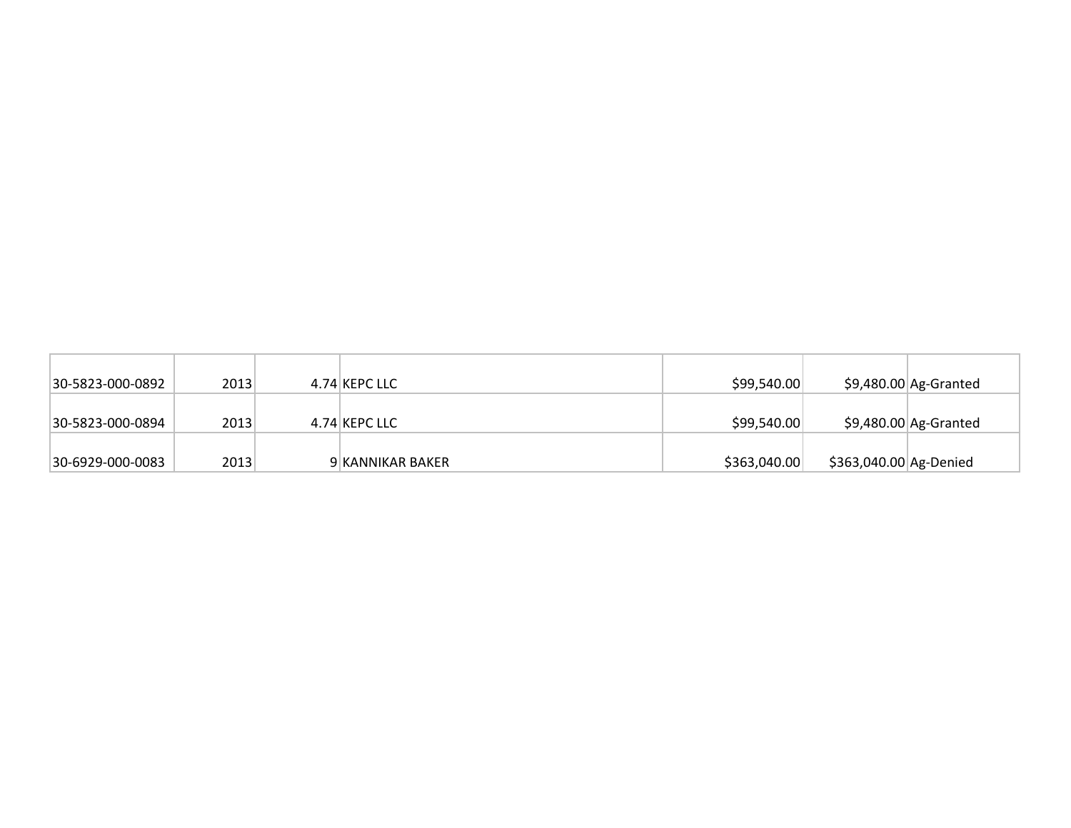| | | | | | | |
|---|---|---|---|---|---|---|
| 30-5823-000-0892 | 2013 | 4.74 | KEPC LLC | $99,540.00 | $9,480.00 | Ag-Granted |
| 30-5823-000-0894 | 2013 | 4.74 | KEPC LLC | $99,540.00 | $9,480.00 | Ag-Granted |
| 30-6929-000-0083 | 2013 | 9 | KANNIKAR BAKER | $363,040.00 | $363,040.00 | Ag-Denied |